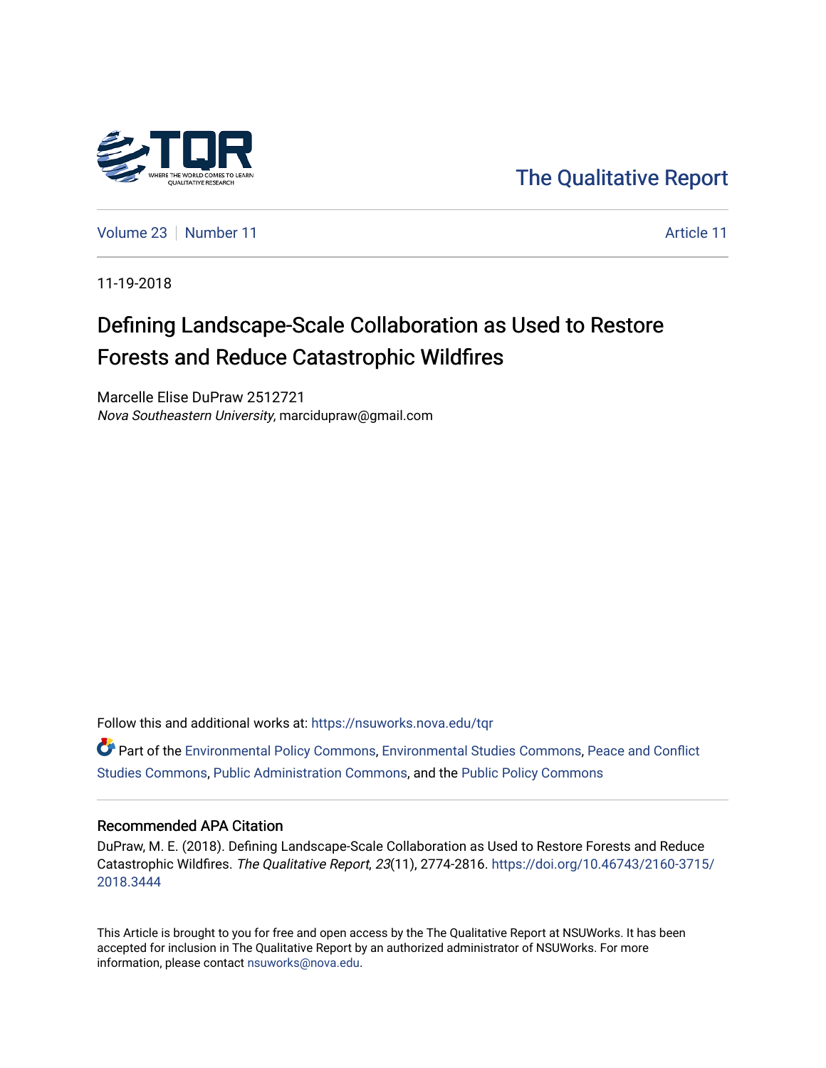The Qualitative Report

Volume 23 | Number 11 | Article 11

11-19-2018

# Defining Landscape-Scale Collaboration as Used to Restore Forests and Reduce Catastrophic Wildfires

Marcelle Elise DuPraw 2512721
*Nova Southeastern University*, marcidupraw@gmail.com

Follow this and additional works at: https://nsuworks.nova.edu/tqr

Part of the Environmental Policy Commons, Environmental Studies Commons, Peace and Conflict Studies Commons, Public Administration Commons, and the Public Policy Commons

## Recommended APA Citation

DuPraw, M. E. (2018). Defining Landscape-Scale Collaboration as Used to Restore Forests and Reduce Catastrophic Wildfires. *The Qualitative Report*, *23*(11), 2774-2816. https://doi.org/10.46743/2160-3715/2018.3444

This Article is brought to you for free and open access by the The Qualitative Report at NSUWorks. It has been accepted for inclusion in The Qualitative Report by an authorized administrator of NSUWorks. For more information, please contact nsuworks@nova.edu.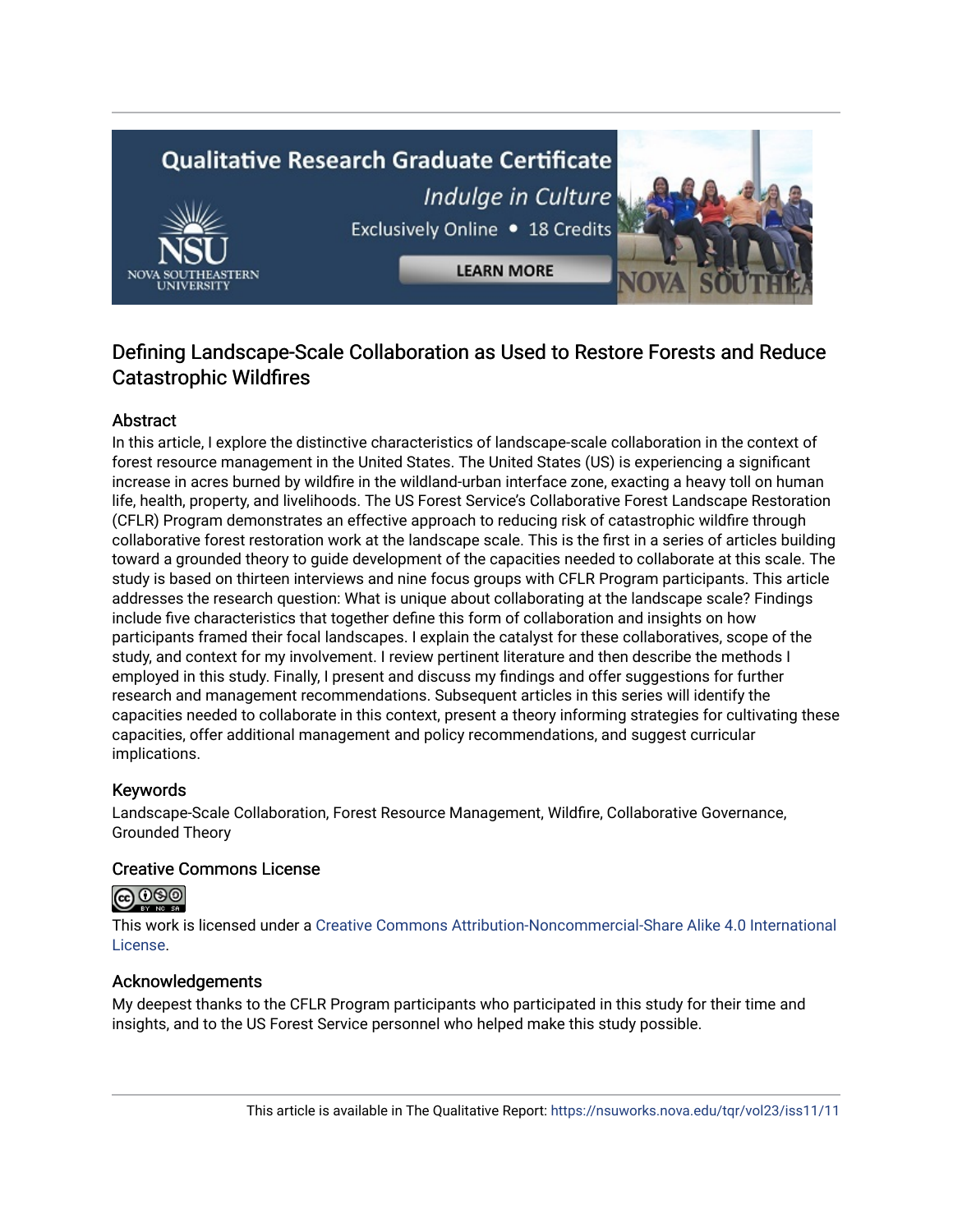## Defining Landscape-Scale Collaboration as Used to Restore Forests and Reduce Catastrophic Wildfires

### Abstract

In this article, I explore the distinctive characteristics of landscape-scale collaboration in the context of forest resource management in the United States. The United States (US) is experiencing a significant increase in acres burned by wildfire in the wildland-urban interface zone, exacting a heavy toll on human life, health, property, and livelihoods. The US Forest Service's Collaborative Forest Landscape Restoration (CFLR) Program demonstrates an effective approach to reducing risk of catastrophic wildfire through collaborative forest restoration work at the landscape scale. This is the first in a series of articles building toward a grounded theory to guide development of the capacities needed to collaborate at this scale. The study is based on thirteen interviews and nine focus groups with CFLR Program participants. This article addresses the research question: What is unique about collaborating at the landscape scale? Findings include five characteristics that together define this form of collaboration and insights on how participants framed their focal landscapes. I explain the catalyst for these collaboratives, scope of the study, and context for my involvement. I review pertinent literature and then describe the methods I employed in this study. Finally, I present and discuss my findings and offer suggestions for further research and management recommendations. Subsequent articles in this series will identify the capacities needed to collaborate in this context, present a theory informing strategies for cultivating these capacities, offer additional management and policy recommendations, and suggest curricular implications.

### Keywords

Landscape-Scale Collaboration, Forest Resource Management, Wildfire, Collaborative Governance, Grounded Theory

### Creative Commons License

This work is licensed under a Creative Commons Attribution-Noncommercial-Share Alike 4.0 International License.

### Acknowledgements

My deepest thanks to the CFLR Program participants who participated in this study for their time and insights, and to the US Forest Service personnel who helped make this study possible.

This article is available in The Qualitative Report: https://nsuworks.nova.edu/tqr/vol23/iss11/11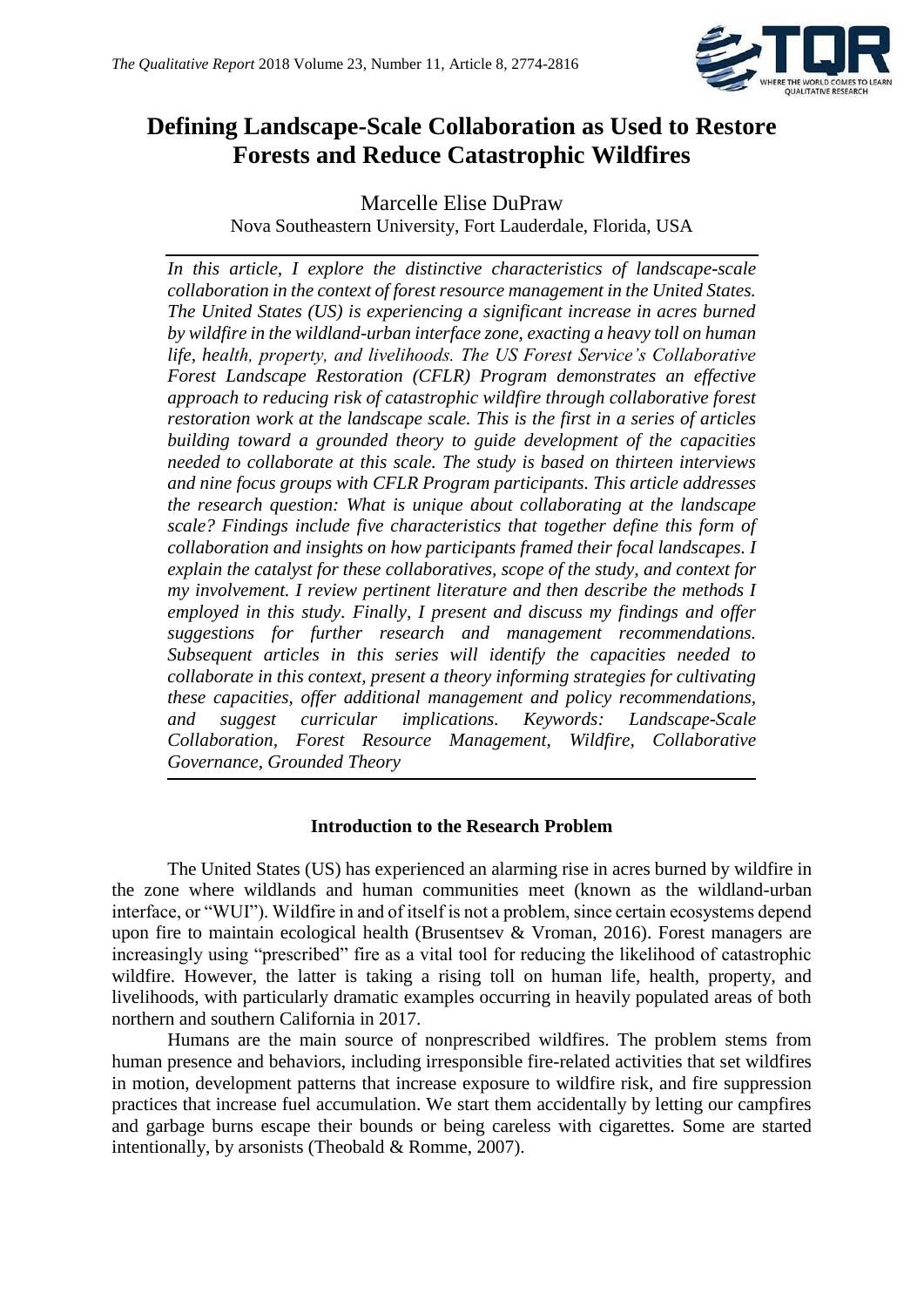# Defining Landscape-Scale Collaboration as Used to Restore Forests and Reduce Catastrophic Wildfires

Marcelle Elise DuPraw

Nova Southeastern University, Fort Lauderdale, Florida, USA

*In this article, I explore the distinctive characteristics of landscape-scale collaboration in the context of forest resource management in the United States. The United States (US) is experiencing a significant increase in acres burned by wildfire in the wildland-urban interface zone, exacting a heavy toll on human life, health, property, and livelihoods. The US Forest Service's Collaborative Forest Landscape Restoration (CFLR) Program demonstrates an effective approach to reducing risk of catastrophic wildfire through collaborative forest restoration work at the landscape scale. This is the first in a series of articles building toward a grounded theory to guide development of the capacities needed to collaborate at this scale. The study is based on thirteen interviews and nine focus groups with CFLR Program participants. This article addresses the research question: What is unique about collaborating at the landscape scale? Findings include five characteristics that together define this form of collaboration and insights on how participants framed their focal landscapes. I explain the catalyst for these collaboratives, scope of the study, and context for my involvement. I review pertinent literature and then describe the methods I employed in this study. Finally, I present and discuss my findings and offer suggestions for further research and management recommendations. Subsequent articles in this series will identify the capacities needed to collaborate in this context, present a theory informing strategies for cultivating these capacities, offer additional management and policy recommendations, and suggest curricular implications. Keywords: Landscape-Scale Collaboration, Forest Resource Management, Wildfire, Collaborative Governance, Grounded Theory*

## Introduction to the Research Problem

The United States (US) has experienced an alarming rise in acres burned by wildfire in the zone where wildlands and human communities meet (known as the wildland-urban interface, or "WUI"). Wildfire in and of itself is not a problem, since certain ecosystems depend upon fire to maintain ecological health (Brusentsev & Vroman, 2016). Forest managers are increasingly using "prescribed" fire as a vital tool for reducing the likelihood of catastrophic wildfire. However, the latter is taking a rising toll on human life, health, property, and livelihoods, with particularly dramatic examples occurring in heavily populated areas of both northern and southern California in 2017.

Humans are the main source of nonprescribed wildfires. The problem stems from human presence and behaviors, including irresponsible fire-related activities that set wildfires in motion, development patterns that increase exposure to wildfire risk, and fire suppression practices that increase fuel accumulation. We start them accidentally by letting our campfires and garbage burns escape their bounds or being careless with cigarettes. Some are started intentionally, by arsonists (Theobald & Romme, 2007).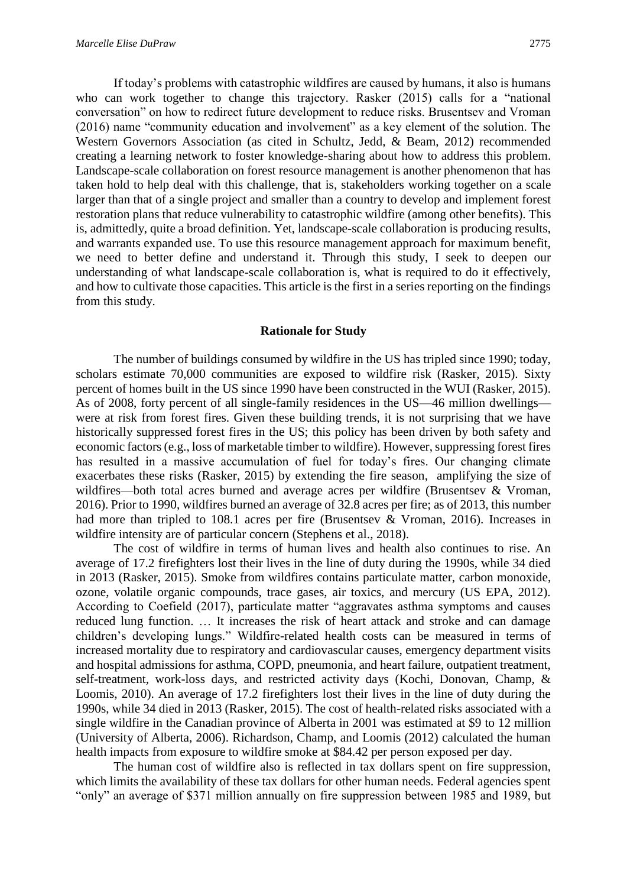If today's problems with catastrophic wildfires are caused by humans, it also is humans who can work together to change this trajectory. Rasker (2015) calls for a "national conversation" on how to redirect future development to reduce risks. Brusentsev and Vroman (2016) name "community education and involvement" as a key element of the solution. The Western Governors Association (as cited in Schultz, Jedd, & Beam, 2012) recommended creating a learning network to foster knowledge-sharing about how to address this problem. Landscape-scale collaboration on forest resource management is another phenomenon that has taken hold to help deal with this challenge, that is, stakeholders working together on a scale larger than that of a single project and smaller than a country to develop and implement forest restoration plans that reduce vulnerability to catastrophic wildfire (among other benefits). This is, admittedly, quite a broad definition. Yet, landscape-scale collaboration is producing results, and warrants expanded use. To use this resource management approach for maximum benefit, we need to better define and understand it. Through this study, I seek to deepen our understanding of what landscape-scale collaboration is, what is required to do it effectively, and how to cultivate those capacities. This article is the first in a series reporting on the findings from this study.

## Rationale for Study

The number of buildings consumed by wildfire in the US has tripled since 1990; today, scholars estimate 70,000 communities are exposed to wildfire risk (Rasker, 2015). Sixty percent of homes built in the US since 1990 have been constructed in the WUI (Rasker, 2015). As of 2008, forty percent of all single-family residences in the US—46 million dwellings—were at risk from forest fires. Given these building trends, it is not surprising that we have historically suppressed forest fires in the US; this policy has been driven by both safety and economic factors (e.g., loss of marketable timber to wildfire). However, suppressing forest fires has resulted in a massive accumulation of fuel for today's fires. Our changing climate exacerbates these risks (Rasker, 2015) by extending the fire season, amplifying the size of wildfires—both total acres burned and average acres per wildfire (Brusentsev & Vroman, 2016). Prior to 1990, wildfires burned an average of 32.8 acres per fire; as of 2013, this number had more than tripled to 108.1 acres per fire (Brusentsev & Vroman, 2016). Increases in wildfire intensity are of particular concern (Stephens et al., 2018).

The cost of wildfire in terms of human lives and health also continues to rise. An average of 17.2 firefighters lost their lives in the line of duty during the 1990s, while 34 died in 2013 (Rasker, 2015). Smoke from wildfires contains particulate matter, carbon monoxide, ozone, volatile organic compounds, trace gases, air toxics, and mercury (US EPA, 2012). According to Coefield (2017), particulate matter "aggravates asthma symptoms and causes reduced lung function. … It increases the risk of heart attack and stroke and can damage children's developing lungs." Wildfire-related health costs can be measured in terms of increased mortality due to respiratory and cardiovascular causes, emergency department visits and hospital admissions for asthma, COPD, pneumonia, and heart failure, outpatient treatment, self-treatment, work-loss days, and restricted activity days (Kochi, Donovan, Champ, & Loomis, 2010). An average of 17.2 firefighters lost their lives in the line of duty during the 1990s, while 34 died in 2013 (Rasker, 2015). The cost of health-related risks associated with a single wildfire in the Canadian province of Alberta in 2001 was estimated at $9 to 12 million (University of Alberta, 2006). Richardson, Champ, and Loomis (2012) calculated the human health impacts from exposure to wildfire smoke at $84.42 per person exposed per day.

The human cost of wildfire also is reflected in tax dollars spent on fire suppression, which limits the availability of these tax dollars for other human needs. Federal agencies spent "only" an average of $371 million annually on fire suppression between 1985 and 1989, but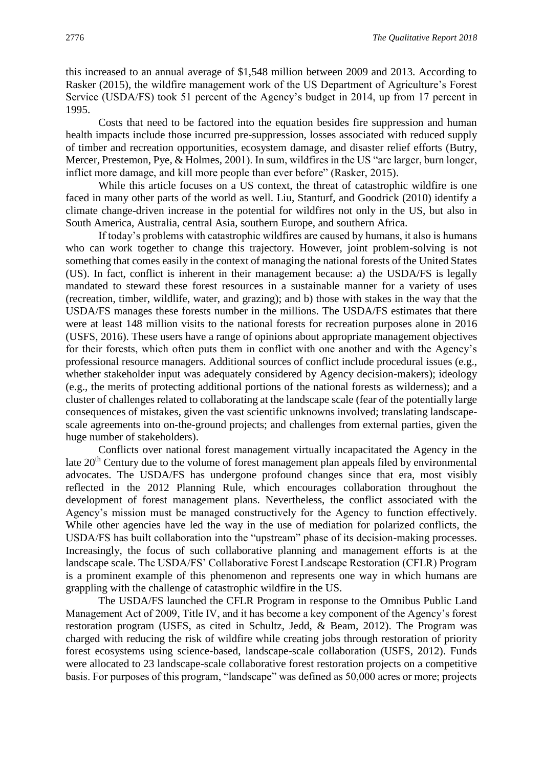this increased to an annual average of $1,548 million between 2009 and 2013. According to Rasker (2015), the wildfire management work of the US Department of Agriculture's Forest Service (USDA/FS) took 51 percent of the Agency's budget in 2014, up from 17 percent in 1995.

Costs that need to be factored into the equation besides fire suppression and human health impacts include those incurred pre-suppression, losses associated with reduced supply of timber and recreation opportunities, ecosystem damage, and disaster relief efforts (Butry, Mercer, Prestemon, Pye, & Holmes, 2001). In sum, wildfires in the US "are larger, burn longer, inflict more damage, and kill more people than ever before" (Rasker, 2015).

While this article focuses on a US context, the threat of catastrophic wildfire is one faced in many other parts of the world as well. Liu, Stanturf, and Goodrick (2010) identify a climate change-driven increase in the potential for wildfires not only in the US, but also in South America, Australia, central Asia, southern Europe, and southern Africa.

If today's problems with catastrophic wildfires are caused by humans, it also is humans who can work together to change this trajectory. However, joint problem-solving is not something that comes easily in the context of managing the national forests of the United States (US). In fact, conflict is inherent in their management because: a) the USDA/FS is legally mandated to steward these forest resources in a sustainable manner for a variety of uses (recreation, timber, wildlife, water, and grazing); and b) those with stakes in the way that the USDA/FS manages these forests number in the millions. The USDA/FS estimates that there were at least 148 million visits to the national forests for recreation purposes alone in 2016 (USFS, 2016). These users have a range of opinions about appropriate management objectives for their forests, which often puts them in conflict with one another and with the Agency's professional resource managers. Additional sources of conflict include procedural issues (e.g., whether stakeholder input was adequately considered by Agency decision-makers); ideology (e.g., the merits of protecting additional portions of the national forests as wilderness); and a cluster of challenges related to collaborating at the landscape scale (fear of the potentially large consequences of mistakes, given the vast scientific unknowns involved; translating landscape-scale agreements into on-the-ground projects; and challenges from external parties, given the huge number of stakeholders).

Conflicts over national forest management virtually incapacitated the Agency in the late 20th Century due to the volume of forest management plan appeals filed by environmental advocates. The USDA/FS has undergone profound changes since that era, most visibly reflected in the 2012 Planning Rule, which encourages collaboration throughout the development of forest management plans. Nevertheless, the conflict associated with the Agency's mission must be managed constructively for the Agency to function effectively. While other agencies have led the way in the use of mediation for polarized conflicts, the USDA/FS has built collaboration into the "upstream" phase of its decision-making processes. Increasingly, the focus of such collaborative planning and management efforts is at the landscape scale. The USDA/FS' Collaborative Forest Landscape Restoration (CFLR) Program is a prominent example of this phenomenon and represents one way in which humans are grappling with the challenge of catastrophic wildfire in the US.

The USDA/FS launched the CFLR Program in response to the Omnibus Public Land Management Act of 2009, Title IV, and it has become a key component of the Agency's forest restoration program (USFS, as cited in Schultz, Jedd, & Beam, 2012). The Program was charged with reducing the risk of wildfire while creating jobs through restoration of priority forest ecosystems using science-based, landscape-scale collaboration (USFS, 2012). Funds were allocated to 23 landscape-scale collaborative forest restoration projects on a competitive basis. For purposes of this program, "landscape" was defined as 50,000 acres or more; projects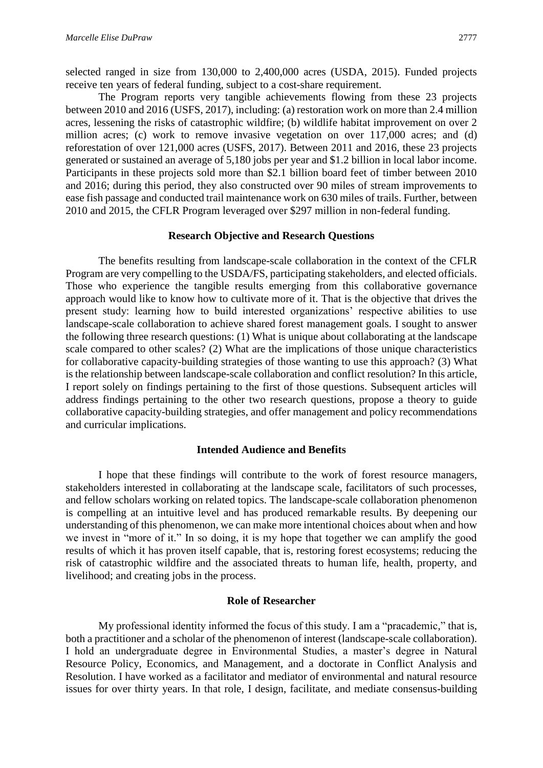selected ranged in size from 130,000 to 2,400,000 acres (USDA, 2015). Funded projects receive ten years of federal funding, subject to a cost-share requirement.

The Program reports very tangible achievements flowing from these 23 projects between 2010 and 2016 (USFS, 2017), including: (a) restoration work on more than 2.4 million acres, lessening the risks of catastrophic wildfire; (b) wildlife habitat improvement on over 2 million acres; (c) work to remove invasive vegetation on over 117,000 acres; and (d) reforestation of over 121,000 acres (USFS, 2017). Between 2011 and 2016, these 23 projects generated or sustained an average of 5,180 jobs per year and $1.2 billion in local labor income. Participants in these projects sold more than $2.1 billion board feet of timber between 2010 and 2016; during this period, they also constructed over 90 miles of stream improvements to ease fish passage and conducted trail maintenance work on 630 miles of trails. Further, between 2010 and 2015, the CFLR Program leveraged over $297 million in non-federal funding.

## Research Objective and Research Questions

The benefits resulting from landscape-scale collaboration in the context of the CFLR Program are very compelling to the USDA/FS, participating stakeholders, and elected officials. Those who experience the tangible results emerging from this collaborative governance approach would like to know how to cultivate more of it. That is the objective that drives the present study: learning how to build interested organizations' respective abilities to use landscape-scale collaboration to achieve shared forest management goals. I sought to answer the following three research questions: (1) What is unique about collaborating at the landscape scale compared to other scales? (2) What are the implications of those unique characteristics for collaborative capacity-building strategies of those wanting to use this approach? (3) What is the relationship between landscape-scale collaboration and conflict resolution? In this article, I report solely on findings pertaining to the first of those questions. Subsequent articles will address findings pertaining to the other two research questions, propose a theory to guide collaborative capacity-building strategies, and offer management and policy recommendations and curricular implications.

## Intended Audience and Benefits

I hope that these findings will contribute to the work of forest resource managers, stakeholders interested in collaborating at the landscape scale, facilitators of such processes, and fellow scholars working on related topics. The landscape-scale collaboration phenomenon is compelling at an intuitive level and has produced remarkable results. By deepening our understanding of this phenomenon, we can make more intentional choices about when and how we invest in "more of it." In so doing, it is my hope that together we can amplify the good results of which it has proven itself capable, that is, restoring forest ecosystems; reducing the risk of catastrophic wildfire and the associated threats to human life, health, property, and livelihood; and creating jobs in the process.

## Role of Researcher

My professional identity informed the focus of this study. I am a "pracademic," that is, both a practitioner and a scholar of the phenomenon of interest (landscape-scale collaboration). I hold an undergraduate degree in Environmental Studies, a master's degree in Natural Resource Policy, Economics, and Management, and a doctorate in Conflict Analysis and Resolution. I have worked as a facilitator and mediator of environmental and natural resource issues for over thirty years. In that role, I design, facilitate, and mediate consensus-building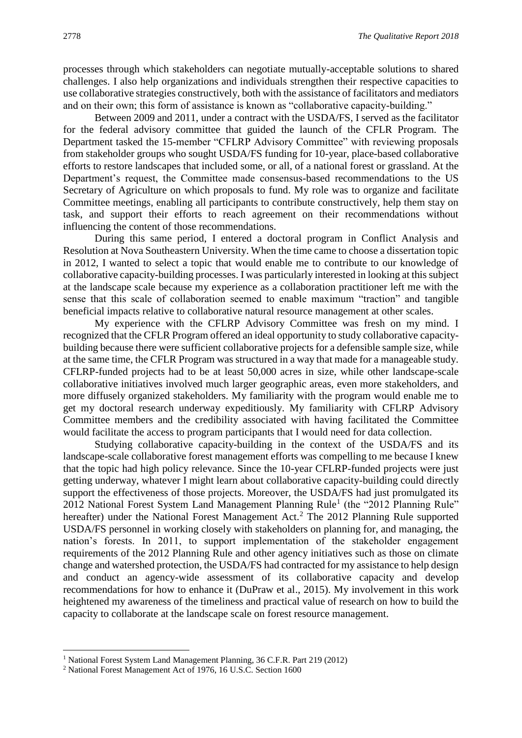processes through which stakeholders can negotiate mutually-acceptable solutions to shared challenges. I also help organizations and individuals strengthen their respective capacities to use collaborative strategies constructively, both with the assistance of facilitators and mediators and on their own; this form of assistance is known as "collaborative capacity-building."

Between 2009 and 2011, under a contract with the USDA/FS, I served as the facilitator for the federal advisory committee that guided the launch of the CFLR Program. The Department tasked the 15-member "CFLRP Advisory Committee" with reviewing proposals from stakeholder groups who sought USDA/FS funding for 10-year, place-based collaborative efforts to restore landscapes that included some, or all, of a national forest or grassland. At the Department's request, the Committee made consensus-based recommendations to the US Secretary of Agriculture on which proposals to fund. My role was to organize and facilitate Committee meetings, enabling all participants to contribute constructively, help them stay on task, and support their efforts to reach agreement on their recommendations without influencing the content of those recommendations.

During this same period, I entered a doctoral program in Conflict Analysis and Resolution at Nova Southeastern University. When the time came to choose a dissertation topic in 2012, I wanted to select a topic that would enable me to contribute to our knowledge of collaborative capacity-building processes. I was particularly interested in looking at this subject at the landscape scale because my experience as a collaboration practitioner left me with the sense that this scale of collaboration seemed to enable maximum "traction" and tangible beneficial impacts relative to collaborative natural resource management at other scales.

My experience with the CFLRP Advisory Committee was fresh on my mind. I recognized that the CFLR Program offered an ideal opportunity to study collaborative capacity-building because there were sufficient collaborative projects for a defensible sample size, while at the same time, the CFLR Program was structured in a way that made for a manageable study. CFLRP-funded projects had to be at least 50,000 acres in size, while other landscape-scale collaborative initiatives involved much larger geographic areas, even more stakeholders, and more diffusely organized stakeholders. My familiarity with the program would enable me to get my doctoral research underway expeditiously. My familiarity with CFLRP Advisory Committee members and the credibility associated with having facilitated the Committee would facilitate the access to program participants that I would need for data collection.

Studying collaborative capacity-building in the context of the USDA/FS and its landscape-scale collaborative forest management efforts was compelling to me because I knew that the topic had high policy relevance. Since the 10-year CFLRP-funded projects were just getting underway, whatever I might learn about collaborative capacity-building could directly support the effectiveness of those projects. Moreover, the USDA/FS had just promulgated its 2012 National Forest System Land Management Planning Rule[1] (the "2012 Planning Rule" hereafter) under the National Forest Management Act.[2] The 2012 Planning Rule supported USDA/FS personnel in working closely with stakeholders on planning for, and managing, the nation's forests. In 2011, to support implementation of the stakeholder engagement requirements of the 2012 Planning Rule and other agency initiatives such as those on climate change and watershed protection, the USDA/FS had contracted for my assistance to help design and conduct an agency-wide assessment of its collaborative capacity and develop recommendations for how to enhance it (DuPraw et al., 2015). My involvement in this work heightened my awareness of the timeliness and practical value of research on how to build the capacity to collaborate at the landscape scale on forest resource management.

---

[1] National Forest System Land Management Planning, 36 C.F.R. Part 219 (2012)

[2] National Forest Management Act of 1976, 16 U.S.C. Section 1600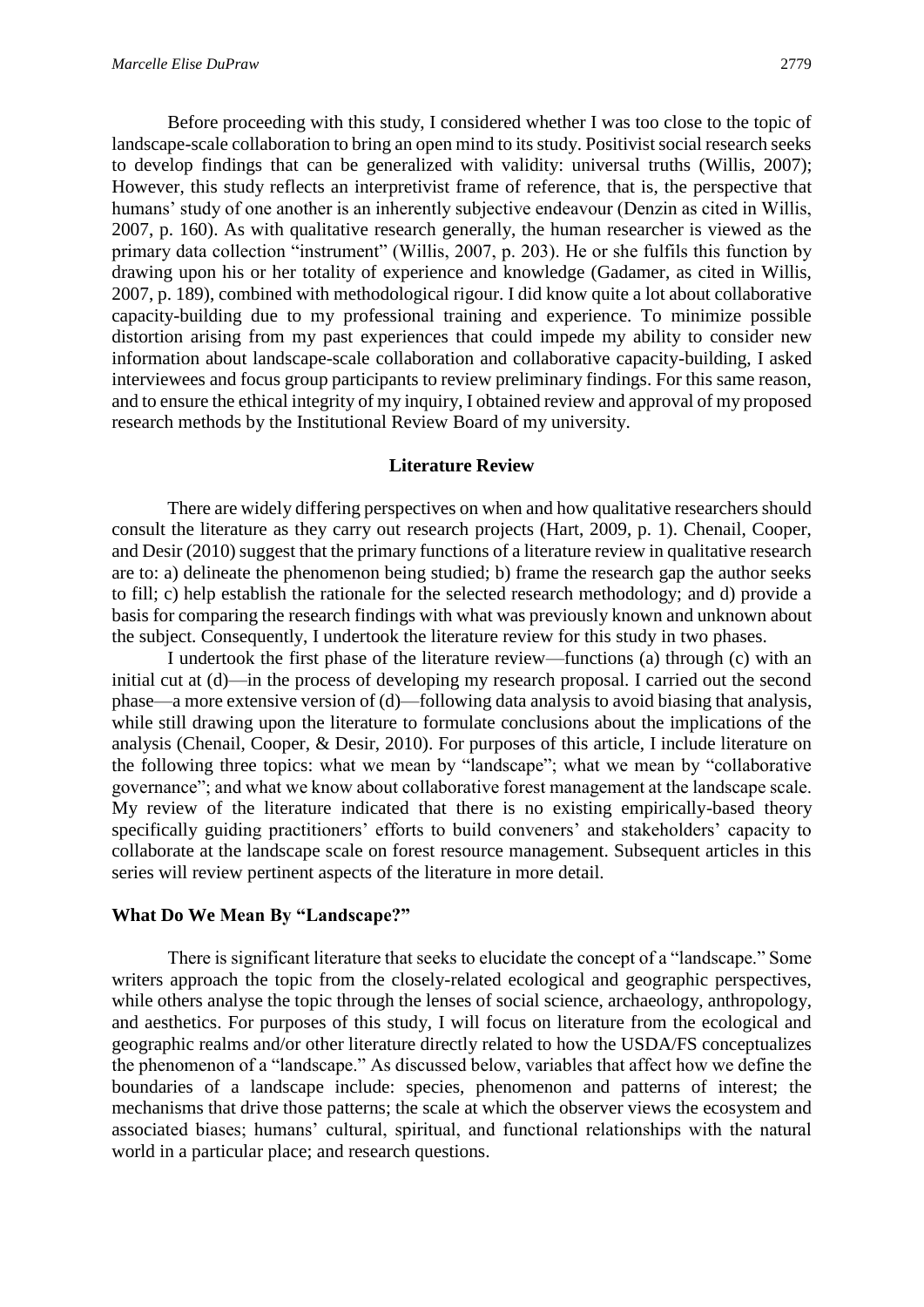Before proceeding with this study, I considered whether I was too close to the topic of landscape-scale collaboration to bring an open mind to its study. Positivist social research seeks to develop findings that can be generalized with validity: universal truths (Willis, 2007); However, this study reflects an interpretivist frame of reference, that is, the perspective that humans' study of one another is an inherently subjective endeavour (Denzin as cited in Willis, 2007, p. 160). As with qualitative research generally, the human researcher is viewed as the primary data collection "instrument" (Willis, 2007, p. 203). He or she fulfils this function by drawing upon his or her totality of experience and knowledge (Gadamer, as cited in Willis, 2007, p. 189), combined with methodological rigour. I did know quite a lot about collaborative capacity-building due to my professional training and experience. To minimize possible distortion arising from my past experiences that could impede my ability to consider new information about landscape-scale collaboration and collaborative capacity-building, I asked interviewees and focus group participants to review preliminary findings. For this same reason, and to ensure the ethical integrity of my inquiry, I obtained review and approval of my proposed research methods by the Institutional Review Board of my university.

## Literature Review

There are widely differing perspectives on when and how qualitative researchers should consult the literature as they carry out research projects (Hart, 2009, p. 1). Chenail, Cooper, and Desir (2010) suggest that the primary functions of a literature review in qualitative research are to: a) delineate the phenomenon being studied; b) frame the research gap the author seeks to fill; c) help establish the rationale for the selected research methodology; and d) provide a basis for comparing the research findings with what was previously known and unknown about the subject. Consequently, I undertook the literature review for this study in two phases.

I undertook the first phase of the literature review—functions (a) through (c) with an initial cut at (d)—in the process of developing my research proposal. I carried out the second phase—a more extensive version of (d)—following data analysis to avoid biasing that analysis, while still drawing upon the literature to formulate conclusions about the implications of the analysis (Chenail, Cooper, & Desir, 2010). For purposes of this article, I include literature on the following three topics: what we mean by "landscape"; what we mean by "collaborative governance"; and what we know about collaborative forest management at the landscape scale. My review of the literature indicated that there is no existing empirically-based theory specifically guiding practitioners' efforts to build conveners' and stakeholders' capacity to collaborate at the landscape scale on forest resource management. Subsequent articles in this series will review pertinent aspects of the literature in more detail.

### What Do We Mean By "Landscape?"

There is significant literature that seeks to elucidate the concept of a "landscape." Some writers approach the topic from the closely-related ecological and geographic perspectives, while others analyse the topic through the lenses of social science, archaeology, anthropology, and aesthetics. For purposes of this study, I will focus on literature from the ecological and geographic realms and/or other literature directly related to how the USDA/FS conceptualizes the phenomenon of a "landscape." As discussed below, variables that affect how we define the boundaries of a landscape include: species, phenomenon and patterns of interest; the mechanisms that drive those patterns; the scale at which the observer views the ecosystem and associated biases; humans' cultural, spiritual, and functional relationships with the natural world in a particular place; and research questions.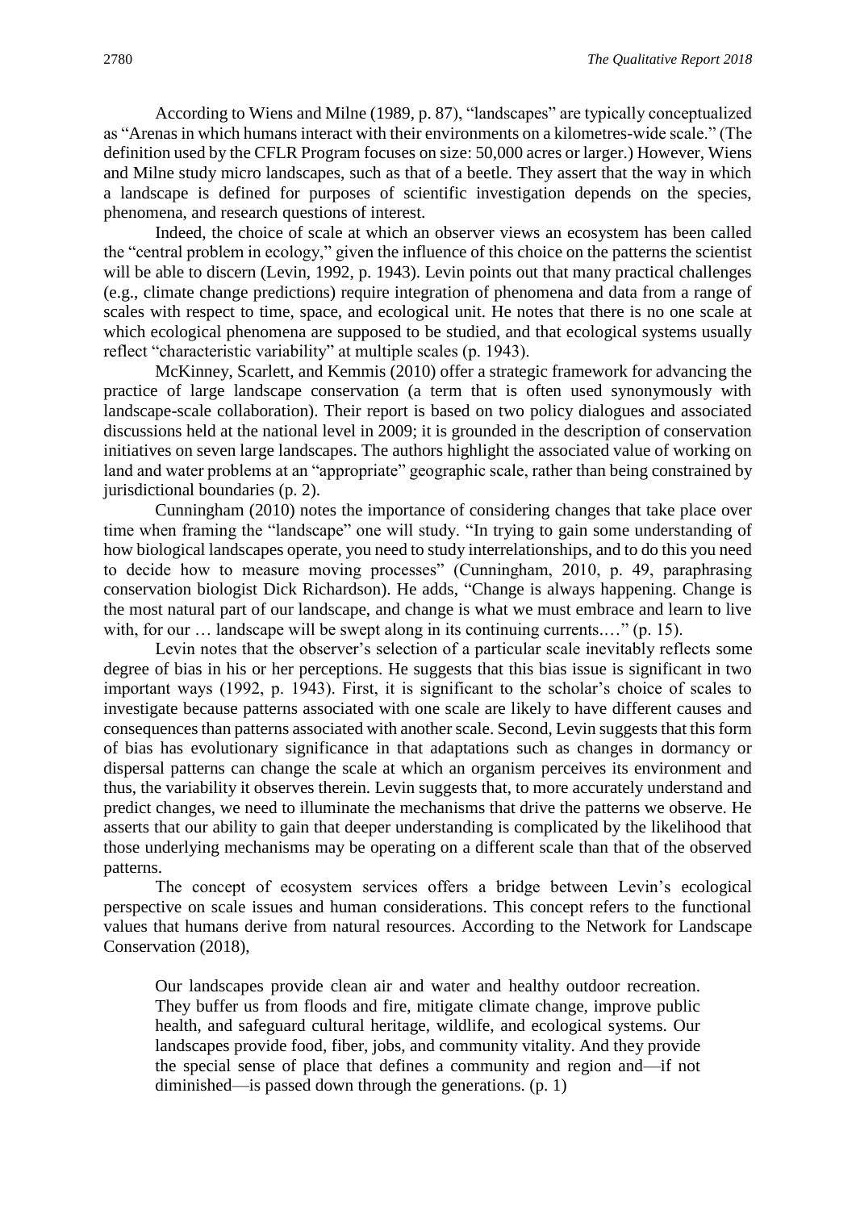According to Wiens and Milne (1989, p. 87), "landscapes" are typically conceptualized as "Arenas in which humans interact with their environments on a kilometres-wide scale." (The definition used by the CFLR Program focuses on size: 50,000 acres or larger.) However, Wiens and Milne study micro landscapes, such as that of a beetle. They assert that the way in which a landscape is defined for purposes of scientific investigation depends on the species, phenomena, and research questions of interest.

Indeed, the choice of scale at which an observer views an ecosystem has been called the "central problem in ecology," given the influence of this choice on the patterns the scientist will be able to discern (Levin, 1992, p. 1943). Levin points out that many practical challenges (e.g., climate change predictions) require integration of phenomena and data from a range of scales with respect to time, space, and ecological unit. He notes that there is no one scale at which ecological phenomena are supposed to be studied, and that ecological systems usually reflect "characteristic variability" at multiple scales (p. 1943).

McKinney, Scarlett, and Kemmis (2010) offer a strategic framework for advancing the practice of large landscape conservation (a term that is often used synonymously with landscape-scale collaboration). Their report is based on two policy dialogues and associated discussions held at the national level in 2009; it is grounded in the description of conservation initiatives on seven large landscapes. The authors highlight the associated value of working on land and water problems at an "appropriate" geographic scale, rather than being constrained by jurisdictional boundaries (p. 2).

Cunningham (2010) notes the importance of considering changes that take place over time when framing the "landscape" one will study. "In trying to gain some understanding of how biological landscapes operate, you need to study interrelationships, and to do this you need to decide how to measure moving processes" (Cunningham, 2010, p. 49, paraphrasing conservation biologist Dick Richardson). He adds, "Change is always happening. Change is the most natural part of our landscape, and change is what we must embrace and learn to live with, for our … landscape will be swept along in its continuing currents.…" (p. 15).

Levin notes that the observer's selection of a particular scale inevitably reflects some degree of bias in his or her perceptions. He suggests that this bias issue is significant in two important ways (1992, p. 1943). First, it is significant to the scholar's choice of scales to investigate because patterns associated with one scale are likely to have different causes and consequences than patterns associated with another scale. Second, Levin suggests that this form of bias has evolutionary significance in that adaptations such as changes in dormancy or dispersal patterns can change the scale at which an organism perceives its environment and thus, the variability it observes therein. Levin suggests that, to more accurately understand and predict changes, we need to illuminate the mechanisms that drive the patterns we observe. He asserts that our ability to gain that deeper understanding is complicated by the likelihood that those underlying mechanisms may be operating on a different scale than that of the observed patterns.

The concept of ecosystem services offers a bridge between Levin's ecological perspective on scale issues and human considerations. This concept refers to the functional values that humans derive from natural resources. According to the Network for Landscape Conservation (2018),

> Our landscapes provide clean air and water and healthy outdoor recreation. They buffer us from floods and fire, mitigate climate change, improve public health, and safeguard cultural heritage, wildlife, and ecological systems. Our landscapes provide food, fiber, jobs, and community vitality. And they provide the special sense of place that defines a community and region and—if not diminished—is passed down through the generations. (p. 1)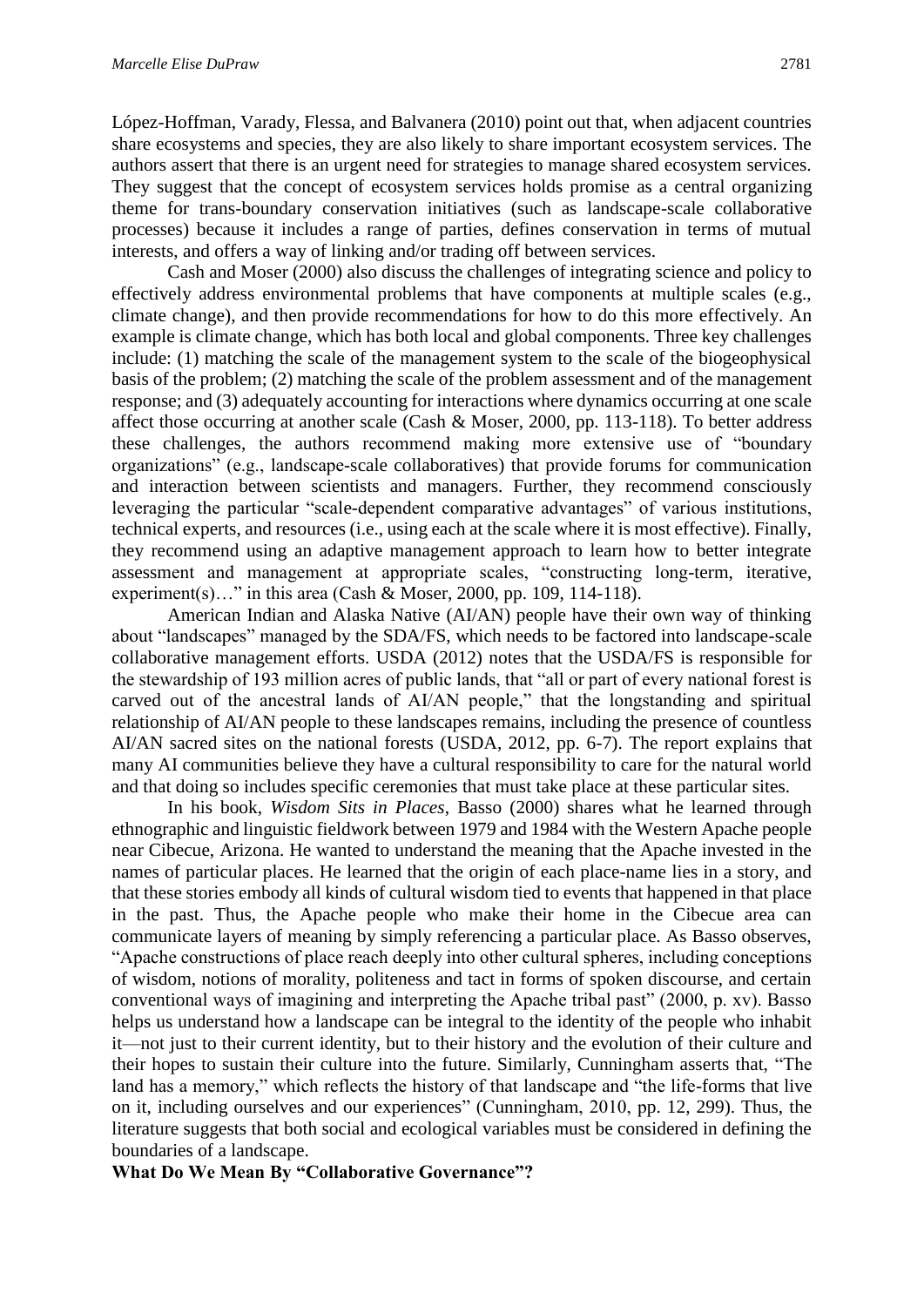López-Hoffman, Varady, Flessa, and Balvanera (2010) point out that, when adjacent countries share ecosystems and species, they are also likely to share important ecosystem services. The authors assert that there is an urgent need for strategies to manage shared ecosystem services. They suggest that the concept of ecosystem services holds promise as a central organizing theme for trans-boundary conservation initiatives (such as landscape-scale collaborative processes) because it includes a range of parties, defines conservation in terms of mutual interests, and offers a way of linking and/or trading off between services.

Cash and Moser (2000) also discuss the challenges of integrating science and policy to effectively address environmental problems that have components at multiple scales (e.g., climate change), and then provide recommendations for how to do this more effectively. An example is climate change, which has both local and global components. Three key challenges include: (1) matching the scale of the management system to the scale of the biogeophysical basis of the problem; (2) matching the scale of the problem assessment and of the management response; and (3) adequately accounting for interactions where dynamics occurring at one scale affect those occurring at another scale (Cash & Moser, 2000, pp. 113-118). To better address these challenges, the authors recommend making more extensive use of "boundary organizations" (e.g., landscape-scale collaboratives) that provide forums for communication and interaction between scientists and managers. Further, they recommend consciously leveraging the particular "scale-dependent comparative advantages" of various institutions, technical experts, and resources (i.e., using each at the scale where it is most effective). Finally, they recommend using an adaptive management approach to learn how to better integrate assessment and management at appropriate scales, "constructing long-term, iterative, experiment(s)…" in this area (Cash & Moser, 2000, pp. 109, 114-118).

American Indian and Alaska Native (AI/AN) people have their own way of thinking about "landscapes" managed by the SDA/FS, which needs to be factored into landscape-scale collaborative management efforts. USDA (2012) notes that the USDA/FS is responsible for the stewardship of 193 million acres of public lands, that "all or part of every national forest is carved out of the ancestral lands of AI/AN people," that the longstanding and spiritual relationship of AI/AN people to these landscapes remains, including the presence of countless AI/AN sacred sites on the national forests (USDA, 2012, pp. 6-7). The report explains that many AI communities believe they have a cultural responsibility to care for the natural world and that doing so includes specific ceremonies that must take place at these particular sites.

In his book, *Wisdom Sits in Places*, Basso (2000) shares what he learned through ethnographic and linguistic fieldwork between 1979 and 1984 with the Western Apache people near Cibecue, Arizona. He wanted to understand the meaning that the Apache invested in the names of particular places. He learned that the origin of each place-name lies in a story, and that these stories embody all kinds of cultural wisdom tied to events that happened in that place in the past. Thus, the Apache people who make their home in the Cibecue area can communicate layers of meaning by simply referencing a particular place. As Basso observes, "Apache constructions of place reach deeply into other cultural spheres, including conceptions of wisdom, notions of morality, politeness and tact in forms of spoken discourse, and certain conventional ways of imagining and interpreting the Apache tribal past" (2000, p. xv). Basso helps us understand how a landscape can be integral to the identity of the people who inhabit it—not just to their current identity, but to their history and the evolution of their culture and their hopes to sustain their culture into the future. Similarly, Cunningham asserts that, "The land has a memory," which reflects the history of that landscape and "the life-forms that live on it, including ourselves and our experiences" (Cunningham, 2010, pp. 12, 299). Thus, the literature suggests that both social and ecological variables must be considered in defining the boundaries of a landscape.

**What Do We Mean By "Collaborative Governance"?**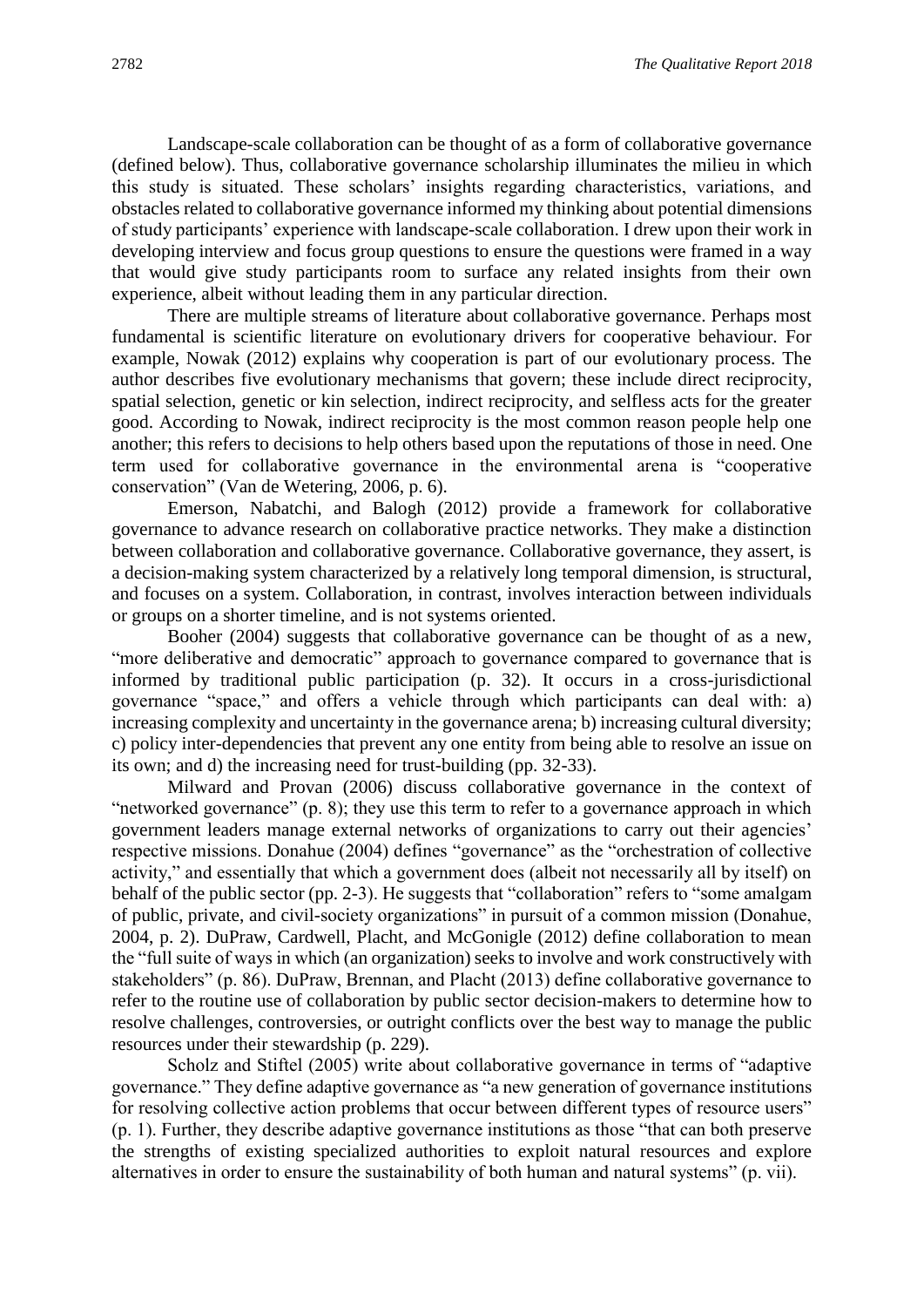Landscape-scale collaboration can be thought of as a form of collaborative governance (defined below). Thus, collaborative governance scholarship illuminates the milieu in which this study is situated. These scholars' insights regarding characteristics, variations, and obstacles related to collaborative governance informed my thinking about potential dimensions of study participants' experience with landscape-scale collaboration. I drew upon their work in developing interview and focus group questions to ensure the questions were framed in a way that would give study participants room to surface any related insights from their own experience, albeit without leading them in any particular direction.

There are multiple streams of literature about collaborative governance. Perhaps most fundamental is scientific literature on evolutionary drivers for cooperative behaviour. For example, Nowak (2012) explains why cooperation is part of our evolutionary process. The author describes five evolutionary mechanisms that govern; these include direct reciprocity, spatial selection, genetic or kin selection, indirect reciprocity, and selfless acts for the greater good. According to Nowak, indirect reciprocity is the most common reason people help one another; this refers to decisions to help others based upon the reputations of those in need. One term used for collaborative governance in the environmental arena is "cooperative conservation" (Van de Wetering, 2006, p. 6).

Emerson, Nabatchi, and Balogh (2012) provide a framework for collaborative governance to advance research on collaborative practice networks. They make a distinction between collaboration and collaborative governance. Collaborative governance, they assert, is a decision-making system characterized by a relatively long temporal dimension, is structural, and focuses on a system. Collaboration, in contrast, involves interaction between individuals or groups on a shorter timeline, and is not systems oriented.

Booher (2004) suggests that collaborative governance can be thought of as a new, "more deliberative and democratic" approach to governance compared to governance that is informed by traditional public participation (p. 32). It occurs in a cross-jurisdictional governance "space," and offers a vehicle through which participants can deal with: a) increasing complexity and uncertainty in the governance arena; b) increasing cultural diversity; c) policy inter-dependencies that prevent any one entity from being able to resolve an issue on its own; and d) the increasing need for trust-building (pp. 32-33).

Milward and Provan (2006) discuss collaborative governance in the context of "networked governance" (p. 8); they use this term to refer to a governance approach in which government leaders manage external networks of organizations to carry out their agencies' respective missions. Donahue (2004) defines "governance" as the "orchestration of collective activity," and essentially that which a government does (albeit not necessarily all by itself) on behalf of the public sector (pp. 2-3). He suggests that "collaboration" refers to "some amalgam of public, private, and civil-society organizations" in pursuit of a common mission (Donahue, 2004, p. 2). DuPraw, Cardwell, Placht, and McGonigle (2012) define collaboration to mean the "full suite of ways in which (an organization) seeks to involve and work constructively with stakeholders" (p. 86). DuPraw, Brennan, and Placht (2013) define collaborative governance to refer to the routine use of collaboration by public sector decision-makers to determine how to resolve challenges, controversies, or outright conflicts over the best way to manage the public resources under their stewardship (p. 229).

Scholz and Stiftel (2005) write about collaborative governance in terms of "adaptive governance." They define adaptive governance as "a new generation of governance institutions for resolving collective action problems that occur between different types of resource users" (p. 1). Further, they describe adaptive governance institutions as those "that can both preserve the strengths of existing specialized authorities to exploit natural resources and explore alternatives in order to ensure the sustainability of both human and natural systems" (p. vii).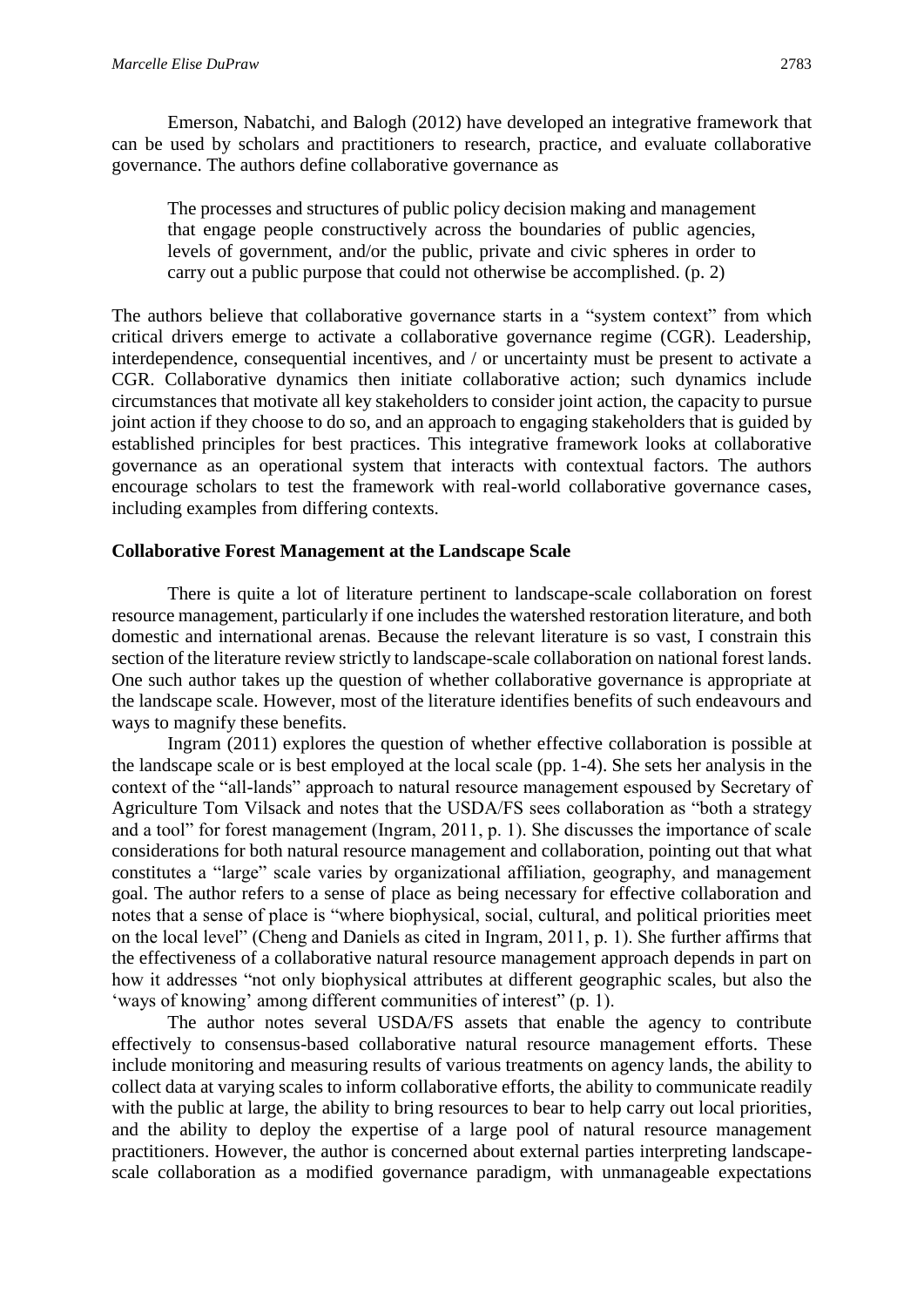Emerson, Nabatchi, and Balogh (2012) have developed an integrative framework that can be used by scholars and practitioners to research, practice, and evaluate collaborative governance. The authors define collaborative governance as

> The processes and structures of public policy decision making and management that engage people constructively across the boundaries of public agencies, levels of government, and/or the public, private and civic spheres in order to carry out a public purpose that could not otherwise be accomplished. (p. 2)

The authors believe that collaborative governance starts in a "system context" from which critical drivers emerge to activate a collaborative governance regime (CGR). Leadership, interdependence, consequential incentives, and / or uncertainty must be present to activate a CGR. Collaborative dynamics then initiate collaborative action; such dynamics include circumstances that motivate all key stakeholders to consider joint action, the capacity to pursue joint action if they choose to do so, and an approach to engaging stakeholders that is guided by established principles for best practices. This integrative framework looks at collaborative governance as an operational system that interacts with contextual factors. The authors encourage scholars to test the framework with real-world collaborative governance cases, including examples from differing contexts.

**Collaborative Forest Management at the Landscape Scale**

There is quite a lot of literature pertinent to landscape-scale collaboration on forest resource management, particularly if one includes the watershed restoration literature, and both domestic and international arenas. Because the relevant literature is so vast, I constrain this section of the literature review strictly to landscape-scale collaboration on national forest lands. One such author takes up the question of whether collaborative governance is appropriate at the landscape scale. However, most of the literature identifies benefits of such endeavours and ways to magnify these benefits.

Ingram (2011) explores the question of whether effective collaboration is possible at the landscape scale or is best employed at the local scale (pp. 1-4). She sets her analysis in the context of the "all-lands" approach to natural resource management espoused by Secretary of Agriculture Tom Vilsack and notes that the USDA/FS sees collaboration as "both a strategy and a tool" for forest management (Ingram, 2011, p. 1). She discusses the importance of scale considerations for both natural resource management and collaboration, pointing out that what constitutes a "large" scale varies by organizational affiliation, geography, and management goal. The author refers to a sense of place as being necessary for effective collaboration and notes that a sense of place is "where biophysical, social, cultural, and political priorities meet on the local level" (Cheng and Daniels as cited in Ingram, 2011, p. 1). She further affirms that the effectiveness of a collaborative natural resource management approach depends in part on how it addresses "not only biophysical attributes at different geographic scales, but also the 'ways of knowing' among different communities of interest" (p. 1).

The author notes several USDA/FS assets that enable the agency to contribute effectively to consensus-based collaborative natural resource management efforts. These include monitoring and measuring results of various treatments on agency lands, the ability to collect data at varying scales to inform collaborative efforts, the ability to communicate readily with the public at large, the ability to bring resources to bear to help carry out local priorities, and the ability to deploy the expertise of a large pool of natural resource management practitioners. However, the author is concerned about external parties interpreting landscape-scale collaboration as a modified governance paradigm, with unmanageable expectations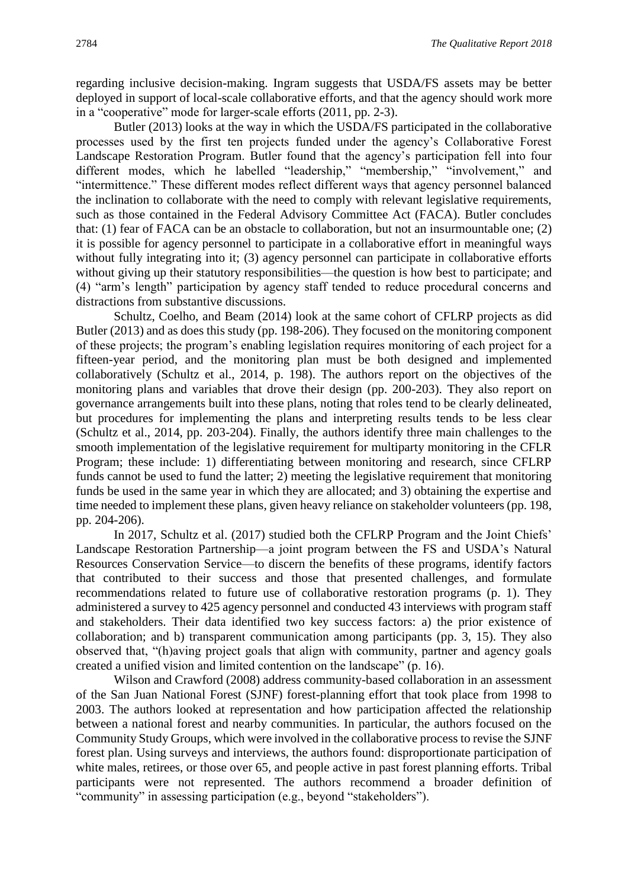regarding inclusive decision-making. Ingram suggests that USDA/FS assets may be better deployed in support of local-scale collaborative efforts, and that the agency should work more in a "cooperative" mode for larger-scale efforts (2011, pp. 2-3).

Butler (2013) looks at the way in which the USDA/FS participated in the collaborative processes used by the first ten projects funded under the agency's Collaborative Forest Landscape Restoration Program. Butler found that the agency's participation fell into four different modes, which he labelled "leadership," "membership," "involvement," and "intermittence." These different modes reflect different ways that agency personnel balanced the inclination to collaborate with the need to comply with relevant legislative requirements, such as those contained in the Federal Advisory Committee Act (FACA). Butler concludes that: (1) fear of FACA can be an obstacle to collaboration, but not an insurmountable one; (2) it is possible for agency personnel to participate in a collaborative effort in meaningful ways without fully integrating into it; (3) agency personnel can participate in collaborative efforts without giving up their statutory responsibilities—the question is how best to participate; and (4) "arm's length" participation by agency staff tended to reduce procedural concerns and distractions from substantive discussions.

Schultz, Coelho, and Beam (2014) look at the same cohort of CFLRP projects as did Butler (2013) and as does this study (pp. 198-206). They focused on the monitoring component of these projects; the program's enabling legislation requires monitoring of each project for a fifteen-year period, and the monitoring plan must be both designed and implemented collaboratively (Schultz et al., 2014, p. 198). The authors report on the objectives of the monitoring plans and variables that drove their design (pp. 200-203). They also report on governance arrangements built into these plans, noting that roles tend to be clearly delineated, but procedures for implementing the plans and interpreting results tends to be less clear (Schultz et al., 2014, pp. 203-204). Finally, the authors identify three main challenges to the smooth implementation of the legislative requirement for multiparty monitoring in the CFLR Program; these include: 1) differentiating between monitoring and research, since CFLRP funds cannot be used to fund the latter; 2) meeting the legislative requirement that monitoring funds be used in the same year in which they are allocated; and 3) obtaining the expertise and time needed to implement these plans, given heavy reliance on stakeholder volunteers (pp. 198, pp. 204-206).

In 2017, Schultz et al. (2017) studied both the CFLRP Program and the Joint Chiefs' Landscape Restoration Partnership—a joint program between the FS and USDA's Natural Resources Conservation Service—to discern the benefits of these programs, identify factors that contributed to their success and those that presented challenges, and formulate recommendations related to future use of collaborative restoration programs (p. 1). They administered a survey to 425 agency personnel and conducted 43 interviews with program staff and stakeholders. Their data identified two key success factors: a) the prior existence of collaboration; and b) transparent communication among participants (pp. 3, 15). They also observed that, "(h)aving project goals that align with community, partner and agency goals created a unified vision and limited contention on the landscape" (p. 16).

Wilson and Crawford (2008) address community-based collaboration in an assessment of the San Juan National Forest (SJNF) forest-planning effort that took place from 1998 to 2003. The authors looked at representation and how participation affected the relationship between a national forest and nearby communities. In particular, the authors focused on the Community Study Groups, which were involved in the collaborative process to revise the SJNF forest plan. Using surveys and interviews, the authors found: disproportionate participation of white males, retirees, or those over 65, and people active in past forest planning efforts. Tribal participants were not represented. The authors recommend a broader definition of "community" in assessing participation (e.g., beyond "stakeholders").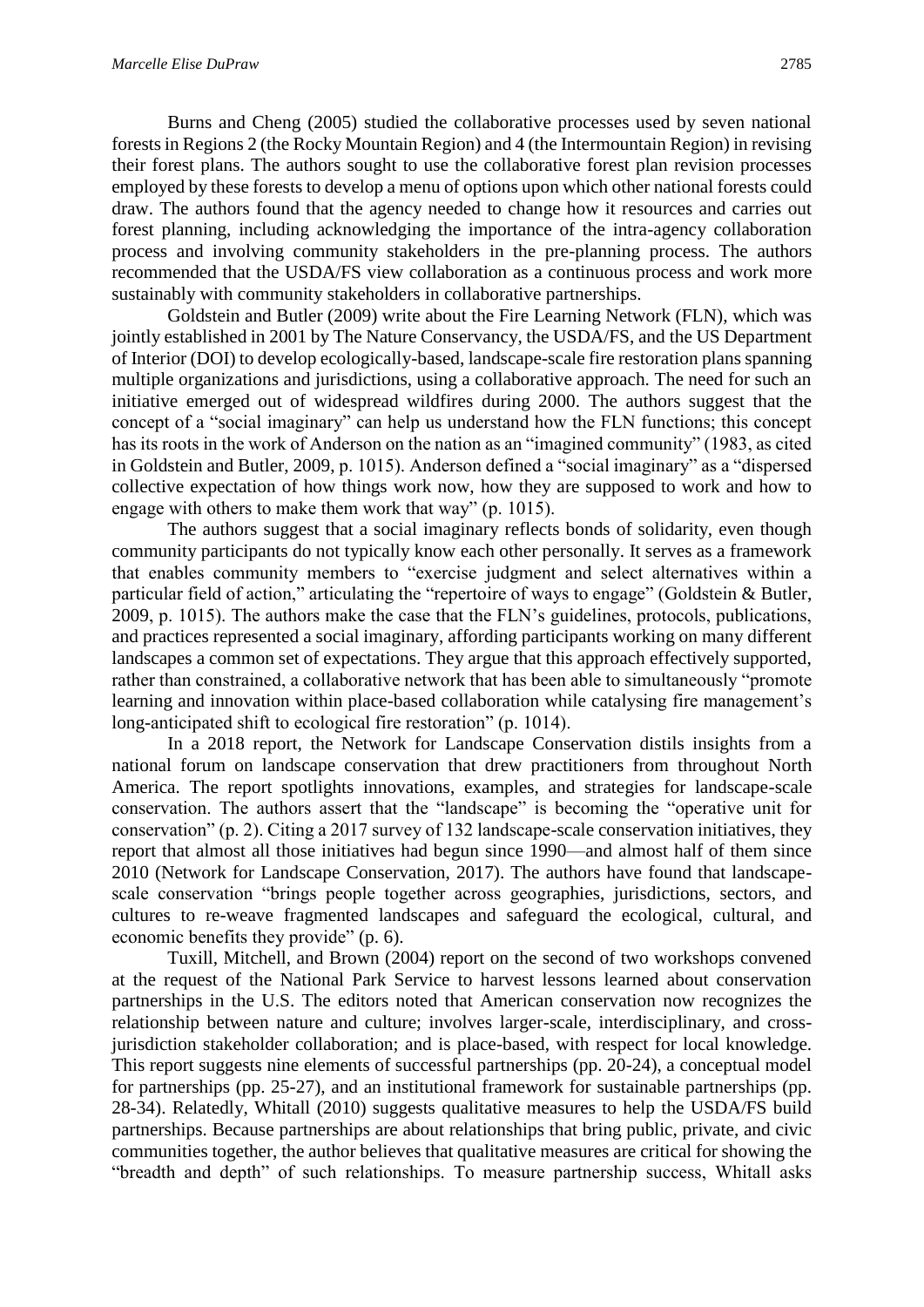Burns and Cheng (2005) studied the collaborative processes used by seven national forests in Regions 2 (the Rocky Mountain Region) and 4 (the Intermountain Region) in revising their forest plans. The authors sought to use the collaborative forest plan revision processes employed by these forests to develop a menu of options upon which other national forests could draw. The authors found that the agency needed to change how it resources and carries out forest planning, including acknowledging the importance of the intra-agency collaboration process and involving community stakeholders in the pre-planning process. The authors recommended that the USDA/FS view collaboration as a continuous process and work more sustainably with community stakeholders in collaborative partnerships.

Goldstein and Butler (2009) write about the Fire Learning Network (FLN), which was jointly established in 2001 by The Nature Conservancy, the USDA/FS, and the US Department of Interior (DOI) to develop ecologically-based, landscape-scale fire restoration plans spanning multiple organizations and jurisdictions, using a collaborative approach. The need for such an initiative emerged out of widespread wildfires during 2000. The authors suggest that the concept of a "social imaginary" can help us understand how the FLN functions; this concept has its roots in the work of Anderson on the nation as an "imagined community" (1983, as cited in Goldstein and Butler, 2009, p. 1015). Anderson defined a "social imaginary" as a "dispersed collective expectation of how things work now, how they are supposed to work and how to engage with others to make them work that way" (p. 1015).

The authors suggest that a social imaginary reflects bonds of solidarity, even though community participants do not typically know each other personally. It serves as a framework that enables community members to "exercise judgment and select alternatives within a particular field of action," articulating the "repertoire of ways to engage" (Goldstein & Butler, 2009, p. 1015). The authors make the case that the FLN's guidelines, protocols, publications, and practices represented a social imaginary, affording participants working on many different landscapes a common set of expectations. They argue that this approach effectively supported, rather than constrained, a collaborative network that has been able to simultaneously "promote learning and innovation within place-based collaboration while catalysing fire management's long-anticipated shift to ecological fire restoration" (p. 1014).

In a 2018 report, the Network for Landscape Conservation distils insights from a national forum on landscape conservation that drew practitioners from throughout North America. The report spotlights innovations, examples, and strategies for landscape-scale conservation. The authors assert that the "landscape" is becoming the "operative unit for conservation" (p. 2). Citing a 2017 survey of 132 landscape-scale conservation initiatives, they report that almost all those initiatives had begun since 1990—and almost half of them since 2010 (Network for Landscape Conservation, 2017). The authors have found that landscape-scale conservation "brings people together across geographies, jurisdictions, sectors, and cultures to re-weave fragmented landscapes and safeguard the ecological, cultural, and economic benefits they provide" (p. 6).

Tuxill, Mitchell, and Brown (2004) report on the second of two workshops convened at the request of the National Park Service to harvest lessons learned about conservation partnerships in the U.S. The editors noted that American conservation now recognizes the relationship between nature and culture; involves larger-scale, interdisciplinary, and cross-jurisdiction stakeholder collaboration; and is place-based, with respect for local knowledge. This report suggests nine elements of successful partnerships (pp. 20-24), a conceptual model for partnerships (pp. 25-27), and an institutional framework for sustainable partnerships (pp. 28-34). Relatedly, Whitall (2010) suggests qualitative measures to help the USDA/FS build partnerships. Because partnerships are about relationships that bring public, private, and civic communities together, the author believes that qualitative measures are critical for showing the "breadth and depth" of such relationships. To measure partnership success, Whitall asks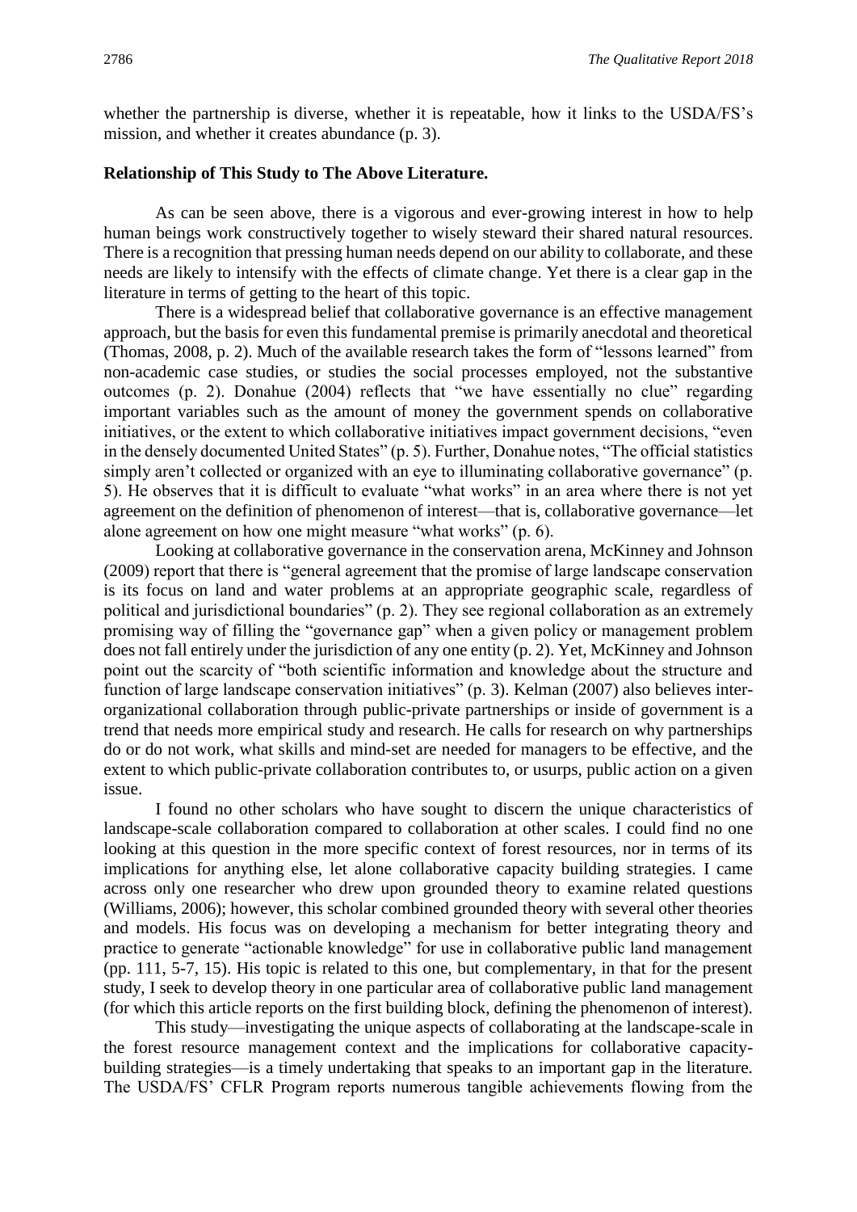whether the partnership is diverse, whether it is repeatable, how it links to the USDA/FS's mission, and whether it creates abundance (p. 3).

**Relationship of This Study to The Above Literature.**

As can be seen above, there is a vigorous and ever-growing interest in how to help human beings work constructively together to wisely steward their shared natural resources. There is a recognition that pressing human needs depend on our ability to collaborate, and these needs are likely to intensify with the effects of climate change. Yet there is a clear gap in the literature in terms of getting to the heart of this topic.

There is a widespread belief that collaborative governance is an effective management approach, but the basis for even this fundamental premise is primarily anecdotal and theoretical (Thomas, 2008, p. 2). Much of the available research takes the form of "lessons learned" from non-academic case studies, or studies the social processes employed, not the substantive outcomes (p. 2). Donahue (2004) reflects that "we have essentially no clue" regarding important variables such as the amount of money the government spends on collaborative initiatives, or the extent to which collaborative initiatives impact government decisions, "even in the densely documented United States" (p. 5). Further, Donahue notes, "The official statistics simply aren't collected or organized with an eye to illuminating collaborative governance" (p. 5). He observes that it is difficult to evaluate "what works" in an area where there is not yet agreement on the definition of phenomenon of interest—that is, collaborative governance—let alone agreement on how one might measure "what works" (p. 6).

Looking at collaborative governance in the conservation arena, McKinney and Johnson (2009) report that there is "general agreement that the promise of large landscape conservation is its focus on land and water problems at an appropriate geographic scale, regardless of political and jurisdictional boundaries" (p. 2). They see regional collaboration as an extremely promising way of filling the "governance gap" when a given policy or management problem does not fall entirely under the jurisdiction of any one entity (p. 2). Yet, McKinney and Johnson point out the scarcity of "both scientific information and knowledge about the structure and function of large landscape conservation initiatives" (p. 3). Kelman (2007) also believes inter-organizational collaboration through public-private partnerships or inside of government is a trend that needs more empirical study and research. He calls for research on why partnerships do or do not work, what skills and mind-set are needed for managers to be effective, and the extent to which public-private collaboration contributes to, or usurps, public action on a given issue.

I found no other scholars who have sought to discern the unique characteristics of landscape-scale collaboration compared to collaboration at other scales. I could find no one looking at this question in the more specific context of forest resources, nor in terms of its implications for anything else, let alone collaborative capacity building strategies. I came across only one researcher who drew upon grounded theory to examine related questions (Williams, 2006); however, this scholar combined grounded theory with several other theories and models. His focus was on developing a mechanism for better integrating theory and practice to generate "actionable knowledge" for use in collaborative public land management (pp. 111, 5-7, 15). His topic is related to this one, but complementary, in that for the present study, I seek to develop theory in one particular area of collaborative public land management (for which this article reports on the first building block, defining the phenomenon of interest).

This study—investigating the unique aspects of collaborating at the landscape-scale in the forest resource management context and the implications for collaborative capacity-building strategies—is a timely undertaking that speaks to an important gap in the literature. The USDA/FS' CFLR Program reports numerous tangible achievements flowing from the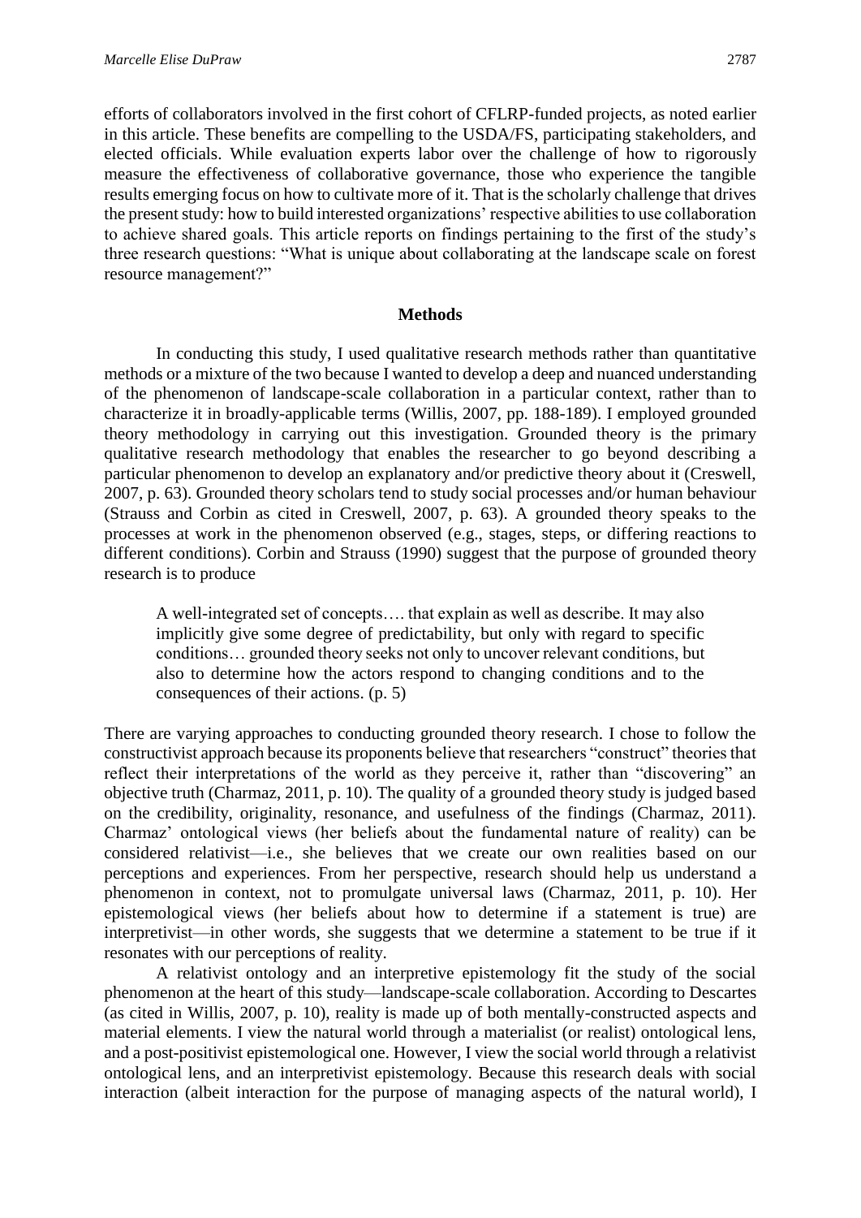efforts of collaborators involved in the first cohort of CFLRP-funded projects, as noted earlier in this article. These benefits are compelling to the USDA/FS, participating stakeholders, and elected officials. While evaluation experts labor over the challenge of how to rigorously measure the effectiveness of collaborative governance, those who experience the tangible results emerging focus on how to cultivate more of it. That is the scholarly challenge that drives the present study: how to build interested organizations' respective abilities to use collaboration to achieve shared goals. This article reports on findings pertaining to the first of the study's three research questions: "What is unique about collaborating at the landscape scale on forest resource management?"

## Methods

In conducting this study, I used qualitative research methods rather than quantitative methods or a mixture of the two because I wanted to develop a deep and nuanced understanding of the phenomenon of landscape-scale collaboration in a particular context, rather than to characterize it in broadly-applicable terms (Willis, 2007, pp. 188-189). I employed grounded theory methodology in carrying out this investigation. Grounded theory is the primary qualitative research methodology that enables the researcher to go beyond describing a particular phenomenon to develop an explanatory and/or predictive theory about it (Creswell, 2007, p. 63). Grounded theory scholars tend to study social processes and/or human behaviour (Strauss and Corbin as cited in Creswell, 2007, p. 63). A grounded theory speaks to the processes at work in the phenomenon observed (e.g., stages, steps, or differing reactions to different conditions). Corbin and Strauss (1990) suggest that the purpose of grounded theory research is to produce

> A well-integrated set of concepts…. that explain as well as describe. It may also implicitly give some degree of predictability, but only with regard to specific conditions… grounded theory seeks not only to uncover relevant conditions, but also to determine how the actors respond to changing conditions and to the consequences of their actions. (p. 5)

There are varying approaches to conducting grounded theory research. I chose to follow the constructivist approach because its proponents believe that researchers "construct" theories that reflect their interpretations of the world as they perceive it, rather than "discovering" an objective truth (Charmaz, 2011, p. 10). The quality of a grounded theory study is judged based on the credibility, originality, resonance, and usefulness of the findings (Charmaz, 2011). Charmaz' ontological views (her beliefs about the fundamental nature of reality) can be considered relativist—i.e., she believes that we create our own realities based on our perceptions and experiences. From her perspective, research should help us understand a phenomenon in context, not to promulgate universal laws (Charmaz, 2011, p. 10). Her epistemological views (her beliefs about how to determine if a statement is true) are interpretivist—in other words, she suggests that we determine a statement to be true if it resonates with our perceptions of reality.

A relativist ontology and an interpretive epistemology fit the study of the social phenomenon at the heart of this study—landscape-scale collaboration. According to Descartes (as cited in Willis, 2007, p. 10), reality is made up of both mentally-constructed aspects and material elements. I view the natural world through a materialist (or realist) ontological lens, and a post-positivist epistemological one. However, I view the social world through a relativist ontological lens, and an interpretivist epistemology. Because this research deals with social interaction (albeit interaction for the purpose of managing aspects of the natural world), I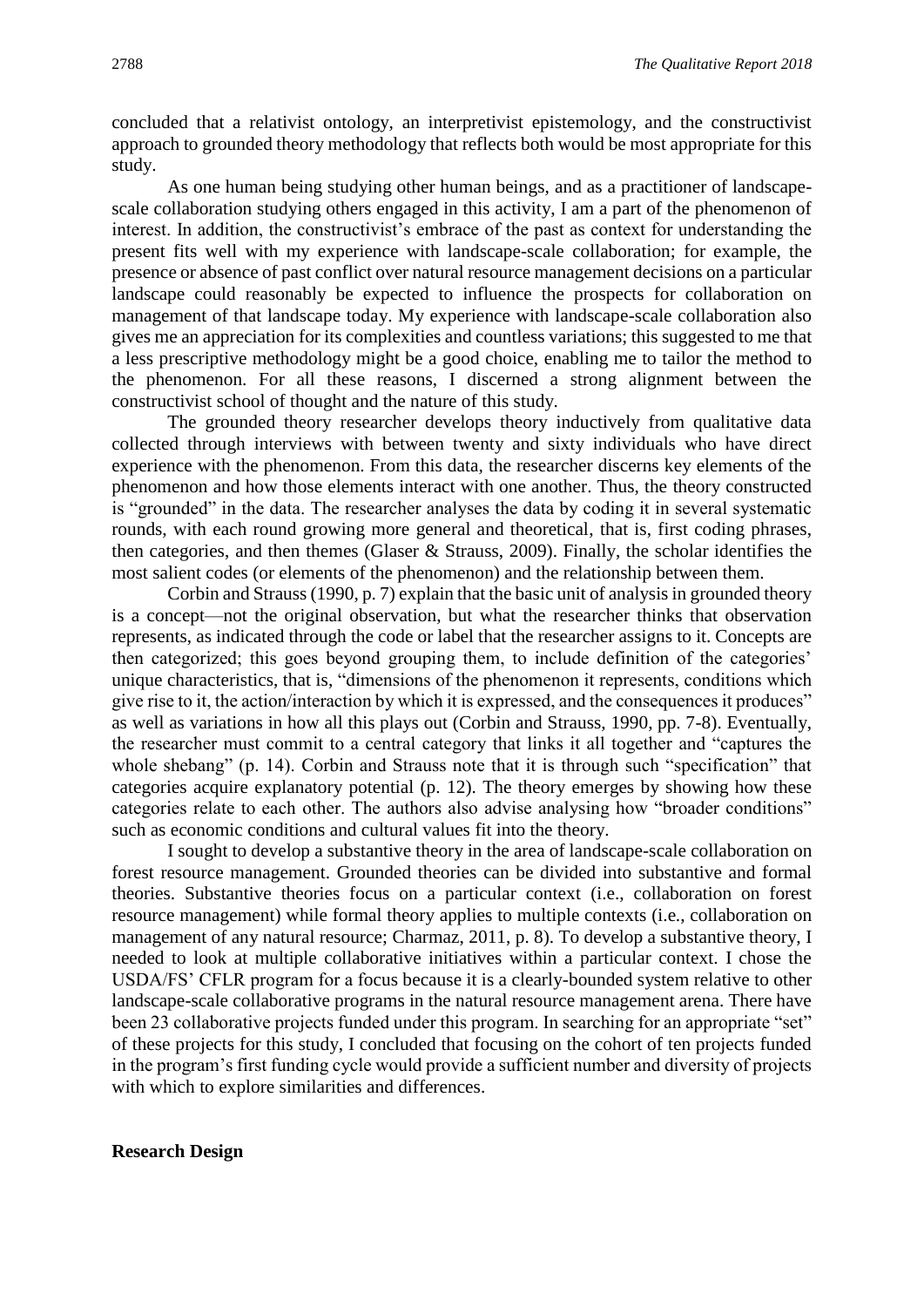concluded that a relativist ontology, an interpretivist epistemology, and the constructivist approach to grounded theory methodology that reflects both would be most appropriate for this study.

As one human being studying other human beings, and as a practitioner of landscape-scale collaboration studying others engaged in this activity, I am a part of the phenomenon of interest. In addition, the constructivist's embrace of the past as context for understanding the present fits well with my experience with landscape-scale collaboration; for example, the presence or absence of past conflict over natural resource management decisions on a particular landscape could reasonably be expected to influence the prospects for collaboration on management of that landscape today. My experience with landscape-scale collaboration also gives me an appreciation for its complexities and countless variations; this suggested to me that a less prescriptive methodology might be a good choice, enabling me to tailor the method to the phenomenon. For all these reasons, I discerned a strong alignment between the constructivist school of thought and the nature of this study.

The grounded theory researcher develops theory inductively from qualitative data collected through interviews with between twenty and sixty individuals who have direct experience with the phenomenon. From this data, the researcher discerns key elements of the phenomenon and how those elements interact with one another. Thus, the theory constructed is "grounded" in the data. The researcher analyses the data by coding it in several systematic rounds, with each round growing more general and theoretical, that is, first coding phrases, then categories, and then themes (Glaser & Strauss, 2009). Finally, the scholar identifies the most salient codes (or elements of the phenomenon) and the relationship between them.

Corbin and Strauss (1990, p. 7) explain that the basic unit of analysis in grounded theory is a concept—not the original observation, but what the researcher thinks that observation represents, as indicated through the code or label that the researcher assigns to it. Concepts are then categorized; this goes beyond grouping them, to include definition of the categories' unique characteristics, that is, "dimensions of the phenomenon it represents, conditions which give rise to it, the action/interaction by which it is expressed, and the consequences it produces" as well as variations in how all this plays out (Corbin and Strauss, 1990, pp. 7-8). Eventually, the researcher must commit to a central category that links it all together and "captures the whole shebang" (p. 14). Corbin and Strauss note that it is through such "specification" that categories acquire explanatory potential (p. 12). The theory emerges by showing how these categories relate to each other. The authors also advise analysing how "broader conditions" such as economic conditions and cultural values fit into the theory.

I sought to develop a substantive theory in the area of landscape-scale collaboration on forest resource management. Grounded theories can be divided into substantive and formal theories. Substantive theories focus on a particular context (i.e., collaboration on forest resource management) while formal theory applies to multiple contexts (i.e., collaboration on management of any natural resource; Charmaz, 2011, p. 8). To develop a substantive theory, I needed to look at multiple collaborative initiatives within a particular context. I chose the USDA/FS' CFLR program for a focus because it is a clearly-bounded system relative to other landscape-scale collaborative programs in the natural resource management arena. There have been 23 collaborative projects funded under this program. In searching for an appropriate "set" of these projects for this study, I concluded that focusing on the cohort of ten projects funded in the program's first funding cycle would provide a sufficient number and diversity of projects with which to explore similarities and differences.

**Research Design**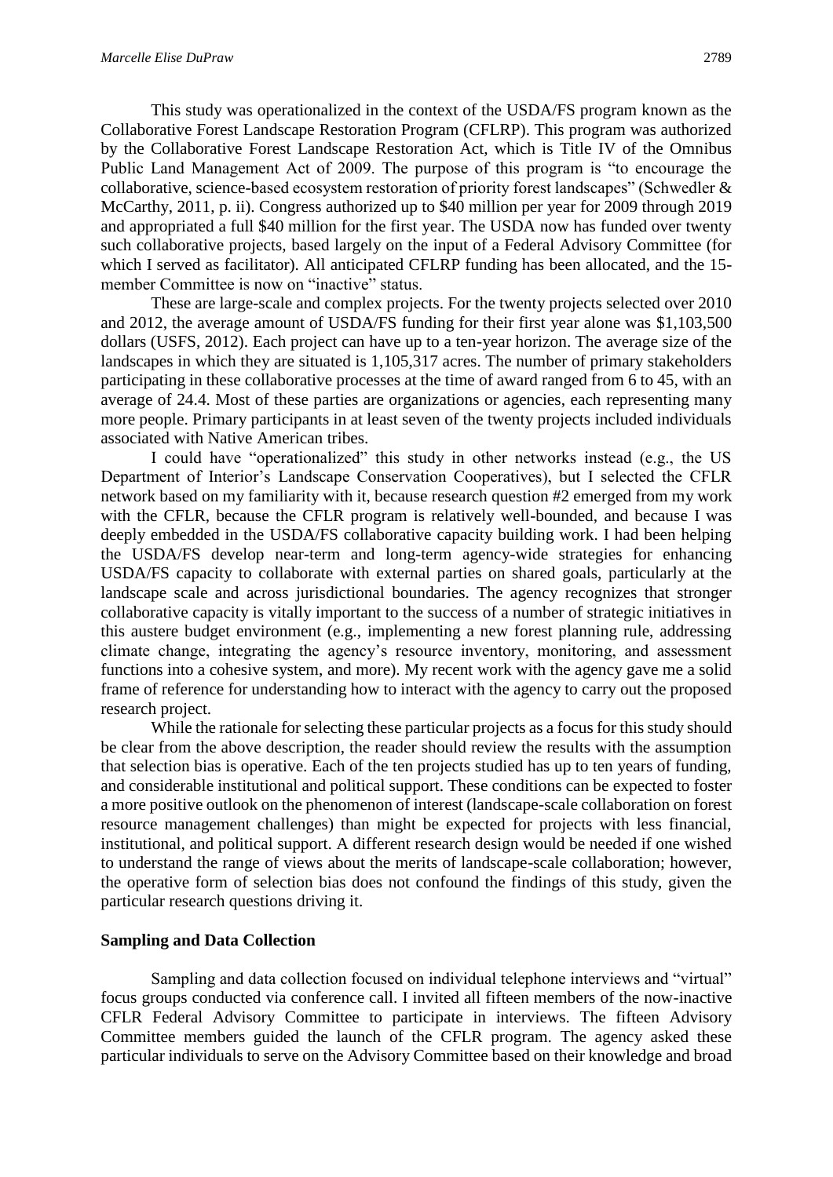This study was operationalized in the context of the USDA/FS program known as the Collaborative Forest Landscape Restoration Program (CFLRP). This program was authorized by the Collaborative Forest Landscape Restoration Act, which is Title IV of the Omnibus Public Land Management Act of 2009. The purpose of this program is "to encourage the collaborative, science-based ecosystem restoration of priority forest landscapes" (Schwedler & McCarthy, 2011, p. ii). Congress authorized up to $40 million per year for 2009 through 2019 and appropriated a full $40 million for the first year. The USDA now has funded over twenty such collaborative projects, based largely on the input of a Federal Advisory Committee (for which I served as facilitator). All anticipated CFLRP funding has been allocated, and the 15-member Committee is now on "inactive" status.

These are large-scale and complex projects. For the twenty projects selected over 2010 and 2012, the average amount of USDA/FS funding for their first year alone was $1,103,500 dollars (USFS, 2012). Each project can have up to a ten-year horizon. The average size of the landscapes in which they are situated is 1,105,317 acres. The number of primary stakeholders participating in these collaborative processes at the time of award ranged from 6 to 45, with an average of 24.4. Most of these parties are organizations or agencies, each representing many more people. Primary participants in at least seven of the twenty projects included individuals associated with Native American tribes.

I could have "operationalized" this study in other networks instead (e.g., the US Department of Interior's Landscape Conservation Cooperatives), but I selected the CFLR network based on my familiarity with it, because research question #2 emerged from my work with the CFLR, because the CFLR program is relatively well-bounded, and because I was deeply embedded in the USDA/FS collaborative capacity building work. I had been helping the USDA/FS develop near-term and long-term agency-wide strategies for enhancing USDA/FS capacity to collaborate with external parties on shared goals, particularly at the landscape scale and across jurisdictional boundaries. The agency recognizes that stronger collaborative capacity is vitally important to the success of a number of strategic initiatives in this austere budget environment (e.g., implementing a new forest planning rule, addressing climate change, integrating the agency's resource inventory, monitoring, and assessment functions into a cohesive system, and more). My recent work with the agency gave me a solid frame of reference for understanding how to interact with the agency to carry out the proposed research project.

While the rationale for selecting these particular projects as a focus for this study should be clear from the above description, the reader should review the results with the assumption that selection bias is operative. Each of the ten projects studied has up to ten years of funding, and considerable institutional and political support. These conditions can be expected to foster a more positive outlook on the phenomenon of interest (landscape-scale collaboration on forest resource management challenges) than might be expected for projects with less financial, institutional, and political support. A different research design would be needed if one wished to understand the range of views about the merits of landscape-scale collaboration; however, the operative form of selection bias does not confound the findings of this study, given the particular research questions driving it.

**Sampling and Data Collection**

Sampling and data collection focused on individual telephone interviews and "virtual" focus groups conducted via conference call. I invited all fifteen members of the now-inactive CFLR Federal Advisory Committee to participate in interviews. The fifteen Advisory Committee members guided the launch of the CFLR program. The agency asked these particular individuals to serve on the Advisory Committee based on their knowledge and broad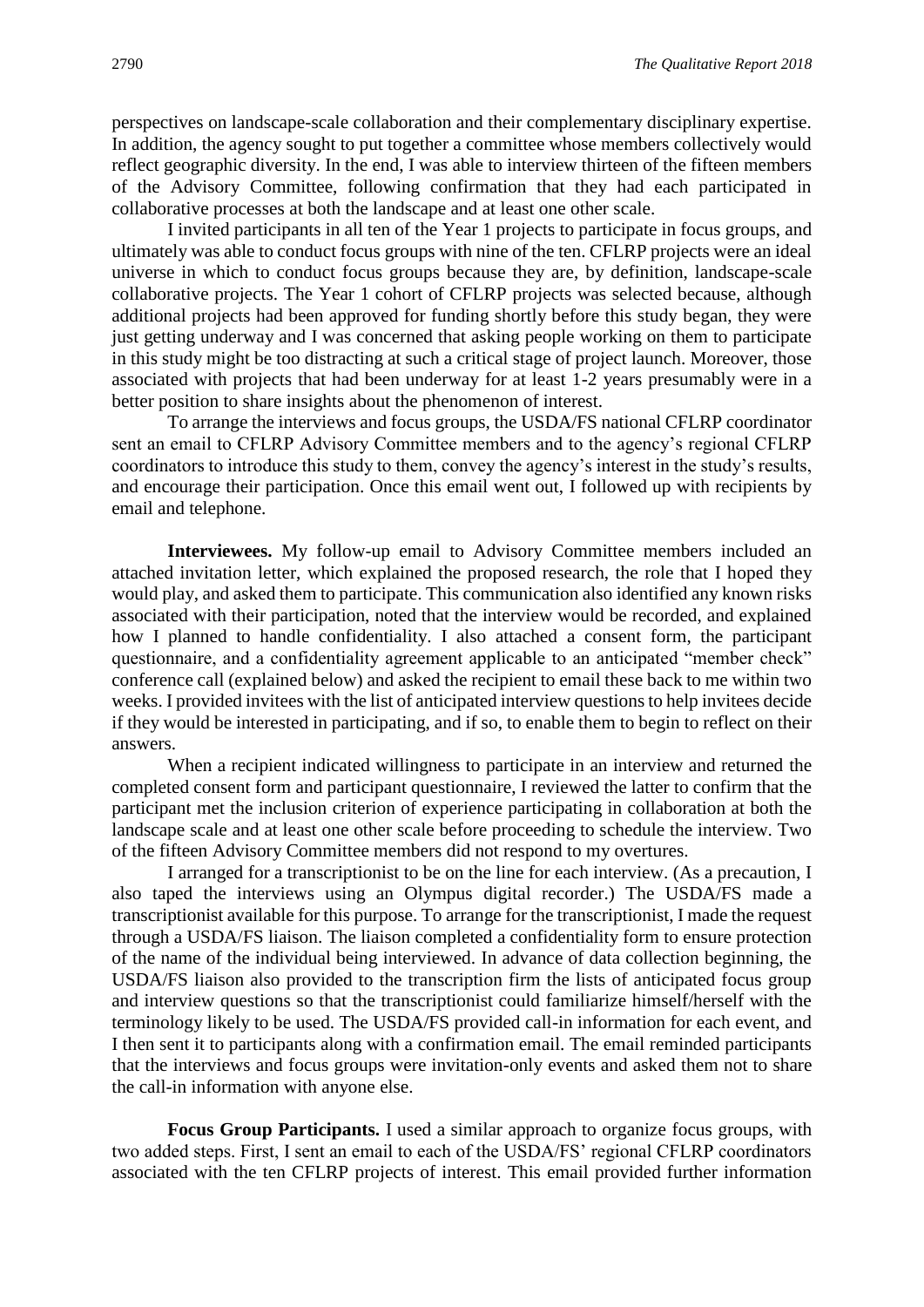perspectives on landscape-scale collaboration and their complementary disciplinary expertise. In addition, the agency sought to put together a committee whose members collectively would reflect geographic diversity. In the end, I was able to interview thirteen of the fifteen members of the Advisory Committee, following confirmation that they had each participated in collaborative processes at both the landscape and at least one other scale.

I invited participants in all ten of the Year 1 projects to participate in focus groups, and ultimately was able to conduct focus groups with nine of the ten. CFLRP projects were an ideal universe in which to conduct focus groups because they are, by definition, landscape-scale collaborative projects. The Year 1 cohort of CFLRP projects was selected because, although additional projects had been approved for funding shortly before this study began, they were just getting underway and I was concerned that asking people working on them to participate in this study might be too distracting at such a critical stage of project launch. Moreover, those associated with projects that had been underway for at least 1-2 years presumably were in a better position to share insights about the phenomenon of interest.

To arrange the interviews and focus groups, the USDA/FS national CFLRP coordinator sent an email to CFLRP Advisory Committee members and to the agency's regional CFLRP coordinators to introduce this study to them, convey the agency's interest in the study's results, and encourage their participation. Once this email went out, I followed up with recipients by email and telephone.

**Interviewees.** My follow-up email to Advisory Committee members included an attached invitation letter, which explained the proposed research, the role that I hoped they would play, and asked them to participate. This communication also identified any known risks associated with their participation, noted that the interview would be recorded, and explained how I planned to handle confidentiality. I also attached a consent form, the participant questionnaire, and a confidentiality agreement applicable to an anticipated "member check" conference call (explained below) and asked the recipient to email these back to me within two weeks. I provided invitees with the list of anticipated interview questions to help invitees decide if they would be interested in participating, and if so, to enable them to begin to reflect on their answers.

When a recipient indicated willingness to participate in an interview and returned the completed consent form and participant questionnaire, I reviewed the latter to confirm that the participant met the inclusion criterion of experience participating in collaboration at both the landscape scale and at least one other scale before proceeding to schedule the interview. Two of the fifteen Advisory Committee members did not respond to my overtures.

I arranged for a transcriptionist to be on the line for each interview. (As a precaution, I also taped the interviews using an Olympus digital recorder.) The USDA/FS made a transcriptionist available for this purpose. To arrange for the transcriptionist, I made the request through a USDA/FS liaison. The liaison completed a confidentiality form to ensure protection of the name of the individual being interviewed. In advance of data collection beginning, the USDA/FS liaison also provided to the transcription firm the lists of anticipated focus group and interview questions so that the transcriptionist could familiarize himself/herself with the terminology likely to be used. The USDA/FS provided call-in information for each event, and I then sent it to participants along with a confirmation email. The email reminded participants that the interviews and focus groups were invitation-only events and asked them not to share the call-in information with anyone else.

**Focus Group Participants.** I used a similar approach to organize focus groups, with two added steps. First, I sent an email to each of the USDA/FS' regional CFLRP coordinators associated with the ten CFLRP projects of interest. This email provided further information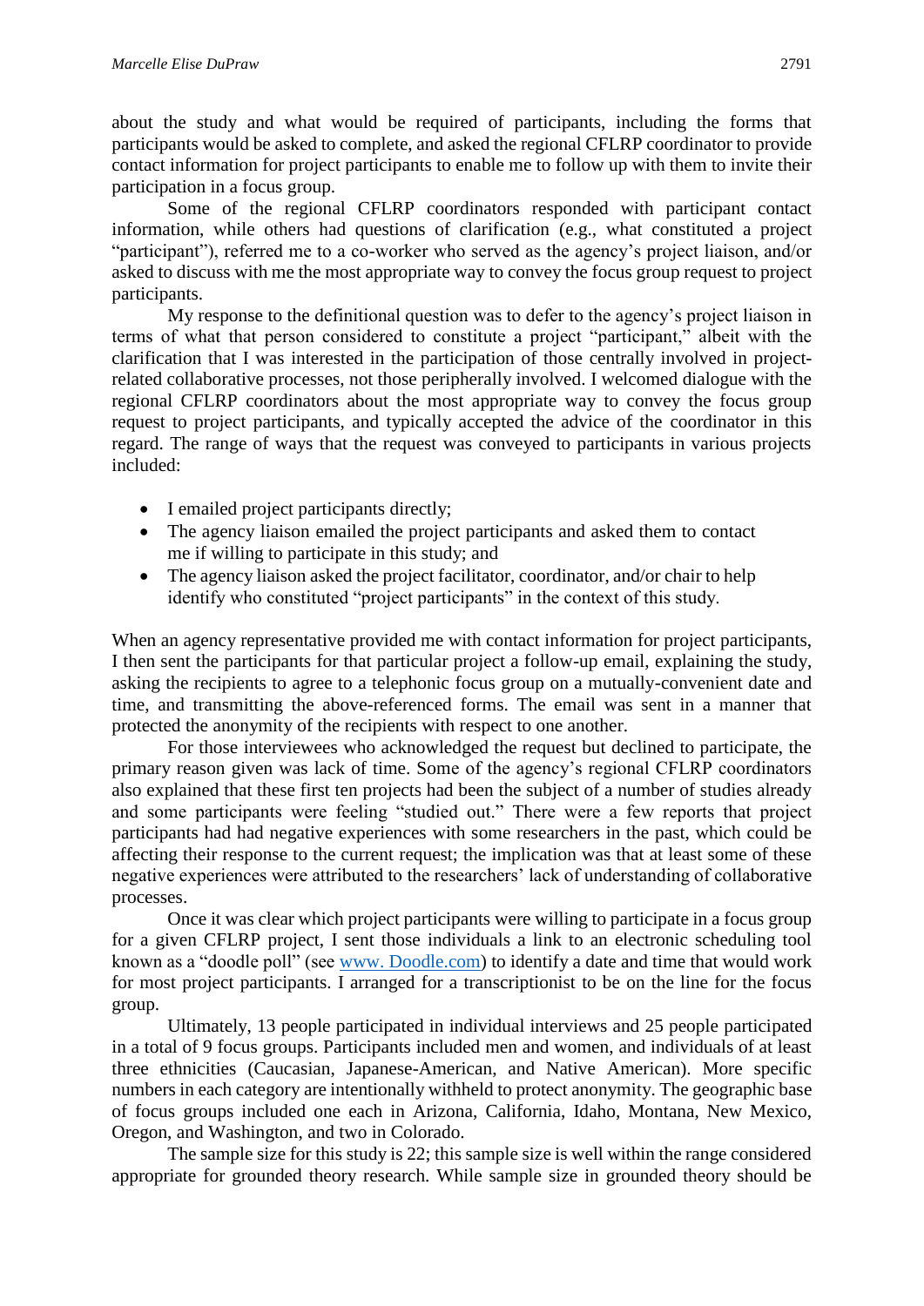about the study and what would be required of participants, including the forms that participants would be asked to complete, and asked the regional CFLRP coordinator to provide contact information for project participants to enable me to follow up with them to invite their participation in a focus group.

Some of the regional CFLRP coordinators responded with participant contact information, while others had questions of clarification (e.g., what constituted a project "participant"), referred me to a co-worker who served as the agency's project liaison, and/or asked to discuss with me the most appropriate way to convey the focus group request to project participants.

My response to the definitional question was to defer to the agency's project liaison in terms of what that person considered to constitute a project "participant," albeit with the clarification that I was interested in the participation of those centrally involved in project-related collaborative processes, not those peripherally involved. I welcomed dialogue with the regional CFLRP coordinators about the most appropriate way to convey the focus group request to project participants, and typically accepted the advice of the coordinator in this regard. The range of ways that the request was conveyed to participants in various projects included:

- I emailed project participants directly;
- The agency liaison emailed the project participants and asked them to contact me if willing to participate in this study; and
- The agency liaison asked the project facilitator, coordinator, and/or chair to help identify who constituted "project participants" in the context of this study.

When an agency representative provided me with contact information for project participants, I then sent the participants for that particular project a follow-up email, explaining the study, asking the recipients to agree to a telephonic focus group on a mutually-convenient date and time, and transmitting the above-referenced forms. The email was sent in a manner that protected the anonymity of the recipients with respect to one another.

For those interviewees who acknowledged the request but declined to participate, the primary reason given was lack of time. Some of the agency's regional CFLRP coordinators also explained that these first ten projects had been the subject of a number of studies already and some participants were feeling "studied out." There were a few reports that project participants had had negative experiences with some researchers in the past, which could be affecting their response to the current request; the implication was that at least some of these negative experiences were attributed to the researchers' lack of understanding of collaborative processes.

Once it was clear which project participants were willing to participate in a focus group for a given CFLRP project, I sent those individuals a link to an electronic scheduling tool known as a "doodle poll" (see www. Doodle.com) to identify a date and time that would work for most project participants. I arranged for a transcriptionist to be on the line for the focus group.

Ultimately, 13 people participated in individual interviews and 25 people participated in a total of 9 focus groups. Participants included men and women, and individuals of at least three ethnicities (Caucasian, Japanese-American, and Native American). More specific numbers in each category are intentionally withheld to protect anonymity. The geographic base of focus groups included one each in Arizona, California, Idaho, Montana, New Mexico, Oregon, and Washington, and two in Colorado.

The sample size for this study is 22; this sample size is well within the range considered appropriate for grounded theory research. While sample size in grounded theory should be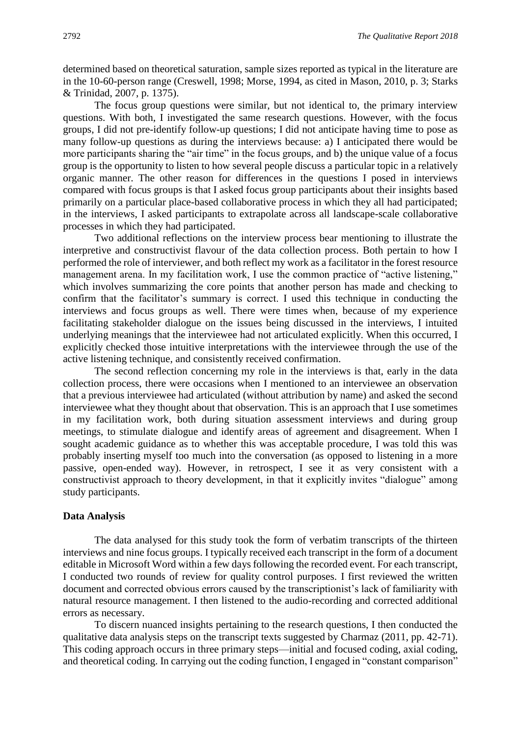determined based on theoretical saturation, sample sizes reported as typical in the literature are in the 10-60-person range (Creswell, 1998; Morse, 1994, as cited in Mason, 2010, p. 3; Starks & Trinidad, 2007, p. 1375).

The focus group questions were similar, but not identical to, the primary interview questions. With both, I investigated the same research questions. However, with the focus groups, I did not pre-identify follow-up questions; I did not anticipate having time to pose as many follow-up questions as during the interviews because: a) I anticipated there would be more participants sharing the "air time" in the focus groups, and b) the unique value of a focus group is the opportunity to listen to how several people discuss a particular topic in a relatively organic manner. The other reason for differences in the questions I posed in interviews compared with focus groups is that I asked focus group participants about their insights based primarily on a particular place-based collaborative process in which they all had participated; in the interviews, I asked participants to extrapolate across all landscape-scale collaborative processes in which they had participated.

Two additional reflections on the interview process bear mentioning to illustrate the interpretive and constructivist flavour of the data collection process. Both pertain to how I performed the role of interviewer, and both reflect my work as a facilitator in the forest resource management arena. In my facilitation work, I use the common practice of "active listening," which involves summarizing the core points that another person has made and checking to confirm that the facilitator's summary is correct. I used this technique in conducting the interviews and focus groups as well. There were times when, because of my experience facilitating stakeholder dialogue on the issues being discussed in the interviews, I intuited underlying meanings that the interviewee had not articulated explicitly. When this occurred, I explicitly checked those intuitive interpretations with the interviewee through the use of the active listening technique, and consistently received confirmation.

The second reflection concerning my role in the interviews is that, early in the data collection process, there were occasions when I mentioned to an interviewee an observation that a previous interviewee had articulated (without attribution by name) and asked the second interviewee what they thought about that observation. This is an approach that I use sometimes in my facilitation work, both during situation assessment interviews and during group meetings, to stimulate dialogue and identify areas of agreement and disagreement. When I sought academic guidance as to whether this was acceptable procedure, I was told this was probably inserting myself too much into the conversation (as opposed to listening in a more passive, open-ended way). However, in retrospect, I see it as very consistent with a constructivist approach to theory development, in that it explicitly invites "dialogue" among study participants.

### Data Analysis

The data analysed for this study took the form of verbatim transcripts of the thirteen interviews and nine focus groups. I typically received each transcript in the form of a document editable in Microsoft Word within a few days following the recorded event. For each transcript, I conducted two rounds of review for quality control purposes. I first reviewed the written document and corrected obvious errors caused by the transcriptionist's lack of familiarity with natural resource management. I then listened to the audio-recording and corrected additional errors as necessary.

To discern nuanced insights pertaining to the research questions, I then conducted the qualitative data analysis steps on the transcript texts suggested by Charmaz (2011, pp. 42-71). This coding approach occurs in three primary steps—initial and focused coding, axial coding, and theoretical coding. In carrying out the coding function, I engaged in "constant comparison"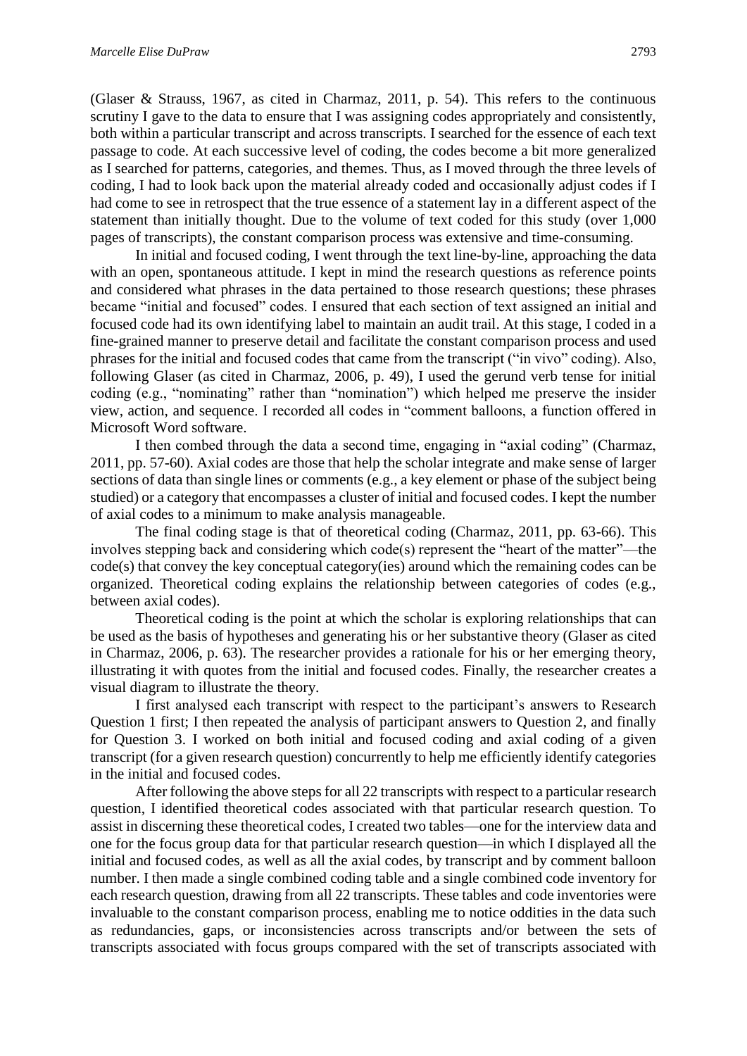(Glaser & Strauss, 1967, as cited in Charmaz, 2011, p. 54). This refers to the continuous scrutiny I gave to the data to ensure that I was assigning codes appropriately and consistently, both within a particular transcript and across transcripts. I searched for the essence of each text passage to code. At each successive level of coding, the codes become a bit more generalized as I searched for patterns, categories, and themes. Thus, as I moved through the three levels of coding, I had to look back upon the material already coded and occasionally adjust codes if I had come to see in retrospect that the true essence of a statement lay in a different aspect of the statement than initially thought. Due to the volume of text coded for this study (over 1,000 pages of transcripts), the constant comparison process was extensive and time-consuming.

In initial and focused coding, I went through the text line-by-line, approaching the data with an open, spontaneous attitude. I kept in mind the research questions as reference points and considered what phrases in the data pertained to those research questions; these phrases became "initial and focused" codes. I ensured that each section of text assigned an initial and focused code had its own identifying label to maintain an audit trail. At this stage, I coded in a fine-grained manner to preserve detail and facilitate the constant comparison process and used phrases for the initial and focused codes that came from the transcript ("in vivo" coding). Also, following Glaser (as cited in Charmaz, 2006, p. 49), I used the gerund verb tense for initial coding (e.g., "nominating" rather than "nomination") which helped me preserve the insider view, action, and sequence. I recorded all codes in "comment balloons, a function offered in Microsoft Word software.

I then combed through the data a second time, engaging in "axial coding" (Charmaz, 2011, pp. 57-60). Axial codes are those that help the scholar integrate and make sense of larger sections of data than single lines or comments (e.g., a key element or phase of the subject being studied) or a category that encompasses a cluster of initial and focused codes. I kept the number of axial codes to a minimum to make analysis manageable.

The final coding stage is that of theoretical coding (Charmaz, 2011, pp. 63-66). This involves stepping back and considering which code(s) represent the "heart of the matter"—the code(s) that convey the key conceptual category(ies) around which the remaining codes can be organized. Theoretical coding explains the relationship between categories of codes (e.g., between axial codes).

Theoretical coding is the point at which the scholar is exploring relationships that can be used as the basis of hypotheses and generating his or her substantive theory (Glaser as cited in Charmaz, 2006, p. 63). The researcher provides a rationale for his or her emerging theory, illustrating it with quotes from the initial and focused codes. Finally, the researcher creates a visual diagram to illustrate the theory.

I first analysed each transcript with respect to the participant's answers to Research Question 1 first; I then repeated the analysis of participant answers to Question 2, and finally for Question 3. I worked on both initial and focused coding and axial coding of a given transcript (for a given research question) concurrently to help me efficiently identify categories in the initial and focused codes.

After following the above steps for all 22 transcripts with respect to a particular research question, I identified theoretical codes associated with that particular research question. To assist in discerning these theoretical codes, I created two tables—one for the interview data and one for the focus group data for that particular research question—in which I displayed all the initial and focused codes, as well as all the axial codes, by transcript and by comment balloon number. I then made a single combined coding table and a single combined code inventory for each research question, drawing from all 22 transcripts. These tables and code inventories were invaluable to the constant comparison process, enabling me to notice oddities in the data such as redundancies, gaps, or inconsistencies across transcripts and/or between the sets of transcripts associated with focus groups compared with the set of transcripts associated with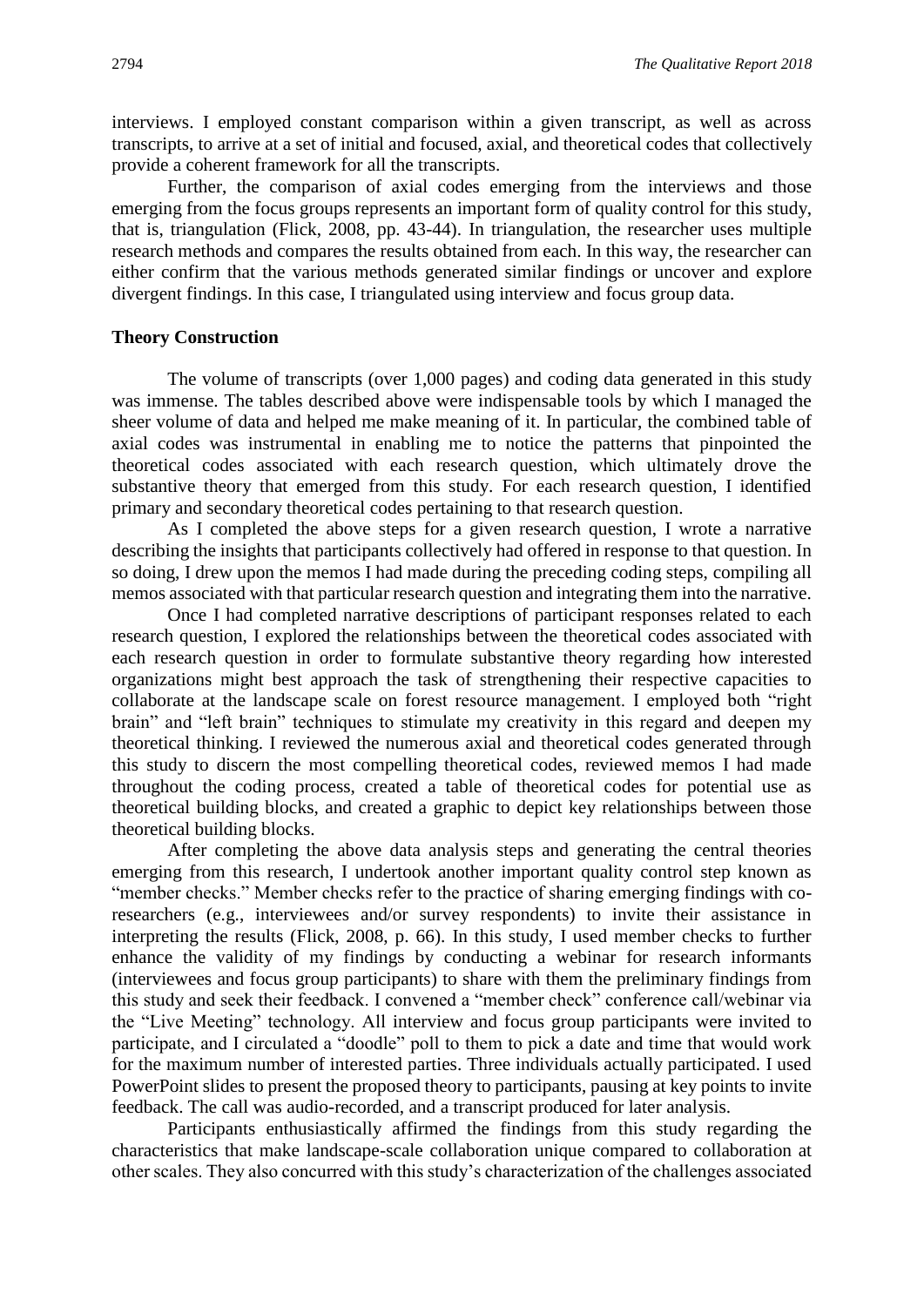interviews. I employed constant comparison within a given transcript, as well as across transcripts, to arrive at a set of initial and focused, axial, and theoretical codes that collectively provide a coherent framework for all the transcripts.

Further, the comparison of axial codes emerging from the interviews and those emerging from the focus groups represents an important form of quality control for this study, that is, triangulation (Flick, 2008, pp. 43-44). In triangulation, the researcher uses multiple research methods and compares the results obtained from each. In this way, the researcher can either confirm that the various methods generated similar findings or uncover and explore divergent findings. In this case, I triangulated using interview and focus group data.

**Theory Construction**

The volume of transcripts (over 1,000 pages) and coding data generated in this study was immense. The tables described above were indispensable tools by which I managed the sheer volume of data and helped me make meaning of it. In particular, the combined table of axial codes was instrumental in enabling me to notice the patterns that pinpointed the theoretical codes associated with each research question, which ultimately drove the substantive theory that emerged from this study. For each research question, I identified primary and secondary theoretical codes pertaining to that research question.

As I completed the above steps for a given research question, I wrote a narrative describing the insights that participants collectively had offered in response to that question. In so doing, I drew upon the memos I had made during the preceding coding steps, compiling all memos associated with that particular research question and integrating them into the narrative.

Once I had completed narrative descriptions of participant responses related to each research question, I explored the relationships between the theoretical codes associated with each research question in order to formulate substantive theory regarding how interested organizations might best approach the task of strengthening their respective capacities to collaborate at the landscape scale on forest resource management. I employed both "right brain" and "left brain" techniques to stimulate my creativity in this regard and deepen my theoretical thinking. I reviewed the numerous axial and theoretical codes generated through this study to discern the most compelling theoretical codes, reviewed memos I had made throughout the coding process, created a table of theoretical codes for potential use as theoretical building blocks, and created a graphic to depict key relationships between those theoretical building blocks.

After completing the above data analysis steps and generating the central theories emerging from this research, I undertook another important quality control step known as "member checks." Member checks refer to the practice of sharing emerging findings with co-researchers (e.g., interviewees and/or survey respondents) to invite their assistance in interpreting the results (Flick, 2008, p. 66). In this study, I used member checks to further enhance the validity of my findings by conducting a webinar for research informants (interviewees and focus group participants) to share with them the preliminary findings from this study and seek their feedback. I convened a "member check" conference call/webinar via the "Live Meeting" technology. All interview and focus group participants were invited to participate, and I circulated a "doodle" poll to them to pick a date and time that would work for the maximum number of interested parties. Three individuals actually participated. I used PowerPoint slides to present the proposed theory to participants, pausing at key points to invite feedback. The call was audio-recorded, and a transcript produced for later analysis.

Participants enthusiastically affirmed the findings from this study regarding the characteristics that make landscape-scale collaboration unique compared to collaboration at other scales. They also concurred with this study's characterization of the challenges associated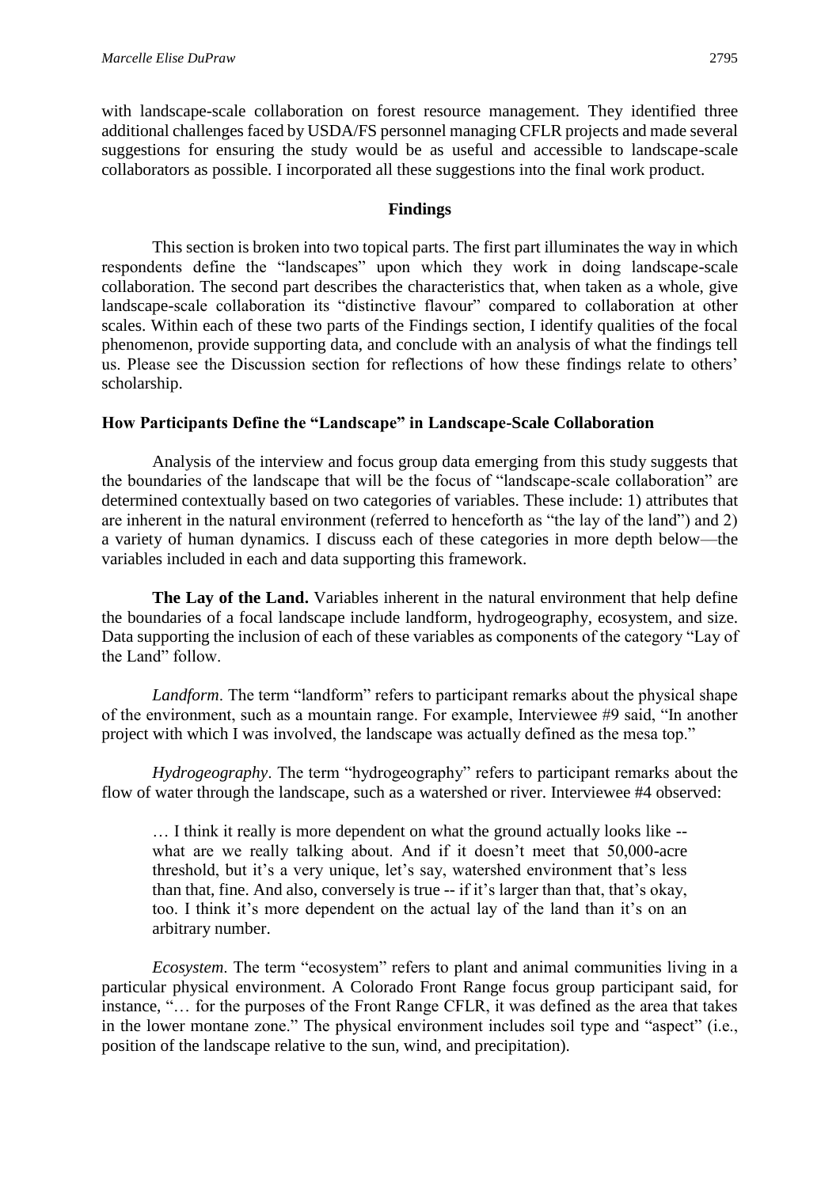with landscape-scale collaboration on forest resource management. They identified three additional challenges faced by USDA/FS personnel managing CFLR projects and made several suggestions for ensuring the study would be as useful and accessible to landscape-scale collaborators as possible. I incorporated all these suggestions into the final work product.

## Findings

This section is broken into two topical parts. The first part illuminates the way in which respondents define the "landscapes" upon which they work in doing landscape-scale collaboration. The second part describes the characteristics that, when taken as a whole, give landscape-scale collaboration its "distinctive flavour" compared to collaboration at other scales. Within each of these two parts of the Findings section, I identify qualities of the focal phenomenon, provide supporting data, and conclude with an analysis of what the findings tell us. Please see the Discussion section for reflections of how these findings relate to others' scholarship.

### How Participants Define the "Landscape" in Landscape-Scale Collaboration

Analysis of the interview and focus group data emerging from this study suggests that the boundaries of the landscape that will be the focus of "landscape-scale collaboration" are determined contextually based on two categories of variables. These include: 1) attributes that are inherent in the natural environment (referred to henceforth as "the lay of the land") and 2) a variety of human dynamics. I discuss each of these categories in more depth below—the variables included in each and data supporting this framework.

**The Lay of the Land.** Variables inherent in the natural environment that help define the boundaries of a focal landscape include landform, hydrogeography, ecosystem, and size. Data supporting the inclusion of each of these variables as components of the category "Lay of the Land" follow.

*Landform*. The term "landform" refers to participant remarks about the physical shape of the environment, such as a mountain range. For example, Interviewee #9 said, "In another project with which I was involved, the landscape was actually defined as the mesa top."

*Hydrogeography*. The term "hydrogeography" refers to participant remarks about the flow of water through the landscape, such as a watershed or river. Interviewee #4 observed:

> … I think it really is more dependent on what the ground actually looks like -- what are we really talking about. And if it doesn't meet that 50,000-acre threshold, but it's a very unique, let's say, watershed environment that's less than that, fine. And also, conversely is true -- if it's larger than that, that's okay, too. I think it's more dependent on the actual lay of the land than it's on an arbitrary number.

*Ecosystem*. The term "ecosystem" refers to plant and animal communities living in a particular physical environment. A Colorado Front Range focus group participant said, for instance, "… for the purposes of the Front Range CFLR, it was defined as the area that takes in the lower montane zone." The physical environment includes soil type and "aspect" (i.e., position of the landscape relative to the sun, wind, and precipitation).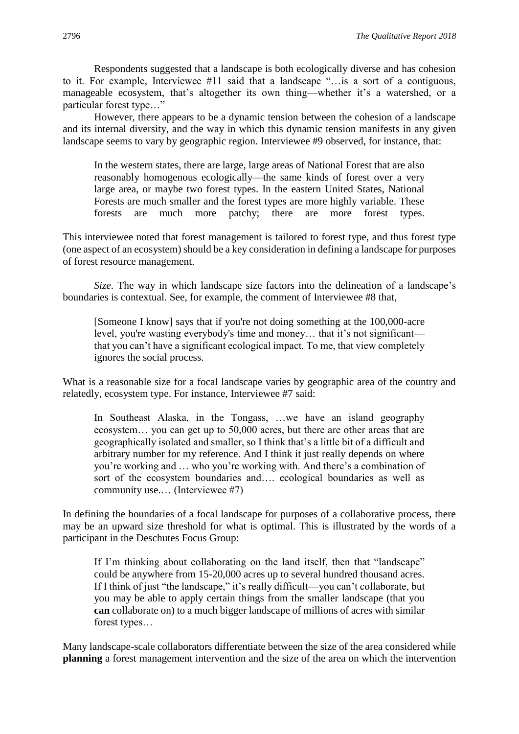Respondents suggested that a landscape is both ecologically diverse and has cohesion to it. For example, Interviewee #11 said that a landscape "…is a sort of a contiguous, manageable ecosystem, that's altogether its own thing—whether it's a watershed, or a particular forest type…"

However, there appears to be a dynamic tension between the cohesion of a landscape and its internal diversity, and the way in which this dynamic tension manifests in any given landscape seems to vary by geographic region. Interviewee #9 observed, for instance, that:

> In the western states, there are large, large areas of National Forest that are also reasonably homogenous ecologically—the same kinds of forest over a very large area, or maybe two forest types. In the eastern United States, National Forests are much smaller and the forest types are more highly variable. These forests are much more patchy; there are more forest types.

This interviewee noted that forest management is tailored to forest type, and thus forest type (one aspect of an ecosystem) should be a key consideration in defining a landscape for purposes of forest resource management.

*Size*. The way in which landscape size factors into the delineation of a landscape's boundaries is contextual. See, for example, the comment of Interviewee #8 that,

> [Someone I know] says that if you're not doing something at the 100,000-acre level, you're wasting everybody's time and money… that it's not significant—that you can't have a significant ecological impact. To me, that view completely ignores the social process.

What is a reasonable size for a focal landscape varies by geographic area of the country and relatedly, ecosystem type. For instance, Interviewee #7 said:

> In Southeast Alaska, in the Tongass, …we have an island geography ecosystem… you can get up to 50,000 acres, but there are other areas that are geographically isolated and smaller, so I think that's a little bit of a difficult and arbitrary number for my reference. And I think it just really depends on where you're working and … who you're working with. And there's a combination of sort of the ecosystem boundaries and…. ecological boundaries as well as community use.… (Interviewee #7)

In defining the boundaries of a focal landscape for purposes of a collaborative process, there may be an upward size threshold for what is optimal. This is illustrated by the words of a participant in the Deschutes Focus Group:

> If I'm thinking about collaborating on the land itself, then that "landscape" could be anywhere from 15-20,000 acres up to several hundred thousand acres. If I think of just "the landscape," it's really difficult—you can't collaborate, but you may be able to apply certain things from the smaller landscape (that you **can** collaborate on) to a much bigger landscape of millions of acres with similar forest types…

Many landscape-scale collaborators differentiate between the size of the area considered while **planning** a forest management intervention and the size of the area on which the intervention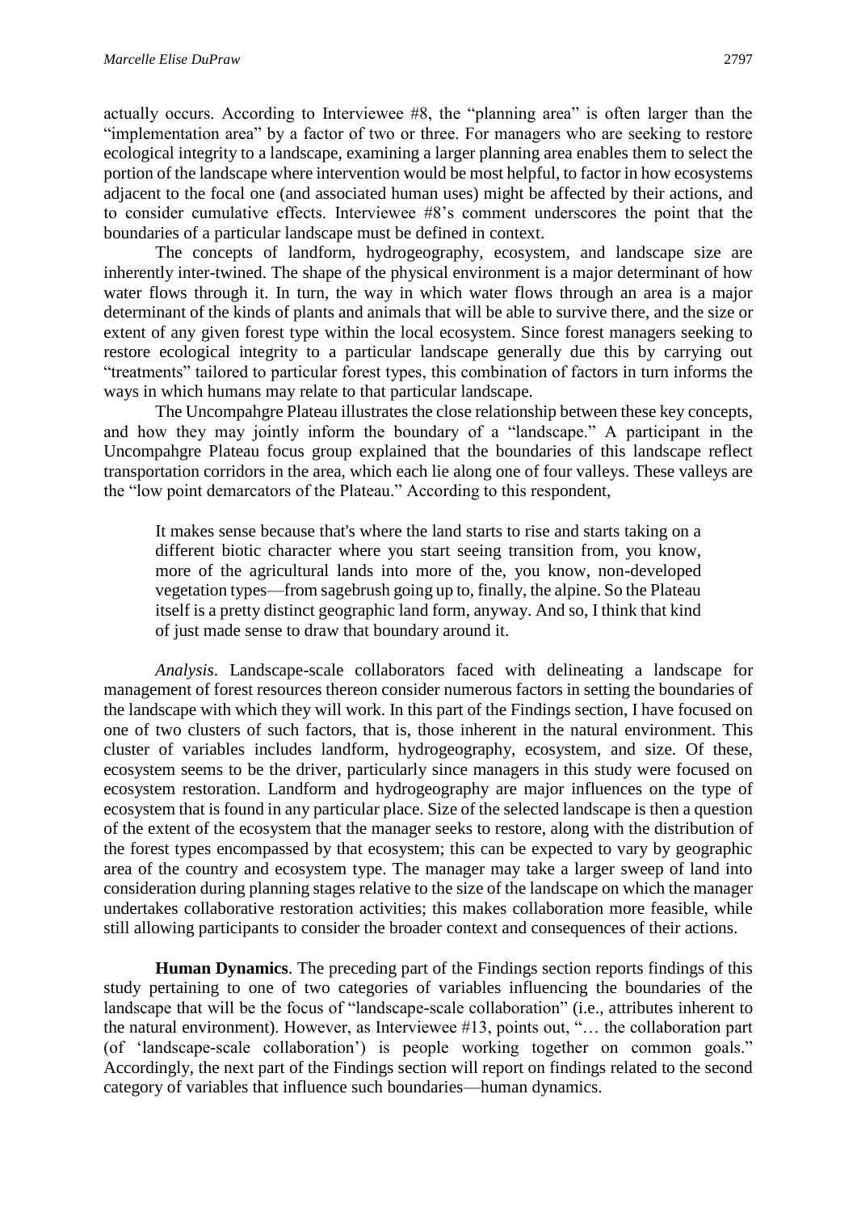actually occurs. According to Interviewee #8, the "planning area" is often larger than the "implementation area" by a factor of two or three. For managers who are seeking to restore ecological integrity to a landscape, examining a larger planning area enables them to select the portion of the landscape where intervention would be most helpful, to factor in how ecosystems adjacent to the focal one (and associated human uses) might be affected by their actions, and to consider cumulative effects. Interviewee #8's comment underscores the point that the boundaries of a particular landscape must be defined in context.

The concepts of landform, hydrogeography, ecosystem, and landscape size are inherently inter-twined. The shape of the physical environment is a major determinant of how water flows through it. In turn, the way in which water flows through an area is a major determinant of the kinds of plants and animals that will be able to survive there, and the size or extent of any given forest type within the local ecosystem. Since forest managers seeking to restore ecological integrity to a particular landscape generally due this by carrying out "treatments" tailored to particular forest types, this combination of factors in turn informs the ways in which humans may relate to that particular landscape.

The Uncompahgre Plateau illustrates the close relationship between these key concepts, and how they may jointly inform the boundary of a "landscape." A participant in the Uncompahgre Plateau focus group explained that the boundaries of this landscape reflect transportation corridors in the area, which each lie along one of four valleys. These valleys are the "low point demarcators of the Plateau." According to this respondent,

> It makes sense because that's where the land starts to rise and starts taking on a different biotic character where you start seeing transition from, you know, more of the agricultural lands into more of the, you know, non-developed vegetation types—from sagebrush going up to, finally, the alpine. So the Plateau itself is a pretty distinct geographic land form, anyway. And so, I think that kind of just made sense to draw that boundary around it.

*Analysis*. Landscape-scale collaborators faced with delineating a landscape for management of forest resources thereon consider numerous factors in setting the boundaries of the landscape with which they will work. In this part of the Findings section, I have focused on one of two clusters of such factors, that is, those inherent in the natural environment. This cluster of variables includes landform, hydrogeography, ecosystem, and size. Of these, ecosystem seems to be the driver, particularly since managers in this study were focused on ecosystem restoration. Landform and hydrogeography are major influences on the type of ecosystem that is found in any particular place. Size of the selected landscape is then a question of the extent of the ecosystem that the manager seeks to restore, along with the distribution of the forest types encompassed by that ecosystem; this can be expected to vary by geographic area of the country and ecosystem type. The manager may take a larger sweep of land into consideration during planning stages relative to the size of the landscape on which the manager undertakes collaborative restoration activities; this makes collaboration more feasible, while still allowing participants to consider the broader context and consequences of their actions.

**Human Dynamics**. The preceding part of the Findings section reports findings of this study pertaining to one of two categories of variables influencing the boundaries of the landscape that will be the focus of "landscape-scale collaboration" (i.e., attributes inherent to the natural environment). However, as Interviewee #13, points out, "… the collaboration part (of 'landscape-scale collaboration') is people working together on common goals." Accordingly, the next part of the Findings section will report on findings related to the second category of variables that influence such boundaries—human dynamics.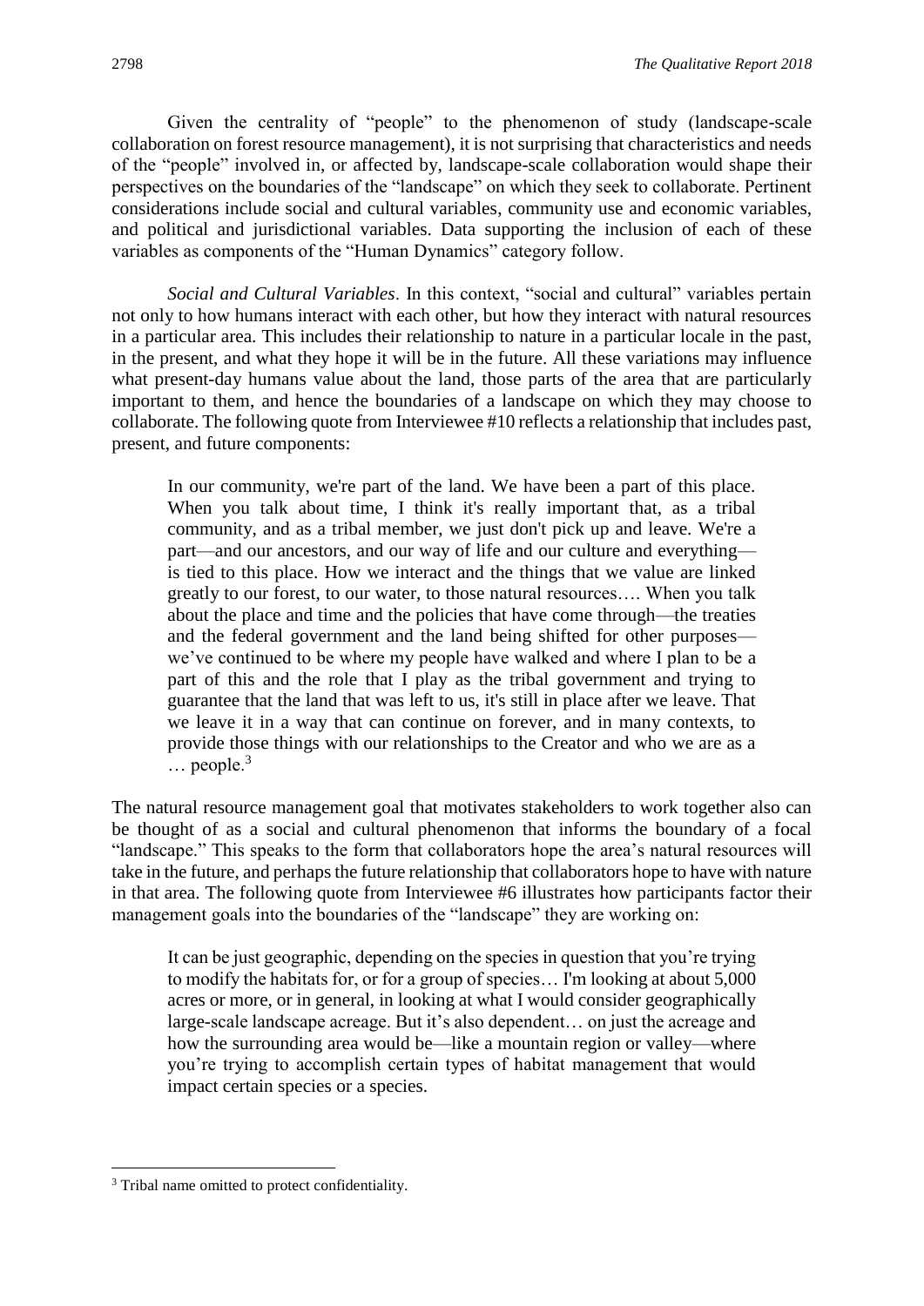Given the centrality of "people" to the phenomenon of study (landscape-scale collaboration on forest resource management), it is not surprising that characteristics and needs of the "people" involved in, or affected by, landscape-scale collaboration would shape their perspectives on the boundaries of the "landscape" on which they seek to collaborate. Pertinent considerations include social and cultural variables, community use and economic variables, and political and jurisdictional variables. Data supporting the inclusion of each of these variables as components of the "Human Dynamics" category follow.

*Social and Cultural Variables*. In this context, "social and cultural" variables pertain not only to how humans interact with each other, but how they interact with natural resources in a particular area. This includes their relationship to nature in a particular locale in the past, in the present, and what they hope it will be in the future. All these variations may influence what present-day humans value about the land, those parts of the area that are particularly important to them, and hence the boundaries of a landscape on which they may choose to collaborate. The following quote from Interviewee #10 reflects a relationship that includes past, present, and future components:

> In our community, we're part of the land. We have been a part of this place. When you talk about time, I think it's really important that, as a tribal community, and as a tribal member, we just don't pick up and leave. We're a part—and our ancestors, and our way of life and our culture and everything—is tied to this place. How we interact and the things that we value are linked greatly to our forest, to our water, to those natural resources…. When you talk about the place and time and the policies that have come through—the treaties and the federal government and the land being shifted for other purposes—we've continued to be where my people have walked and where I plan to be a part of this and the role that I play as the tribal government and trying to guarantee that the land that was left to us, it's still in place after we leave. That we leave it in a way that can continue on forever, and in many contexts, to provide those things with our relationships to the Creator and who we are as a … people.[3]

The natural resource management goal that motivates stakeholders to work together also can be thought of as a social and cultural phenomenon that informs the boundary of a focal "landscape." This speaks to the form that collaborators hope the area's natural resources will take in the future, and perhaps the future relationship that collaborators hope to have with nature in that area. The following quote from Interviewee #6 illustrates how participants factor their management goals into the boundaries of the "landscape" they are working on:

> It can be just geographic, depending on the species in question that you're trying to modify the habitats for, or for a group of species… I'm looking at about 5,000 acres or more, or in general, in looking at what I would consider geographically large-scale landscape acreage. But it's also dependent… on just the acreage and how the surrounding area would be—like a mountain region or valley—where you're trying to accomplish certain types of habitat management that would impact certain species or a species.

---

[3] Tribal name omitted to protect confidentiality.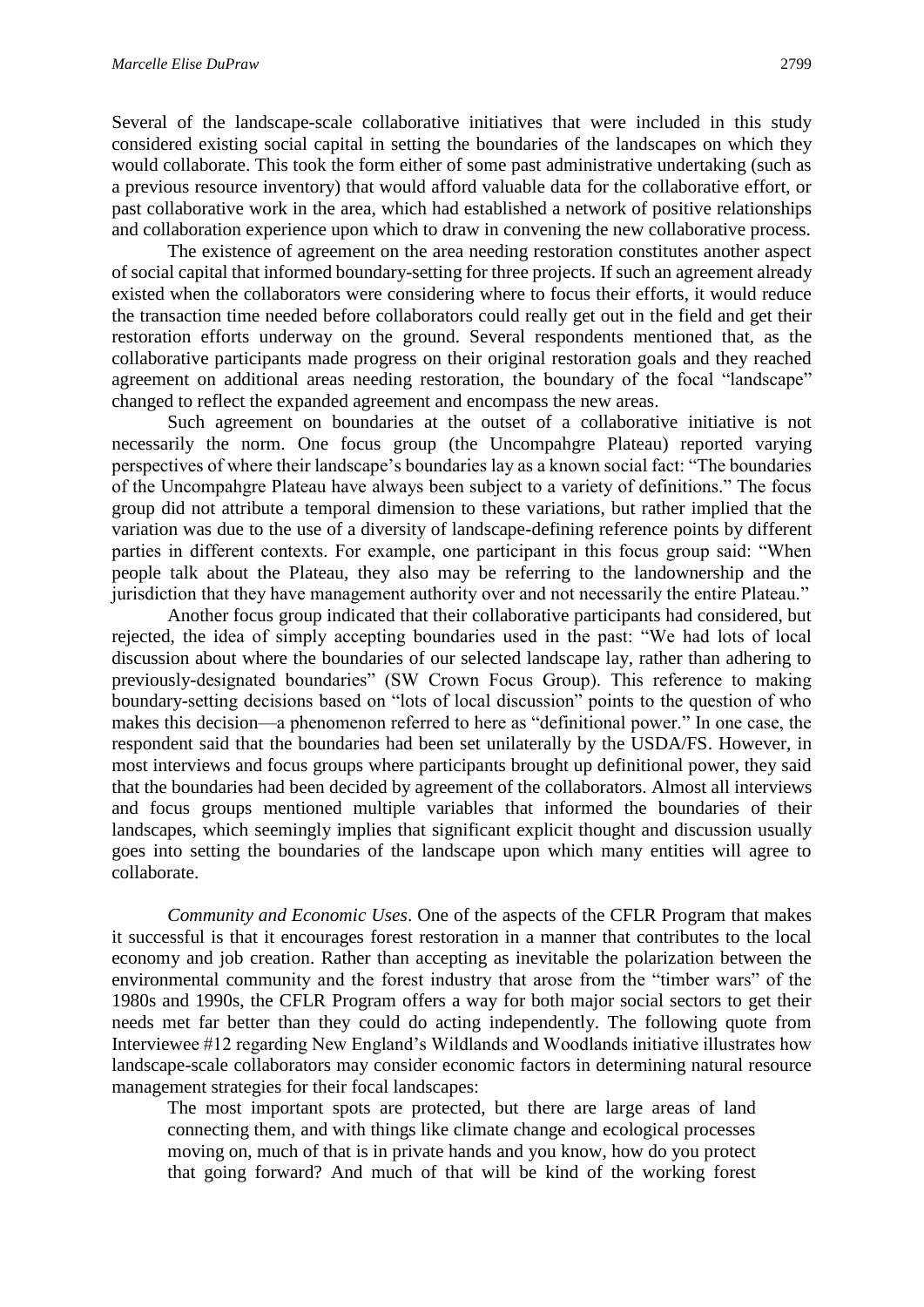Several of the landscape-scale collaborative initiatives that were included in this study considered existing social capital in setting the boundaries of the landscapes on which they would collaborate. This took the form either of some past administrative undertaking (such as a previous resource inventory) that would afford valuable data for the collaborative effort, or past collaborative work in the area, which had established a network of positive relationships and collaboration experience upon which to draw in convening the new collaborative process.

The existence of agreement on the area needing restoration constitutes another aspect of social capital that informed boundary-setting for three projects. If such an agreement already existed when the collaborators were considering where to focus their efforts, it would reduce the transaction time needed before collaborators could really get out in the field and get their restoration efforts underway on the ground. Several respondents mentioned that, as the collaborative participants made progress on their original restoration goals and they reached agreement on additional areas needing restoration, the boundary of the focal "landscape" changed to reflect the expanded agreement and encompass the new areas.

Such agreement on boundaries at the outset of a collaborative initiative is not necessarily the norm. One focus group (the Uncompahgre Plateau) reported varying perspectives of where their landscape's boundaries lay as a known social fact: "The boundaries of the Uncompahgre Plateau have always been subject to a variety of definitions." The focus group did not attribute a temporal dimension to these variations, but rather implied that the variation was due to the use of a diversity of landscape-defining reference points by different parties in different contexts. For example, one participant in this focus group said: "When people talk about the Plateau, they also may be referring to the landownership and the jurisdiction that they have management authority over and not necessarily the entire Plateau."

Another focus group indicated that their collaborative participants had considered, but rejected, the idea of simply accepting boundaries used in the past: "We had lots of local discussion about where the boundaries of our selected landscape lay, rather than adhering to previously-designated boundaries" (SW Crown Focus Group). This reference to making boundary-setting decisions based on "lots of local discussion" points to the question of who makes this decision—a phenomenon referred to here as "definitional power." In one case, the respondent said that the boundaries had been set unilaterally by the USDA/FS. However, in most interviews and focus groups where participants brought up definitional power, they said that the boundaries had been decided by agreement of the collaborators. Almost all interviews and focus groups mentioned multiple variables that informed the boundaries of their landscapes, which seemingly implies that significant explicit thought and discussion usually goes into setting the boundaries of the landscape upon which many entities will agree to collaborate.

*Community and Economic Uses*. One of the aspects of the CFLR Program that makes it successful is that it encourages forest restoration in a manner that contributes to the local economy and job creation. Rather than accepting as inevitable the polarization between the environmental community and the forest industry that arose from the "timber wars" of the 1980s and 1990s, the CFLR Program offers a way for both major social sectors to get their needs met far better than they could do acting independently. The following quote from Interviewee #12 regarding New England's Wildlands and Woodlands initiative illustrates how landscape-scale collaborators may consider economic factors in determining natural resource management strategies for their focal landscapes:

> The most important spots are protected, but there are large areas of land connecting them, and with things like climate change and ecological processes moving on, much of that is in private hands and you know, how do you protect that going forward? And much of that will be kind of the working forest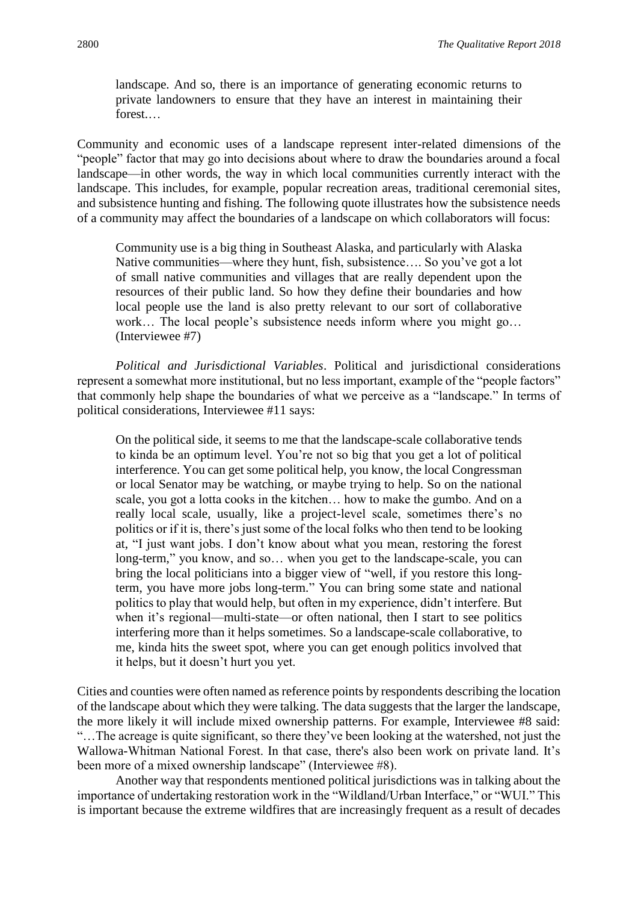> landscape. And so, there is an importance of generating economic returns to private landowners to ensure that they have an interest in maintaining their forest.…

Community and economic uses of a landscape represent inter-related dimensions of the "people" factor that may go into decisions about where to draw the boundaries around a focal landscape—in other words, the way in which local communities currently interact with the landscape. This includes, for example, popular recreation areas, traditional ceremonial sites, and subsistence hunting and fishing. The following quote illustrates how the subsistence needs of a community may affect the boundaries of a landscape on which collaborators will focus:

> Community use is a big thing in Southeast Alaska, and particularly with Alaska Native communities—where they hunt, fish, subsistence…. So you've got a lot of small native communities and villages that are really dependent upon the resources of their public land. So how they define their boundaries and how local people use the land is also pretty relevant to our sort of collaborative work… The local people's subsistence needs inform where you might go… (Interviewee #7)

*Political and Jurisdictional Variables*. Political and jurisdictional considerations represent a somewhat more institutional, but no less important, example of the "people factors" that commonly help shape the boundaries of what we perceive as a "landscape." In terms of political considerations, Interviewee #11 says:

> On the political side, it seems to me that the landscape-scale collaborative tends to kinda be an optimum level. You're not so big that you get a lot of political interference. You can get some political help, you know, the local Congressman or local Senator may be watching, or maybe trying to help. So on the national scale, you got a lotta cooks in the kitchen… how to make the gumbo. And on a really local scale, usually, like a project-level scale, sometimes there's no politics or if it is, there's just some of the local folks who then tend to be looking at, "I just want jobs. I don't know about what you mean, restoring the forest long-term," you know, and so… when you get to the landscape-scale, you can bring the local politicians into a bigger view of "well, if you restore this long-term, you have more jobs long-term." You can bring some state and national politics to play that would help, but often in my experience, didn't interfere. But when it's regional—multi-state—or often national, then I start to see politics interfering more than it helps sometimes. So a landscape-scale collaborative, to me, kinda hits the sweet spot, where you can get enough politics involved that it helps, but it doesn't hurt you yet.

Cities and counties were often named as reference points by respondents describing the location of the landscape about which they were talking. The data suggests that the larger the landscape, the more likely it will include mixed ownership patterns. For example, Interviewee #8 said: "…The acreage is quite significant, so there they've been looking at the watershed, not just the Wallowa-Whitman National Forest. In that case, there's also been work on private land. It's been more of a mixed ownership landscape" (Interviewee #8).

Another way that respondents mentioned political jurisdictions was in talking about the importance of undertaking restoration work in the "Wildland/Urban Interface," or "WUI." This is important because the extreme wildfires that are increasingly frequent as a result of decades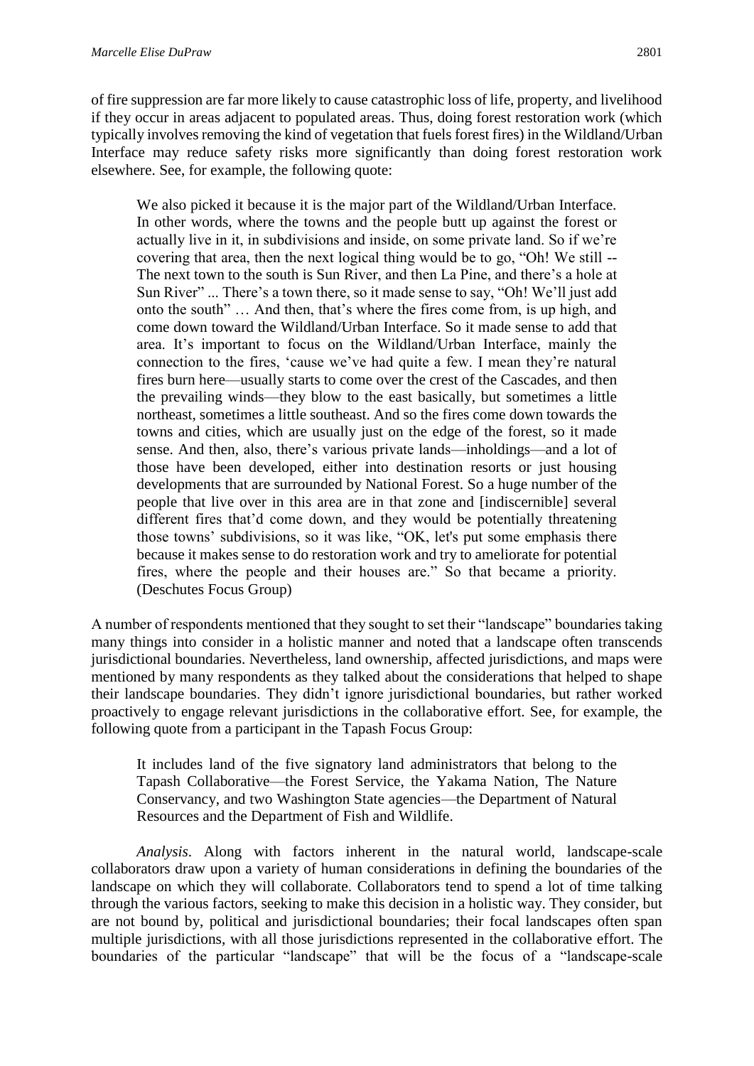of fire suppression are far more likely to cause catastrophic loss of life, property, and livelihood if they occur in areas adjacent to populated areas. Thus, doing forest restoration work (which typically involves removing the kind of vegetation that fuels forest fires) in the Wildland/Urban Interface may reduce safety risks more significantly than doing forest restoration work elsewhere. See, for example, the following quote:

> We also picked it because it is the major part of the Wildland/Urban Interface. In other words, where the towns and the people butt up against the forest or actually live in it, in subdivisions and inside, on some private land. So if we're covering that area, then the next logical thing would be to go, "Oh! We still -- The next town to the south is Sun River, and then La Pine, and there's a hole at Sun River" ... There's a town there, so it made sense to say, "Oh! We'll just add onto the south" … And then, that's where the fires come from, is up high, and come down toward the Wildland/Urban Interface. So it made sense to add that area. It's important to focus on the Wildland/Urban Interface, mainly the connection to the fires, 'cause we've had quite a few. I mean they're natural fires burn here—usually starts to come over the crest of the Cascades, and then the prevailing winds—they blow to the east basically, but sometimes a little northeast, sometimes a little southeast. And so the fires come down towards the towns and cities, which are usually just on the edge of the forest, so it made sense. And then, also, there's various private lands—inholdings—and a lot of those have been developed, either into destination resorts or just housing developments that are surrounded by National Forest. So a huge number of the people that live over in this area are in that zone and [indiscernible] several different fires that'd come down, and they would be potentially threatening those towns' subdivisions, so it was like, "OK, let's put some emphasis there because it makes sense to do restoration work and try to ameliorate for potential fires, where the people and their houses are." So that became a priority. (Deschutes Focus Group)

A number of respondents mentioned that they sought to set their "landscape" boundaries taking many things into consider in a holistic manner and noted that a landscape often transcends jurisdictional boundaries. Nevertheless, land ownership, affected jurisdictions, and maps were mentioned by many respondents as they talked about the considerations that helped to shape their landscape boundaries. They didn't ignore jurisdictional boundaries, but rather worked proactively to engage relevant jurisdictions in the collaborative effort. See, for example, the following quote from a participant in the Tapash Focus Group:

> It includes land of the five signatory land administrators that belong to the Tapash Collaborative—the Forest Service, the Yakama Nation, The Nature Conservancy, and two Washington State agencies—the Department of Natural Resources and the Department of Fish and Wildlife.

*Analysis*. Along with factors inherent in the natural world, landscape-scale collaborators draw upon a variety of human considerations in defining the boundaries of the landscape on which they will collaborate. Collaborators tend to spend a lot of time talking through the various factors, seeking to make this decision in a holistic way. They consider, but are not bound by, political and jurisdictional boundaries; their focal landscapes often span multiple jurisdictions, with all those jurisdictions represented in the collaborative effort. The boundaries of the particular "landscape" that will be the focus of a "landscape-scale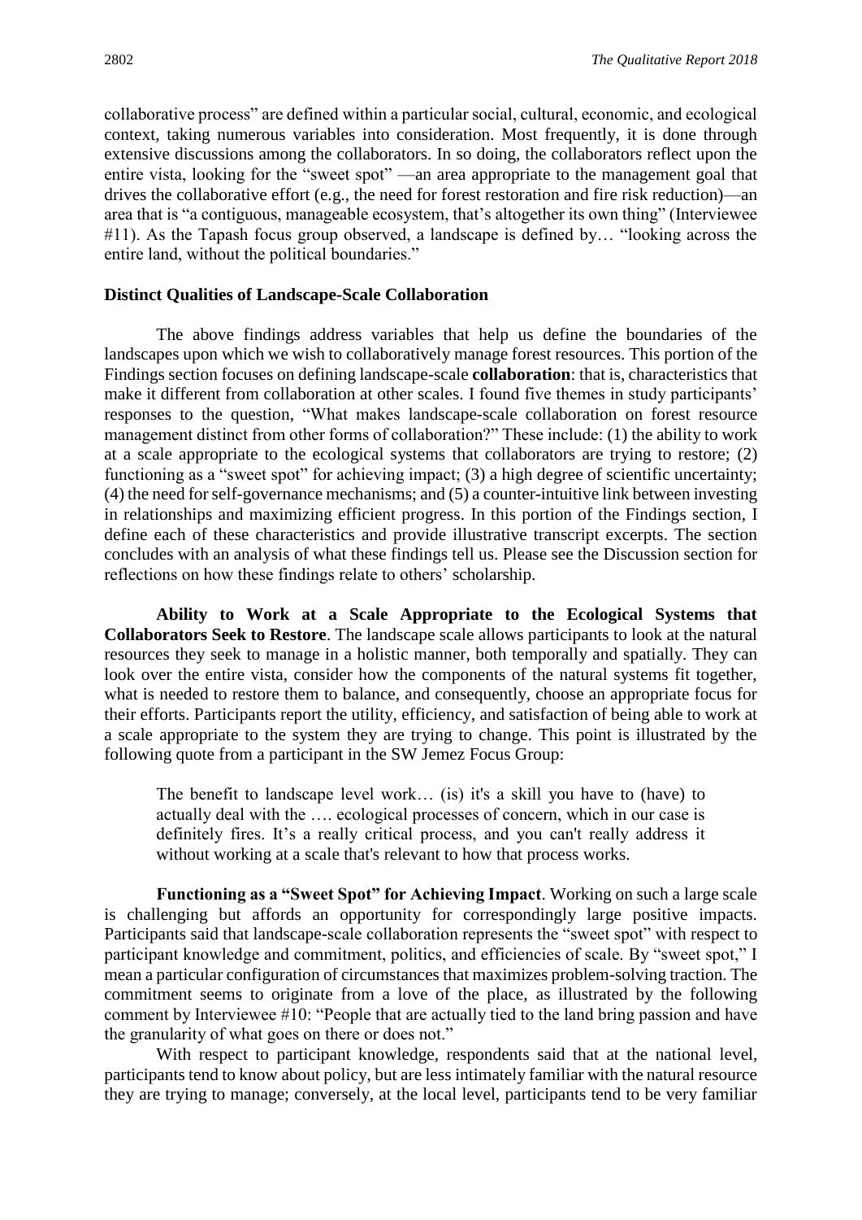collaborative process" are defined within a particular social, cultural, economic, and ecological context, taking numerous variables into consideration. Most frequently, it is done through extensive discussions among the collaborators. In so doing, the collaborators reflect upon the entire vista, looking for the "sweet spot" —an area appropriate to the management goal that drives the collaborative effort (e.g., the need for forest restoration and fire risk reduction)—an area that is "a contiguous, manageable ecosystem, that's altogether its own thing" (Interviewee #11). As the Tapash focus group observed, a landscape is defined by… "looking across the entire land, without the political boundaries."

### Distinct Qualities of Landscape-Scale Collaboration

The above findings address variables that help us define the boundaries of the landscapes upon which we wish to collaboratively manage forest resources. This portion of the Findings section focuses on defining landscape-scale **collaboration**: that is, characteristics that make it different from collaboration at other scales. I found five themes in study participants' responses to the question, "What makes landscape-scale collaboration on forest resource management distinct from other forms of collaboration?" These include: (1) the ability to work at a scale appropriate to the ecological systems that collaborators are trying to restore; (2) functioning as a "sweet spot" for achieving impact; (3) a high degree of scientific uncertainty; (4) the need for self-governance mechanisms; and (5) a counter-intuitive link between investing in relationships and maximizing efficient progress. In this portion of the Findings section, I define each of these characteristics and provide illustrative transcript excerpts. The section concludes with an analysis of what these findings tell us. Please see the Discussion section for reflections on how these findings relate to others' scholarship.

**Ability to Work at a Scale Appropriate to the Ecological Systems that Collaborators Seek to Restore**. The landscape scale allows participants to look at the natural resources they seek to manage in a holistic manner, both temporally and spatially. They can look over the entire vista, consider how the components of the natural systems fit together, what is needed to restore them to balance, and consequently, choose an appropriate focus for their efforts. Participants report the utility, efficiency, and satisfaction of being able to work at a scale appropriate to the system they are trying to change. This point is illustrated by the following quote from a participant in the SW Jemez Focus Group:

> The benefit to landscape level work… (is) it's a skill you have to (have) to actually deal with the …. ecological processes of concern, which in our case is definitely fires. It's a really critical process, and you can't really address it without working at a scale that's relevant to how that process works.

**Functioning as a "Sweet Spot" for Achieving Impact**. Working on such a large scale is challenging but affords an opportunity for correspondingly large positive impacts. Participants said that landscape-scale collaboration represents the "sweet spot" with respect to participant knowledge and commitment, politics, and efficiencies of scale. By "sweet spot," I mean a particular configuration of circumstances that maximizes problem-solving traction. The commitment seems to originate from a love of the place, as illustrated by the following comment by Interviewee #10: "People that are actually tied to the land bring passion and have the granularity of what goes on there or does not."

With respect to participant knowledge, respondents said that at the national level, participants tend to know about policy, but are less intimately familiar with the natural resource they are trying to manage; conversely, at the local level, participants tend to be very familiar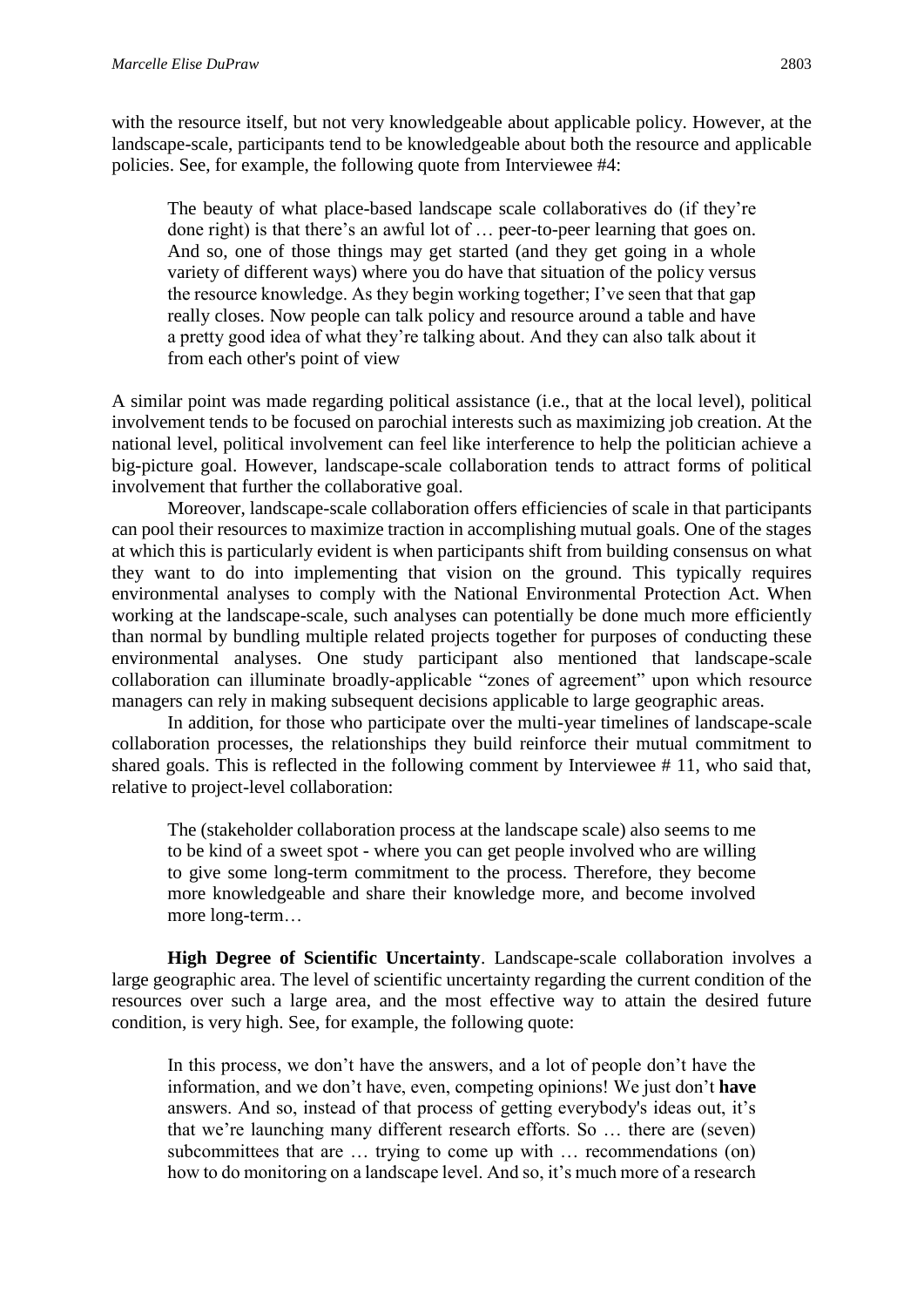with the resource itself, but not very knowledgeable about applicable policy. However, at the landscape-scale, participants tend to be knowledgeable about both the resource and applicable policies. See, for example, the following quote from Interviewee #4:

> The beauty of what place-based landscape scale collaboratives do (if they're done right) is that there's an awful lot of … peer-to-peer learning that goes on. And so, one of those things may get started (and they get going in a whole variety of different ways) where you do have that situation of the policy versus the resource knowledge. As they begin working together; I've seen that that gap really closes. Now people can talk policy and resource around a table and have a pretty good idea of what they're talking about. And they can also talk about it from each other's point of view

A similar point was made regarding political assistance (i.e., that at the local level), political involvement tends to be focused on parochial interests such as maximizing job creation. At the national level, political involvement can feel like interference to help the politician achieve a big-picture goal. However, landscape-scale collaboration tends to attract forms of political involvement that further the collaborative goal.

Moreover, landscape-scale collaboration offers efficiencies of scale in that participants can pool their resources to maximize traction in accomplishing mutual goals. One of the stages at which this is particularly evident is when participants shift from building consensus on what they want to do into implementing that vision on the ground. This typically requires environmental analyses to comply with the National Environmental Protection Act. When working at the landscape-scale, such analyses can potentially be done much more efficiently than normal by bundling multiple related projects together for purposes of conducting these environmental analyses. One study participant also mentioned that landscape-scale collaboration can illuminate broadly-applicable "zones of agreement" upon which resource managers can rely in making subsequent decisions applicable to large geographic areas.

In addition, for those who participate over the multi-year timelines of landscape-scale collaboration processes, the relationships they build reinforce their mutual commitment to shared goals. This is reflected in the following comment by Interviewee # 11, who said that, relative to project-level collaboration:

> The (stakeholder collaboration process at the landscape scale) also seems to me to be kind of a sweet spot - where you can get people involved who are willing to give some long-term commitment to the process. Therefore, they become more knowledgeable and share their knowledge more, and become involved more long-term…

**High Degree of Scientific Uncertainty**. Landscape-scale collaboration involves a large geographic area. The level of scientific uncertainty regarding the current condition of the resources over such a large area, and the most effective way to attain the desired future condition, is very high. See, for example, the following quote:

> In this process, we don't have the answers, and a lot of people don't have the information, and we don't have, even, competing opinions! We just don't **have** answers. And so, instead of that process of getting everybody's ideas out, it's that we're launching many different research efforts. So … there are (seven) subcommittees that are … trying to come up with … recommendations (on) how to do monitoring on a landscape level. And so, it's much more of a research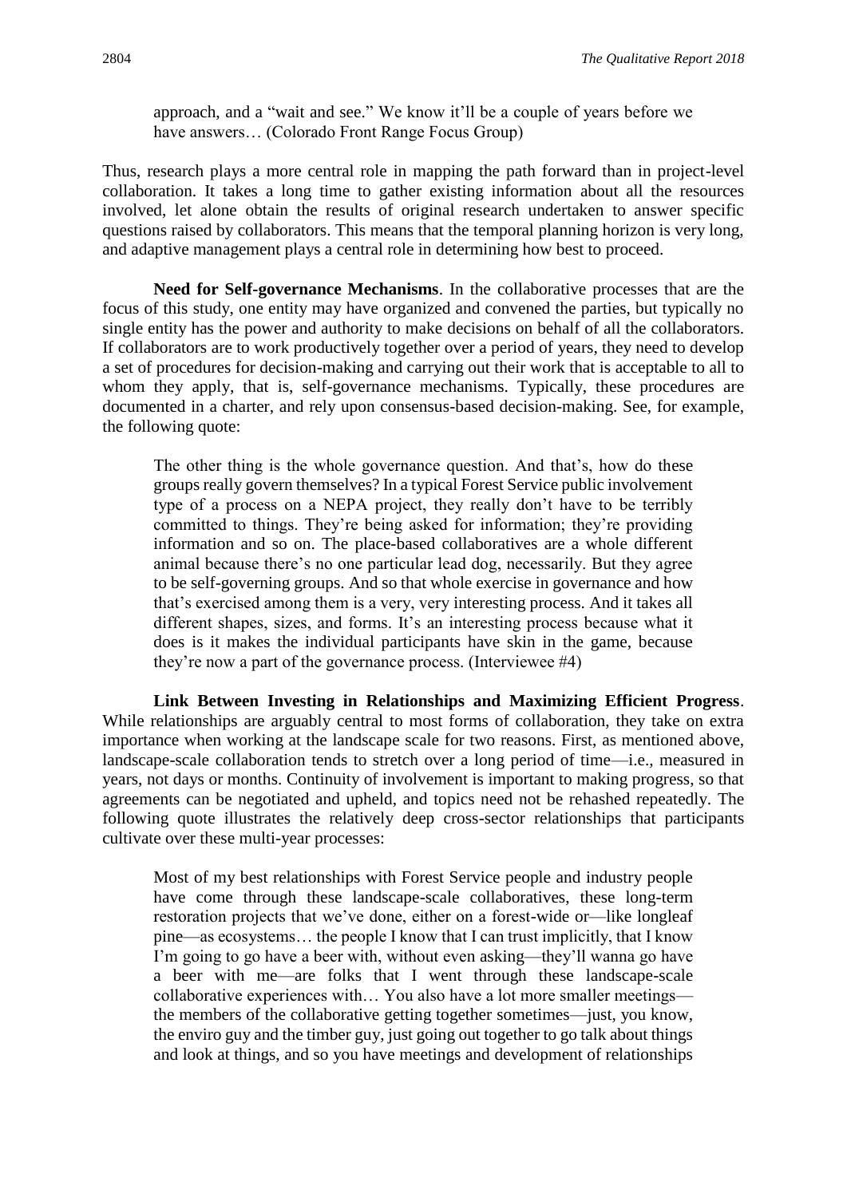> approach, and a "wait and see." We know it'll be a couple of years before we have answers… (Colorado Front Range Focus Group)

Thus, research plays a more central role in mapping the path forward than in project-level collaboration. It takes a long time to gather existing information about all the resources involved, let alone obtain the results of original research undertaken to answer specific questions raised by collaborators. This means that the temporal planning horizon is very long, and adaptive management plays a central role in determining how best to proceed.

**Need for Self-governance Mechanisms**. In the collaborative processes that are the focus of this study, one entity may have organized and convened the parties, but typically no single entity has the power and authority to make decisions on behalf of all the collaborators. If collaborators are to work productively together over a period of years, they need to develop a set of procedures for decision-making and carrying out their work that is acceptable to all to whom they apply, that is, self-governance mechanisms. Typically, these procedures are documented in a charter, and rely upon consensus-based decision-making. See, for example, the following quote:

> The other thing is the whole governance question. And that's, how do these groups really govern themselves? In a typical Forest Service public involvement type of a process on a NEPA project, they really don't have to be terribly committed to things. They're being asked for information; they're providing information and so on. The place-based collaboratives are a whole different animal because there's no one particular lead dog, necessarily. But they agree to be self-governing groups. And so that whole exercise in governance and how that's exercised among them is a very, very interesting process. And it takes all different shapes, sizes, and forms. It's an interesting process because what it does is it makes the individual participants have skin in the game, because they're now a part of the governance process. (Interviewee #4)

**Link Between Investing in Relationships and Maximizing Efficient Progress**. While relationships are arguably central to most forms of collaboration, they take on extra importance when working at the landscape scale for two reasons. First, as mentioned above, landscape-scale collaboration tends to stretch over a long period of time—i.e., measured in years, not days or months. Continuity of involvement is important to making progress, so that agreements can be negotiated and upheld, and topics need not be rehashed repeatedly. The following quote illustrates the relatively deep cross-sector relationships that participants cultivate over these multi-year processes:

> Most of my best relationships with Forest Service people and industry people have come through these landscape-scale collaboratives, these long-term restoration projects that we've done, either on a forest-wide or—like longleaf pine—as ecosystems… the people I know that I can trust implicitly, that I know I'm going to go have a beer with, without even asking—they'll wanna go have a beer with me—are folks that I went through these landscape-scale collaborative experiences with… You also have a lot more smaller meetings—the members of the collaborative getting together sometimes—just, you know, the enviro guy and the timber guy, just going out together to go talk about things and look at things, and so you have meetings and development of relationships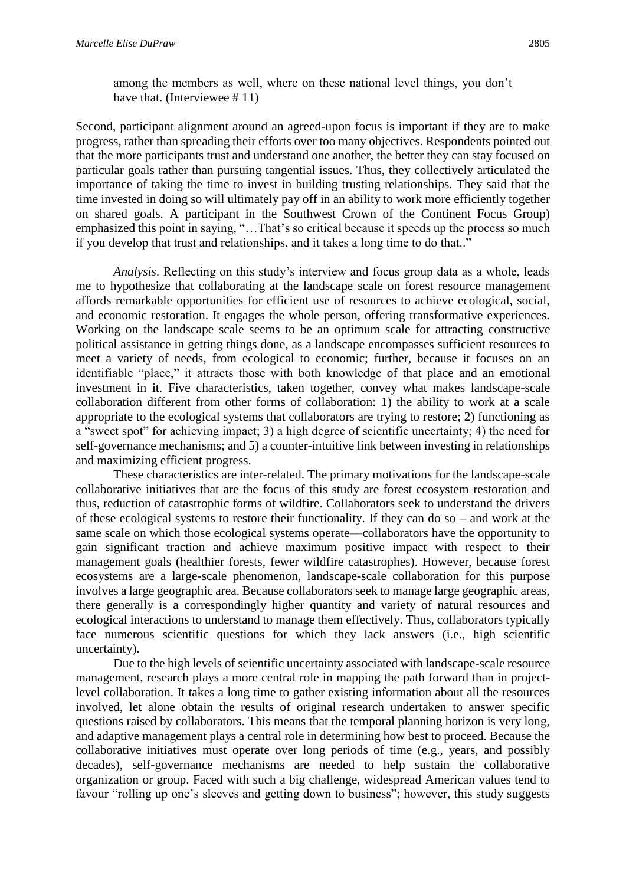among the members as well, where on these national level things, you don't have that. (Interviewee # 11)

Second, participant alignment around an agreed-upon focus is important if they are to make progress, rather than spreading their efforts over too many objectives. Respondents pointed out that the more participants trust and understand one another, the better they can stay focused on particular goals rather than pursuing tangential issues. Thus, they collectively articulated the importance of taking the time to invest in building trusting relationships. They said that the time invested in doing so will ultimately pay off in an ability to work more efficiently together on shared goals. A participant in the Southwest Crown of the Continent Focus Group) emphasized this point in saying, "…That's so critical because it speeds up the process so much if you develop that trust and relationships, and it takes a long time to do that.."

*Analysis*. Reflecting on this study's interview and focus group data as a whole, leads me to hypothesize that collaborating at the landscape scale on forest resource management affords remarkable opportunities for efficient use of resources to achieve ecological, social, and economic restoration. It engages the whole person, offering transformative experiences. Working on the landscape scale seems to be an optimum scale for attracting constructive political assistance in getting things done, as a landscape encompasses sufficient resources to meet a variety of needs, from ecological to economic; further, because it focuses on an identifiable "place," it attracts those with both knowledge of that place and an emotional investment in it. Five characteristics, taken together, convey what makes landscape-scale collaboration different from other forms of collaboration: 1) the ability to work at a scale appropriate to the ecological systems that collaborators are trying to restore; 2) functioning as a "sweet spot" for achieving impact; 3) a high degree of scientific uncertainty; 4) the need for self-governance mechanisms; and 5) a counter-intuitive link between investing in relationships and maximizing efficient progress.

These characteristics are inter-related. The primary motivations for the landscape-scale collaborative initiatives that are the focus of this study are forest ecosystem restoration and thus, reduction of catastrophic forms of wildfire. Collaborators seek to understand the drivers of these ecological systems to restore their functionality. If they can do so – and work at the same scale on which those ecological systems operate—collaborators have the opportunity to gain significant traction and achieve maximum positive impact with respect to their management goals (healthier forests, fewer wildfire catastrophes). However, because forest ecosystems are a large-scale phenomenon, landscape-scale collaboration for this purpose involves a large geographic area. Because collaborators seek to manage large geographic areas, there generally is a correspondingly higher quantity and variety of natural resources and ecological interactions to understand to manage them effectively. Thus, collaborators typically face numerous scientific questions for which they lack answers (i.e., high scientific uncertainty).

Due to the high levels of scientific uncertainty associated with landscape-scale resource management, research plays a more central role in mapping the path forward than in project-level collaboration. It takes a long time to gather existing information about all the resources involved, let alone obtain the results of original research undertaken to answer specific questions raised by collaborators. This means that the temporal planning horizon is very long, and adaptive management plays a central role in determining how best to proceed. Because the collaborative initiatives must operate over long periods of time (e.g., years, and possibly decades), self-governance mechanisms are needed to help sustain the collaborative organization or group. Faced with such a big challenge, widespread American values tend to favour "rolling up one's sleeves and getting down to business"; however, this study suggests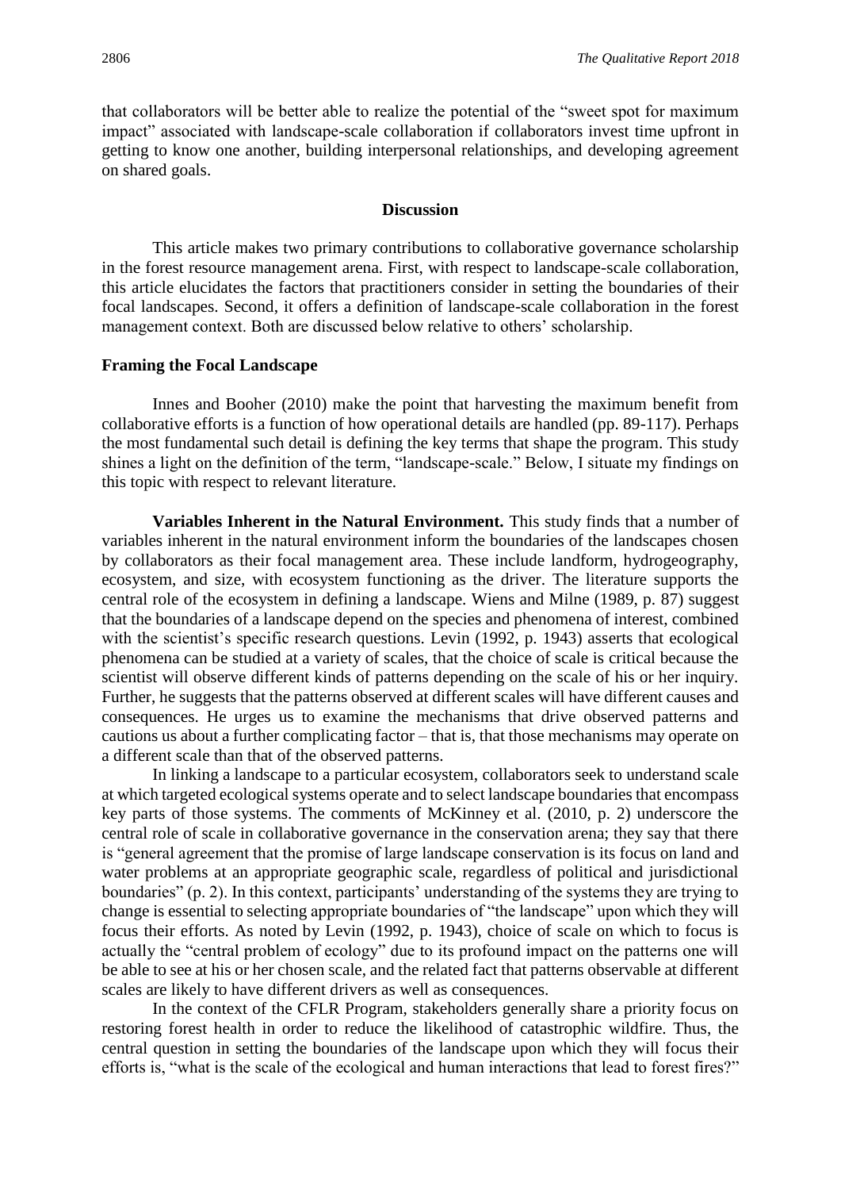that collaborators will be better able to realize the potential of the "sweet spot for maximum impact" associated with landscape-scale collaboration if collaborators invest time upfront in getting to know one another, building interpersonal relationships, and developing agreement on shared goals.

## Discussion

This article makes two primary contributions to collaborative governance scholarship in the forest resource management arena. First, with respect to landscape-scale collaboration, this article elucidates the factors that practitioners consider in setting the boundaries of their focal landscapes. Second, it offers a definition of landscape-scale collaboration in the forest management context. Both are discussed below relative to others' scholarship.

### Framing the Focal Landscape

Innes and Booher (2010) make the point that harvesting the maximum benefit from collaborative efforts is a function of how operational details are handled (pp. 89-117). Perhaps the most fundamental such detail is defining the key terms that shape the program. This study shines a light on the definition of the term, "landscape-scale." Below, I situate my findings on this topic with respect to relevant literature.

**Variables Inherent in the Natural Environment.** This study finds that a number of variables inherent in the natural environment inform the boundaries of the landscapes chosen by collaborators as their focal management area. These include landform, hydrogeography, ecosystem, and size, with ecosystem functioning as the driver. The literature supports the central role of the ecosystem in defining a landscape. Wiens and Milne (1989, p. 87) suggest that the boundaries of a landscape depend on the species and phenomena of interest, combined with the scientist's specific research questions. Levin (1992, p. 1943) asserts that ecological phenomena can be studied at a variety of scales, that the choice of scale is critical because the scientist will observe different kinds of patterns depending on the scale of his or her inquiry. Further, he suggests that the patterns observed at different scales will have different causes and consequences. He urges us to examine the mechanisms that drive observed patterns and cautions us about a further complicating factor – that is, that those mechanisms may operate on a different scale than that of the observed patterns.

In linking a landscape to a particular ecosystem, collaborators seek to understand scale at which targeted ecological systems operate and to select landscape boundaries that encompass key parts of those systems. The comments of McKinney et al. (2010, p. 2) underscore the central role of scale in collaborative governance in the conservation arena; they say that there is "general agreement that the promise of large landscape conservation is its focus on land and water problems at an appropriate geographic scale, regardless of political and jurisdictional boundaries" (p. 2). In this context, participants' understanding of the systems they are trying to change is essential to selecting appropriate boundaries of "the landscape" upon which they will focus their efforts. As noted by Levin (1992, p. 1943), choice of scale on which to focus is actually the "central problem of ecology" due to its profound impact on the patterns one will be able to see at his or her chosen scale, and the related fact that patterns observable at different scales are likely to have different drivers as well as consequences.

In the context of the CFLR Program, stakeholders generally share a priority focus on restoring forest health in order to reduce the likelihood of catastrophic wildfire. Thus, the central question in setting the boundaries of the landscape upon which they will focus their efforts, "what is the scale of the ecological and human interactions that lead to forest fires?"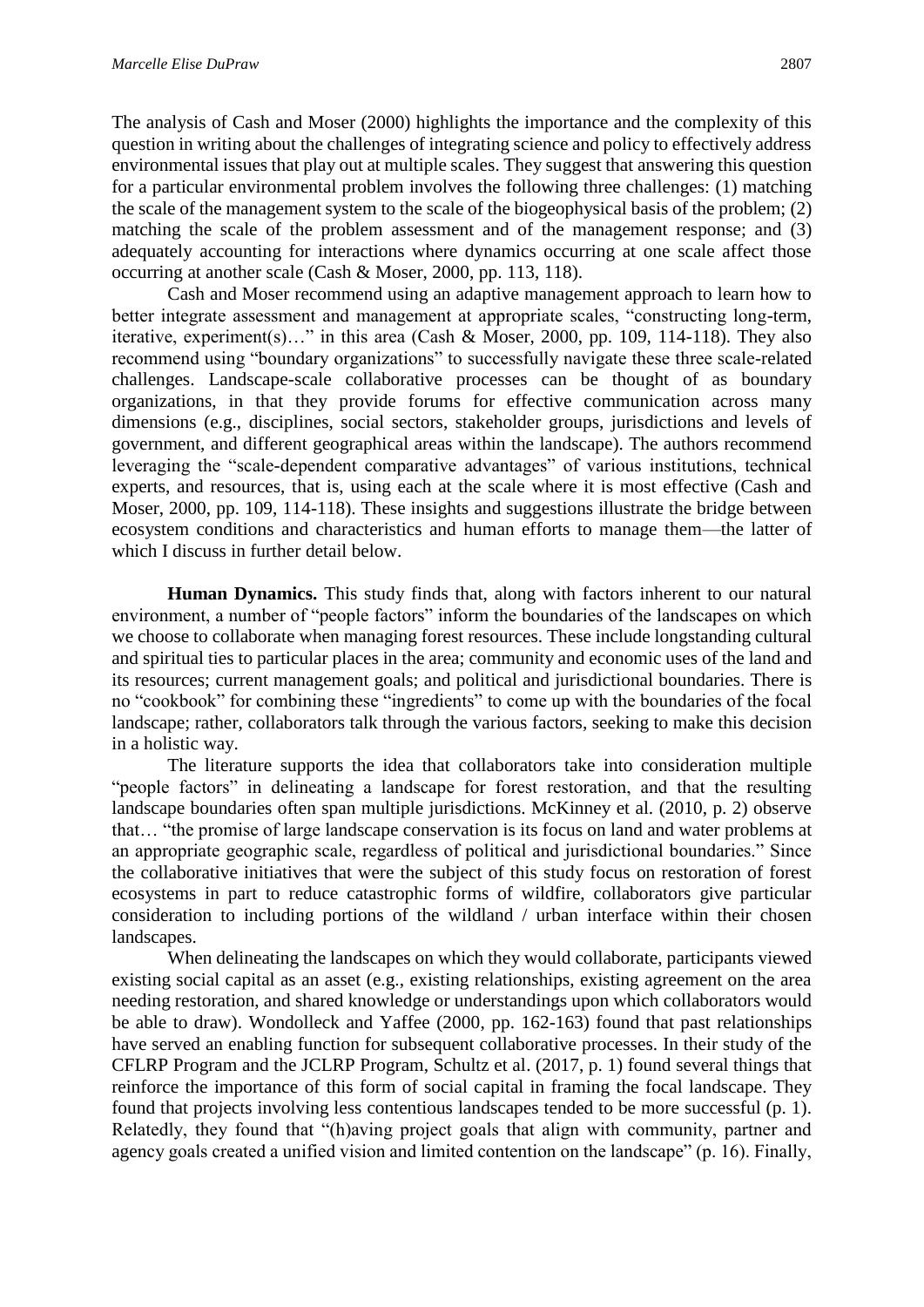The analysis of Cash and Moser (2000) highlights the importance and the complexity of this question in writing about the challenges of integrating science and policy to effectively address environmental issues that play out at multiple scales. They suggest that answering this question for a particular environmental problem involves the following three challenges: (1) matching the scale of the management system to the scale of the biogeophysical basis of the problem; (2) matching the scale of the problem assessment and of the management response; and (3) adequately accounting for interactions where dynamics occurring at one scale affect those occurring at another scale (Cash & Moser, 2000, pp. 113, 118).

Cash and Moser recommend using an adaptive management approach to learn how to better integrate assessment and management at appropriate scales, "constructing long-term, iterative, experiment(s)…" in this area (Cash & Moser, 2000, pp. 109, 114-118). They also recommend using "boundary organizations" to successfully navigate these three scale-related challenges. Landscape-scale collaborative processes can be thought of as boundary organizations, in that they provide forums for effective communication across many dimensions (e.g., disciplines, social sectors, stakeholder groups, jurisdictions and levels of government, and different geographical areas within the landscape). The authors recommend leveraging the "scale-dependent comparative advantages" of various institutions, technical experts, and resources, that is, using each at the scale where it is most effective (Cash and Moser, 2000, pp. 109, 114-118). These insights and suggestions illustrate the bridge between ecosystem conditions and characteristics and human efforts to manage them—the latter of which I discuss in further detail below.

**Human Dynamics.** This study finds that, along with factors inherent to our natural environment, a number of "people factors" inform the boundaries of the landscapes on which we choose to collaborate when managing forest resources. These include longstanding cultural and spiritual ties to particular places in the area; community and economic uses of the land and its resources; current management goals; and political and jurisdictional boundaries. There is no "cookbook" for combining these "ingredients" to come up with the boundaries of the focal landscape; rather, collaborators talk through the various factors, seeking to make this decision in a holistic way.

The literature supports the idea that collaborators take into consideration multiple "people factors" in delineating a landscape for forest restoration, and that the resulting landscape boundaries often span multiple jurisdictions. McKinney et al. (2010, p. 2) observe that… "the promise of large landscape conservation is its focus on land and water problems at an appropriate geographic scale, regardless of political and jurisdictional boundaries." Since the collaborative initiatives that were the subject of this study focus on restoration of forest ecosystems in part to reduce catastrophic forms of wildfire, collaborators give particular consideration to including portions of the wildland / urban interface within their chosen landscapes.

When delineating the landscapes on which they would collaborate, participants viewed existing social capital as an asset (e.g., existing relationships, existing agreement on the area needing restoration, and shared knowledge or understandings upon which collaborators would be able to draw). Wondolleck and Yaffee (2000, pp. 162-163) found that past relationships have served an enabling function for subsequent collaborative processes. In their study of the CFLRP Program and the JCLRP Program, Schultz et al. (2017, p. 1) found several things that reinforce the importance of this form of social capital in framing the focal landscape. They found that projects involving less contentious landscapes tended to be more successful (p. 1). Relatedly, they found that "(h)aving project goals that align with community, partner and agency goals created a unified vision and limited contention on the landscape" (p. 16). Finally,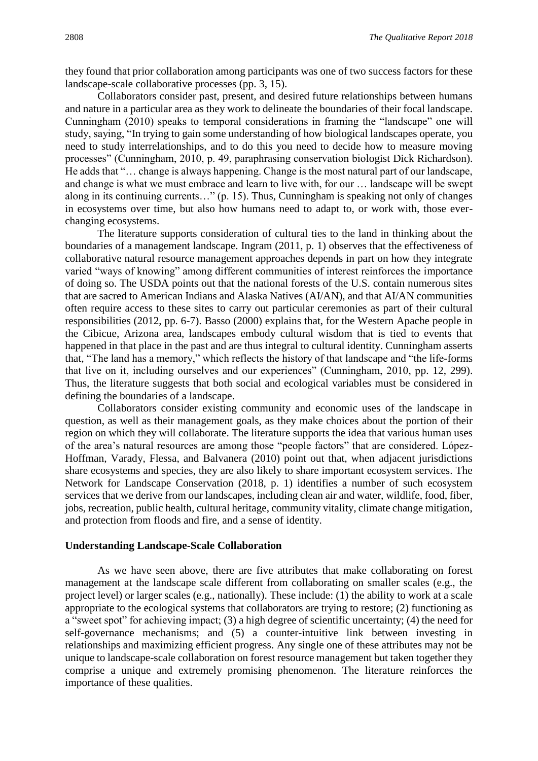they found that prior collaboration among participants was one of two success factors for these landscape-scale collaborative processes (pp. 3, 15).

Collaborators consider past, present, and desired future relationships between humans and nature in a particular area as they work to delineate the boundaries of their focal landscape. Cunningham (2010) speaks to temporal considerations in framing the "landscape" one will study, saying, "In trying to gain some understanding of how biological landscapes operate, you need to study interrelationships, and to do this you need to decide how to measure moving processes" (Cunningham, 2010, p. 49, paraphrasing conservation biologist Dick Richardson). He adds that "… change is always happening. Change is the most natural part of our landscape, and change is what we must embrace and learn to live with, for our … landscape will be swept along in its continuing currents…" (p. 15). Thus, Cunningham is speaking not only of changes in ecosystems over time, but also how humans need to adapt to, or work with, those ever-changing ecosystems.

The literature supports consideration of cultural ties to the land in thinking about the boundaries of a management landscape. Ingram (2011, p. 1) observes that the effectiveness of collaborative natural resource management approaches depends in part on how they integrate varied "ways of knowing" among different communities of interest reinforces the importance of doing so. The USDA points out that the national forests of the U.S. contain numerous sites that are sacred to American Indians and Alaska Natives (AI/AN), and that AI/AN communities often require access to these sites to carry out particular ceremonies as part of their cultural responsibilities (2012, pp. 6-7). Basso (2000) explains that, for the Western Apache people in the Cibicue, Arizona area, landscapes embody cultural wisdom that is tied to events that happened in that place in the past and are thus integral to cultural identity. Cunningham asserts that, "The land has a memory," which reflects the history of that landscape and "the life-forms that live on it, including ourselves and our experiences" (Cunningham, 2010, pp. 12, 299). Thus, the literature suggests that both social and ecological variables must be considered in defining the boundaries of a landscape.

Collaborators consider existing community and economic uses of the landscape in question, as well as their management goals, as they make choices about the portion of their region on which they will collaborate. The literature supports the idea that various human uses of the area's natural resources are among those "people factors" that are considered. López-Hoffman, Varady, Flessa, and Balvanera (2010) point out that, when adjacent jurisdictions share ecosystems and species, they are also likely to share important ecosystem services. The Network for Landscape Conservation (2018, p. 1) identifies a number of such ecosystem services that we derive from our landscapes, including clean air and water, wildlife, food, fiber, jobs, recreation, public health, cultural heritage, community vitality, climate change mitigation, and protection from floods and fire, and a sense of identity.

### Understanding Landscape-Scale Collaboration

As we have seen above, there are five attributes that make collaborating on forest management at the landscape scale different from collaborating on smaller scales (e.g., the project level) or larger scales (e.g., nationally). These include: (1) the ability to work at a scale appropriate to the ecological systems that collaborators are trying to restore; (2) functioning as a "sweet spot" for achieving impact; (3) a high degree of scientific uncertainty; (4) the need for self-governance mechanisms; and (5) a counter-intuitive link between investing in relationships and maximizing efficient progress. Any single one of these attributes may not be unique to landscape-scale collaboration on forest resource management but taken together they comprise a unique and extremely promising phenomenon. The literature reinforces the importance of these qualities.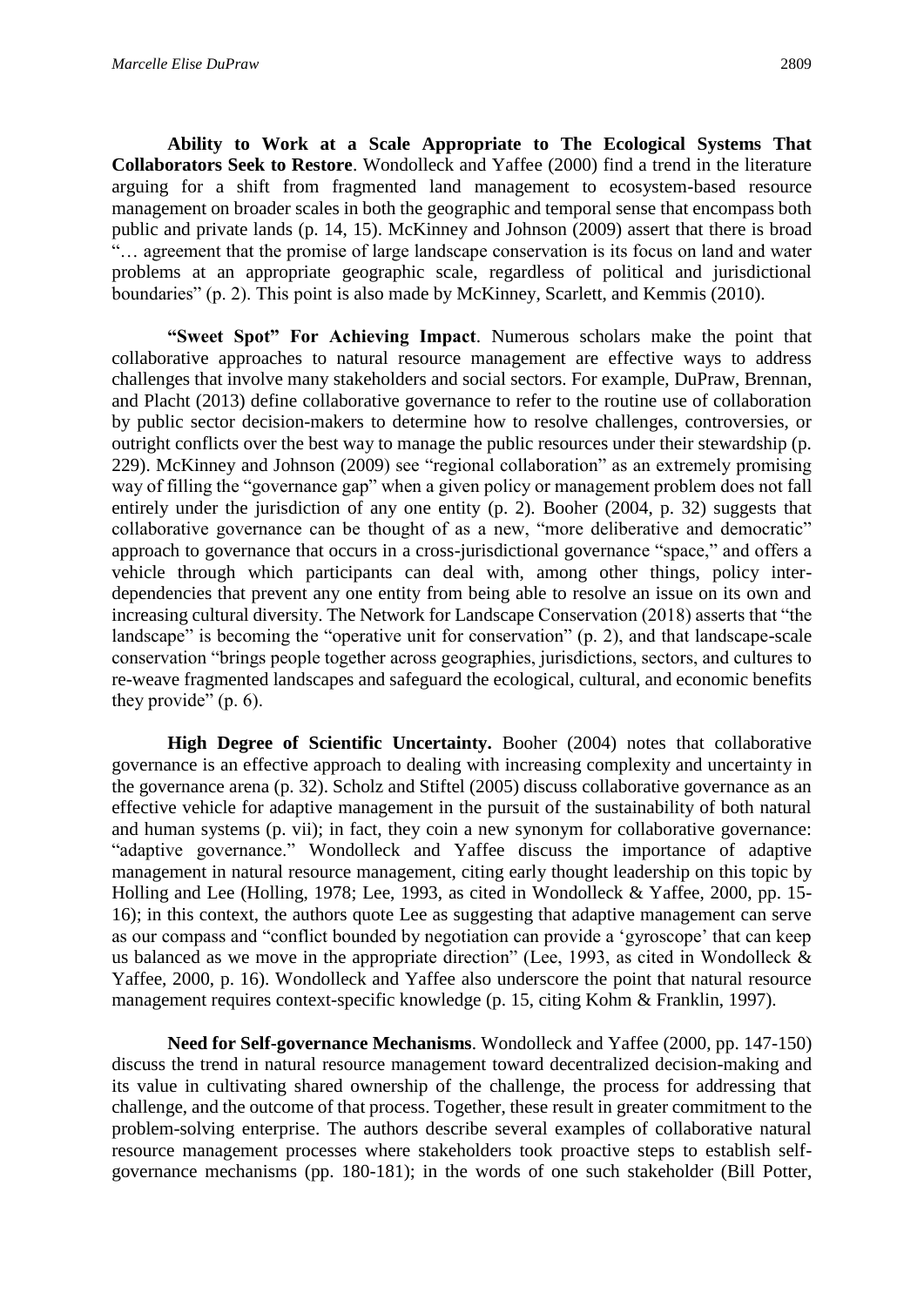**Ability to Work at a Scale Appropriate to The Ecological Systems That Collaborators Seek to Restore**. Wondolleck and Yaffee (2000) find a trend in the literature arguing for a shift from fragmented land management to ecosystem-based resource management on broader scales in both the geographic and temporal sense that encompass both public and private lands (p. 14, 15). McKinney and Johnson (2009) assert that there is broad "… agreement that the promise of large landscape conservation is its focus on land and water problems at an appropriate geographic scale, regardless of political and jurisdictional boundaries" (p. 2). This point is also made by McKinney, Scarlett, and Kemmis (2010).

**"Sweet Spot" For Achieving Impact**. Numerous scholars make the point that collaborative approaches to natural resource management are effective ways to address challenges that involve many stakeholders and social sectors. For example, DuPraw, Brennan, and Placht (2013) define collaborative governance to refer to the routine use of collaboration by public sector decision-makers to determine how to resolve challenges, controversies, or outright conflicts over the best way to manage the public resources under their stewardship (p. 229). McKinney and Johnson (2009) see "regional collaboration" as an extremely promising way of filling the "governance gap" when a given policy or management problem does not fall entirely under the jurisdiction of any one entity (p. 2). Booher (2004, p. 32) suggests that collaborative governance can be thought of as a new, "more deliberative and democratic" approach to governance that occurs in a cross-jurisdictional governance "space," and offers a vehicle through which participants can deal with, among other things, policy inter-dependencies that prevent any one entity from being able to resolve an issue on its own and increasing cultural diversity. The Network for Landscape Conservation (2018) asserts that "the landscape" is becoming the "operative unit for conservation" (p. 2), and that landscape-scale conservation "brings people together across geographies, jurisdictions, sectors, and cultures to re-weave fragmented landscapes and safeguard the ecological, cultural, and economic benefits they provide" (p. 6).

**High Degree of Scientific Uncertainty.** Booher (2004) notes that collaborative governance is an effective approach to dealing with increasing complexity and uncertainty in the governance arena (p. 32). Scholz and Stiftel (2005) discuss collaborative governance as an effective vehicle for adaptive management in the pursuit of the sustainability of both natural and human systems (p. vii); in fact, they coin a new synonym for collaborative governance: "adaptive governance." Wondolleck and Yaffee discuss the importance of adaptive management in natural resource management, citing early thought leadership on this topic by Holling and Lee (Holling, 1978; Lee, 1993, as cited in Wondolleck & Yaffee, 2000, pp. 15-16); in this context, the authors quote Lee as suggesting that adaptive management can serve as our compass and "conflict bounded by negotiation can provide a 'gyroscope' that can keep us balanced as we move in the appropriate direction" (Lee, 1993, as cited in Wondolleck & Yaffee, 2000, p. 16). Wondolleck and Yaffee also underscore the point that natural resource management requires context-specific knowledge (p. 15, citing Kohm & Franklin, 1997).

**Need for Self-governance Mechanisms**. Wondolleck and Yaffee (2000, pp. 147-150) discuss the trend in natural resource management toward decentralized decision-making and its value in cultivating shared ownership of the challenge, the process for addressing that challenge, and the outcome of that process. Together, these result in greater commitment to the problem-solving enterprise. The authors describe several examples of collaborative natural resource management processes where stakeholders took proactive steps to establish self-governance mechanisms (pp. 180-181); in the words of one such stakeholder (Bill Potter,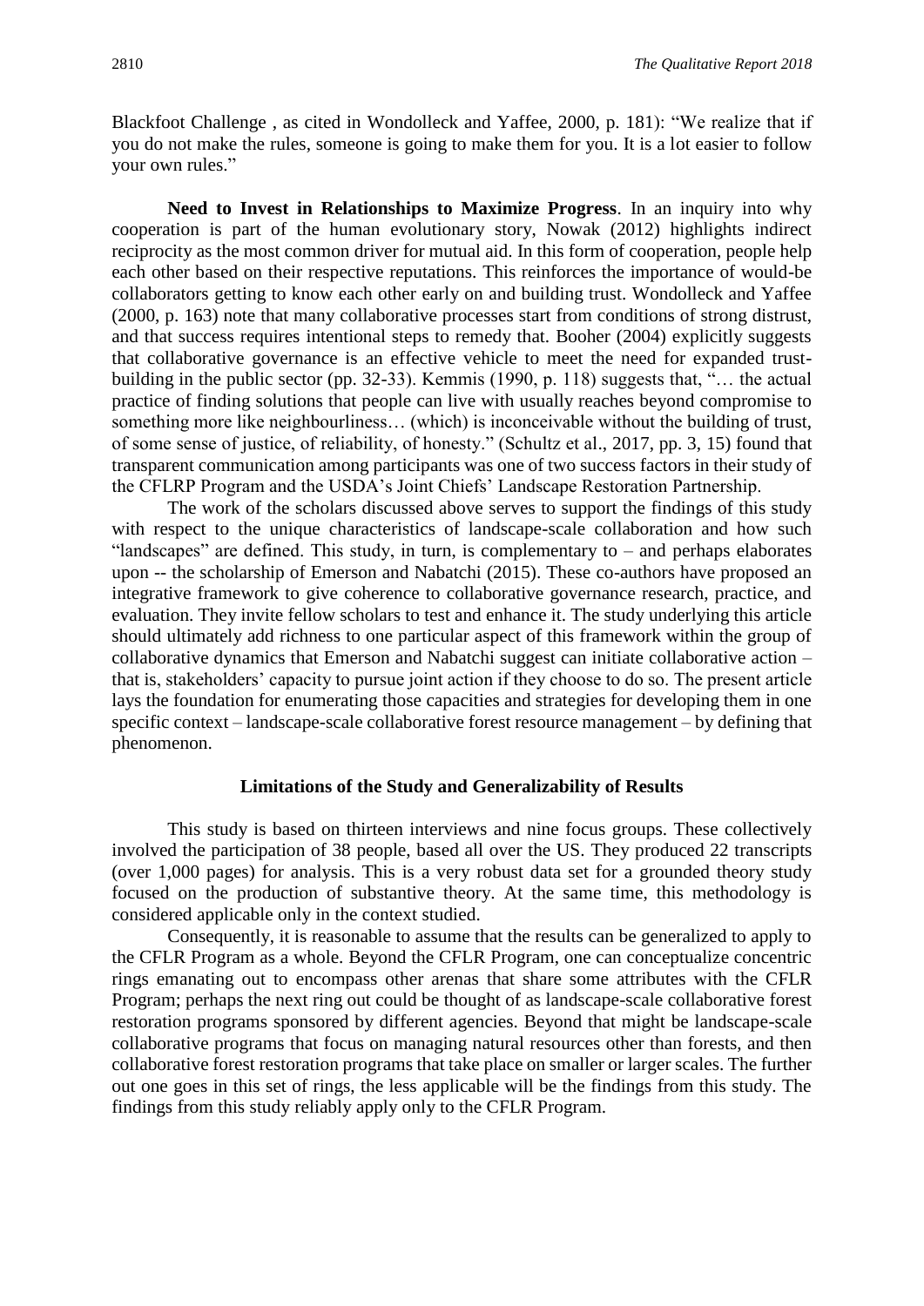Blackfoot Challenge , as cited in Wondolleck and Yaffee, 2000, p. 181): "We realize that if you do not make the rules, someone is going to make them for you. It is a lot easier to follow your own rules."

**Need to Invest in Relationships to Maximize Progress**. In an inquiry into why cooperation is part of the human evolutionary story, Nowak (2012) highlights indirect reciprocity as the most common driver for mutual aid. In this form of cooperation, people help each other based on their respective reputations. This reinforces the importance of would-be collaborators getting to know each other early on and building trust. Wondolleck and Yaffee (2000, p. 163) note that many collaborative processes start from conditions of strong distrust, and that success requires intentional steps to remedy that. Booher (2004) explicitly suggests that collaborative governance is an effective vehicle to meet the need for expanded trust-building in the public sector (pp. 32-33). Kemmis (1990, p. 118) suggests that, "… the actual practice of finding solutions that people can live with usually reaches beyond compromise to something more like neighbourliness… (which) is inconceivable without the building of trust, of some sense of justice, of reliability, of honesty." (Schultz et al., 2017, pp. 3, 15) found that transparent communication among participants was one of two success factors in their study of the CFLRP Program and the USDA's Joint Chiefs' Landscape Restoration Partnership.

The work of the scholars discussed above serves to support the findings of this study with respect to the unique characteristics of landscape-scale collaboration and how such "landscapes" are defined. This study, in turn, is complementary to – and perhaps elaborates upon -- the scholarship of Emerson and Nabatchi (2015). These co-authors have proposed an integrative framework to give coherence to collaborative governance research, practice, and evaluation. They invite fellow scholars to test and enhance it. The study underlying this article should ultimately add richness to one particular aspect of this framework within the group of collaborative dynamics that Emerson and Nabatchi suggest can initiate collaborative action – that is, stakeholders' capacity to pursue joint action if they choose to do so. The present article lays the foundation for enumerating those capacities and strategies for developing them in one specific context – landscape-scale collaborative forest resource management – by defining that phenomenon.

## Limitations of the Study and Generalizability of Results

This study is based on thirteen interviews and nine focus groups. These collectively involved the participation of 38 people, based all over the US. They produced 22 transcripts (over 1,000 pages) for analysis. This is a very robust data set for a grounded theory study focused on the production of substantive theory. At the same time, this methodology is considered applicable only in the context studied.

Consequently, it is reasonable to assume that the results can be generalized to apply to the CFLR Program as a whole. Beyond the CFLR Program, one can conceptualize concentric rings emanating out to encompass other arenas that share some attributes with the CFLR Program; perhaps the next ring out could be thought of as landscape-scale collaborative forest restoration programs sponsored by different agencies. Beyond that might be landscape-scale collaborative programs that focus on managing natural resources other than forests, and then collaborative forest restoration programs that take place on smaller or larger scales. The further out one goes in this set of rings, the less applicable will be the findings from this study. The findings from this study reliably apply only to the CFLR Program.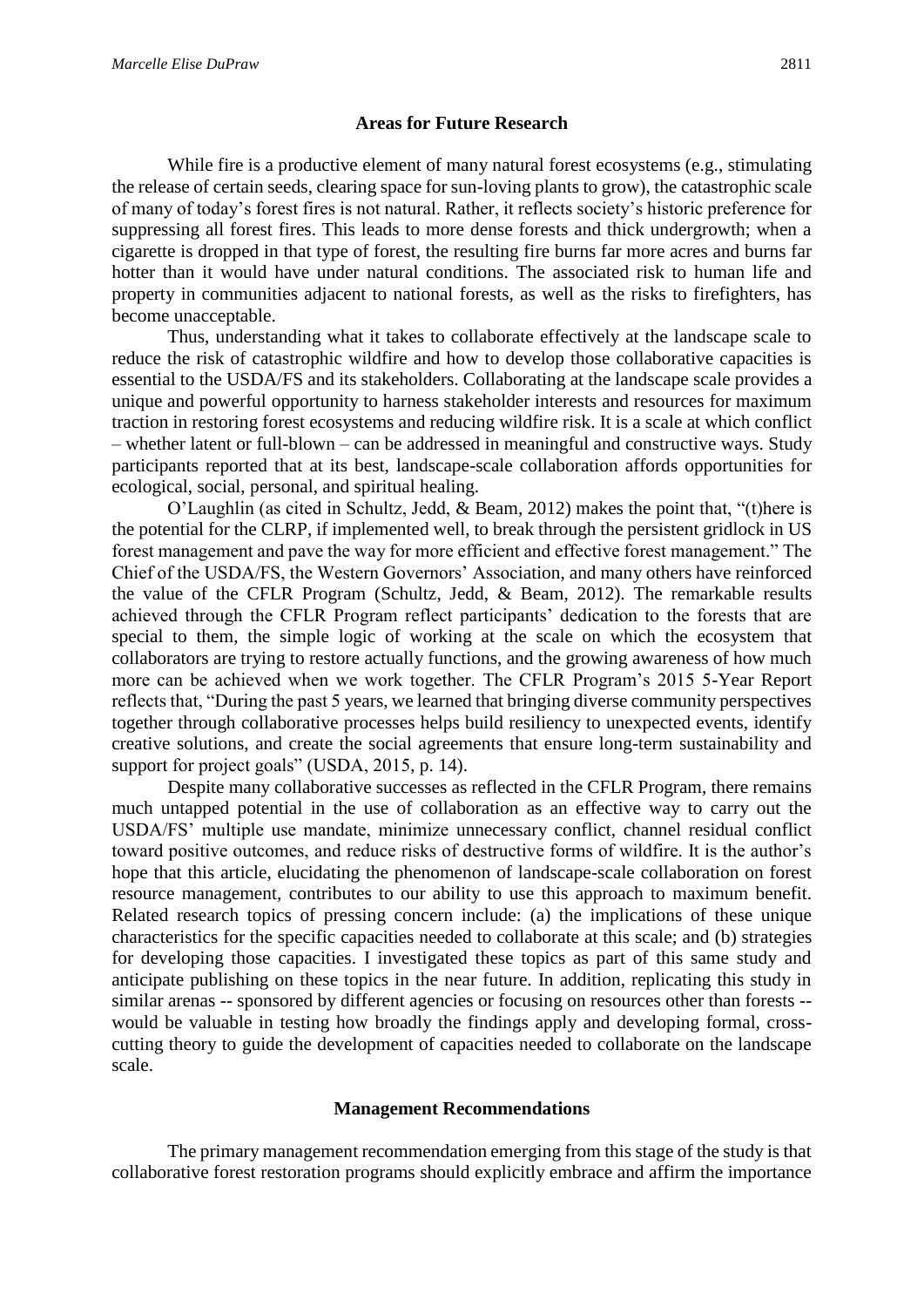## Areas for Future Research

While fire is a productive element of many natural forest ecosystems (e.g., stimulating the release of certain seeds, clearing space for sun-loving plants to grow), the catastrophic scale of many of today's forest fires is not natural. Rather, it reflects society's historic preference for suppressing all forest fires. This leads to more dense forests and thick undergrowth; when a cigarette is dropped in that type of forest, the resulting fire burns far more acres and burns far hotter than it would have under natural conditions. The associated risk to human life and property in communities adjacent to national forests, as well as the risks to firefighters, has become unacceptable.

Thus, understanding what it takes to collaborate effectively at the landscape scale to reduce the risk of catastrophic wildfire and how to develop those collaborative capacities is essential to the USDA/FS and its stakeholders. Collaborating at the landscape scale provides a unique and powerful opportunity to harness stakeholder interests and resources for maximum traction in restoring forest ecosystems and reducing wildfire risk. It is a scale at which conflict – whether latent or full-blown – can be addressed in meaningful and constructive ways. Study participants reported that at its best, landscape-scale collaboration affords opportunities for ecological, social, personal, and spiritual healing.

O'Laughlin (as cited in Schultz, Jedd, & Beam, 2012) makes the point that, "(t)here is the potential for the CLRP, if implemented well, to break through the persistent gridlock in US forest management and pave the way for more efficient and effective forest management." The Chief of the USDA/FS, the Western Governors' Association, and many others have reinforced the value of the CFLR Program (Schultz, Jedd, & Beam, 2012). The remarkable results achieved through the CFLR Program reflect participants' dedication to the forests that are special to them, the simple logic of working at the scale on which the ecosystem that collaborators are trying to restore actually functions, and the growing awareness of how much more can be achieved when we work together. The CFLR Program's 2015 5-Year Report reflects that, "During the past 5 years, we learned that bringing diverse community perspectives together through collaborative processes helps build resiliency to unexpected events, identify creative solutions, and create the social agreements that ensure long-term sustainability and support for project goals" (USDA, 2015, p. 14).

Despite many collaborative successes as reflected in the CFLR Program, there remains much untapped potential in the use of collaboration as an effective way to carry out the USDA/FS' multiple use mandate, minimize unnecessary conflict, channel residual conflict toward positive outcomes, and reduce risks of destructive forms of wildfire. It is the author's hope that this article, elucidating the phenomenon of landscape-scale collaboration on forest resource management, contributes to our ability to use this approach to maximum benefit. Related research topics of pressing concern include: (a) the implications of these unique characteristics for the specific capacities needed to collaborate at this scale; and (b) strategies for developing those capacities. I investigated these topics as part of this same study and anticipate publishing on these topics in the near future. In addition, replicating this study in similar arenas -- sponsored by different agencies or focusing on resources other than forests -- would be valuable in testing how broadly the findings apply and developing formal, cross-cutting theory to guide the development of capacities needed to collaborate on the landscape scale.

## Management Recommendations

The primary management recommendation emerging from this stage of the study is that collaborative forest restoration programs should explicitly embrace and affirm the importance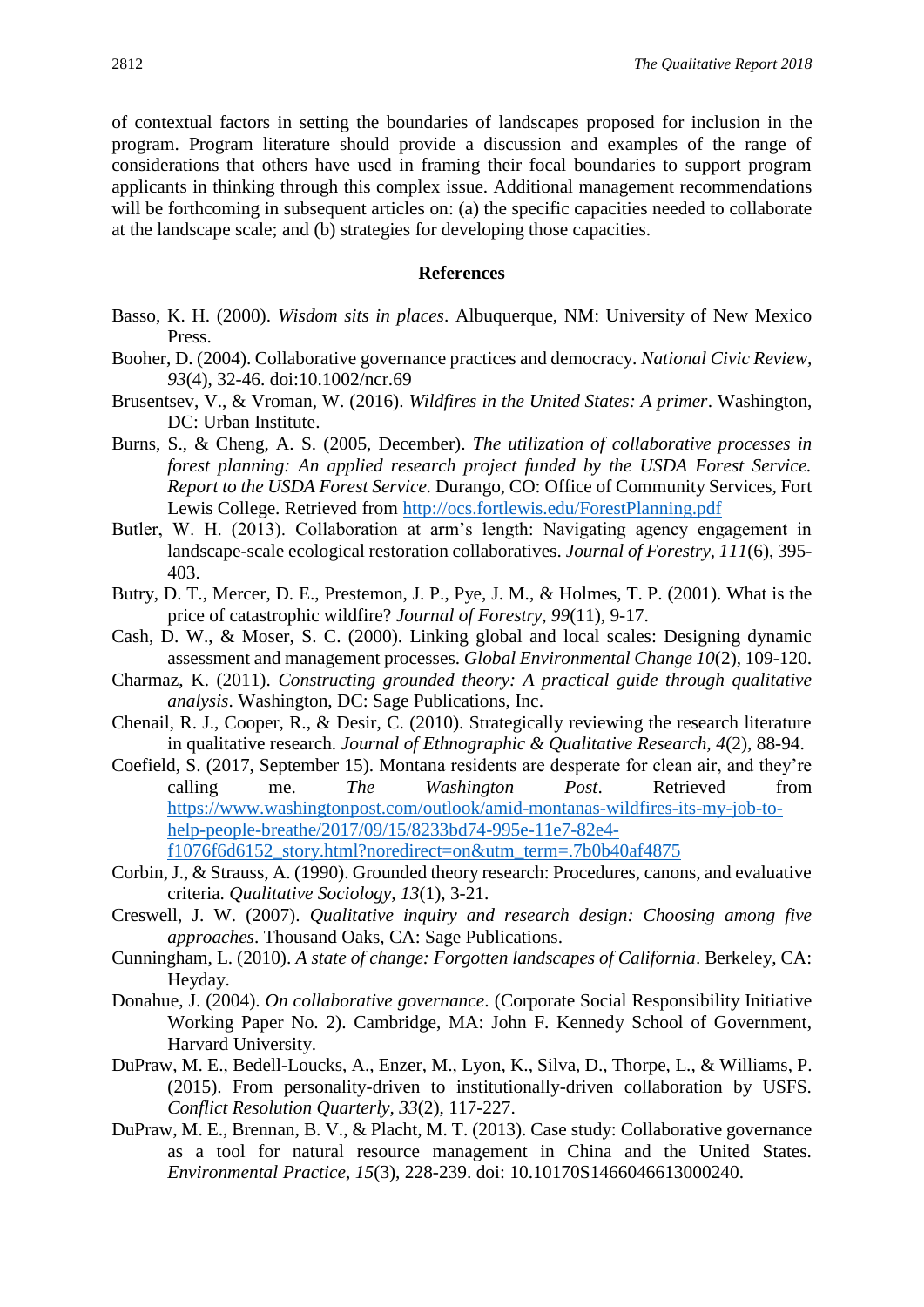of contextual factors in setting the boundaries of landscapes proposed for inclusion in the program. Program literature should provide a discussion and examples of the range of considerations that others have used in framing their focal boundaries to support program applicants in thinking through this complex issue. Additional management recommendations will be forthcoming in subsequent articles on: (a) the specific capacities needed to collaborate at the landscape scale; and (b) strategies for developing those capacities.

## References

Basso, K. H. (2000). *Wisdom sits in places*. Albuquerque, NM: University of New Mexico Press.

Booher, D. (2004). Collaborative governance practices and democracy. *National Civic Review, 93*(4), 32-46. doi:10.1002/ncr.69

Brusentsev, V., & Vroman, W. (2016). *Wildfires in the United States: A primer*. Washington, DC: Urban Institute.

Burns, S., & Cheng, A. S. (2005, December). *The utilization of collaborative processes in forest planning: An applied research project funded by the USDA Forest Service. Report to the USDA Forest Service.* Durango, CO: Office of Community Services, Fort Lewis College. Retrieved from http://ocs.fortlewis.edu/ForestPlanning.pdf

Butler, W. H. (2013). Collaboration at arm's length: Navigating agency engagement in landscape-scale ecological restoration collaboratives. *Journal of Forestry, 111*(6), 395-403.

Butry, D. T., Mercer, D. E., Prestemon, J. P., Pye, J. M., & Holmes, T. P. (2001). What is the price of catastrophic wildfire? *Journal of Forestry, 99*(11), 9-17.

Cash, D. W., & Moser, S. C. (2000). Linking global and local scales: Designing dynamic assessment and management processes. *Global Environmental Change 10*(2), 109-120.

Charmaz, K. (2011). *Constructing grounded theory: A practical guide through qualitative analysis*. Washington, DC: Sage Publications, Inc.

Chenail, R. J., Cooper, R., & Desir, C. (2010). Strategically reviewing the research literature in qualitative research. *Journal of Ethnographic & Qualitative Research, 4*(2), 88-94.

Coefield, S. (2017, September 15). Montana residents are desperate for clean air, and they're calling me. *The Washington Post*. Retrieved from https://www.washingtonpost.com/outlook/amid-montanas-wildfires-its-my-job-to-help-people-breathe/2017/09/15/8233bd74-995e-11e7-82e4-f1076f6d6152_story.html?noredirect=on&utm_term=.7b0b40af4875

Corbin, J., & Strauss, A. (1990). Grounded theory research: Procedures, canons, and evaluative criteria. *Qualitative Sociology, 13*(1), 3-21.

Creswell, J. W. (2007). *Qualitative inquiry and research design: Choosing among five approaches*. Thousand Oaks, CA: Sage Publications.

Cunningham, L. (2010). *A state of change: Forgotten landscapes of California*. Berkeley, CA: Heyday.

Donahue, J. (2004). *On collaborative governance*. (Corporate Social Responsibility Initiative Working Paper No. 2). Cambridge, MA: John F. Kennedy School of Government, Harvard University.

DuPraw, M. E., Bedell-Loucks, A., Enzer, M., Lyon, K., Silva, D., Thorpe, L., & Williams, P. (2015). From personality-driven to institutionally-driven collaboration by USFS. *Conflict Resolution Quarterly, 33*(2), 117-227.

DuPraw, M. E., Brennan, B. V., & Placht, M. T. (2013). Case study: Collaborative governance as a tool for natural resource management in China and the United States. *Environmental Practice, 15*(3), 228-239. doi: 10.10170S1466046613000240.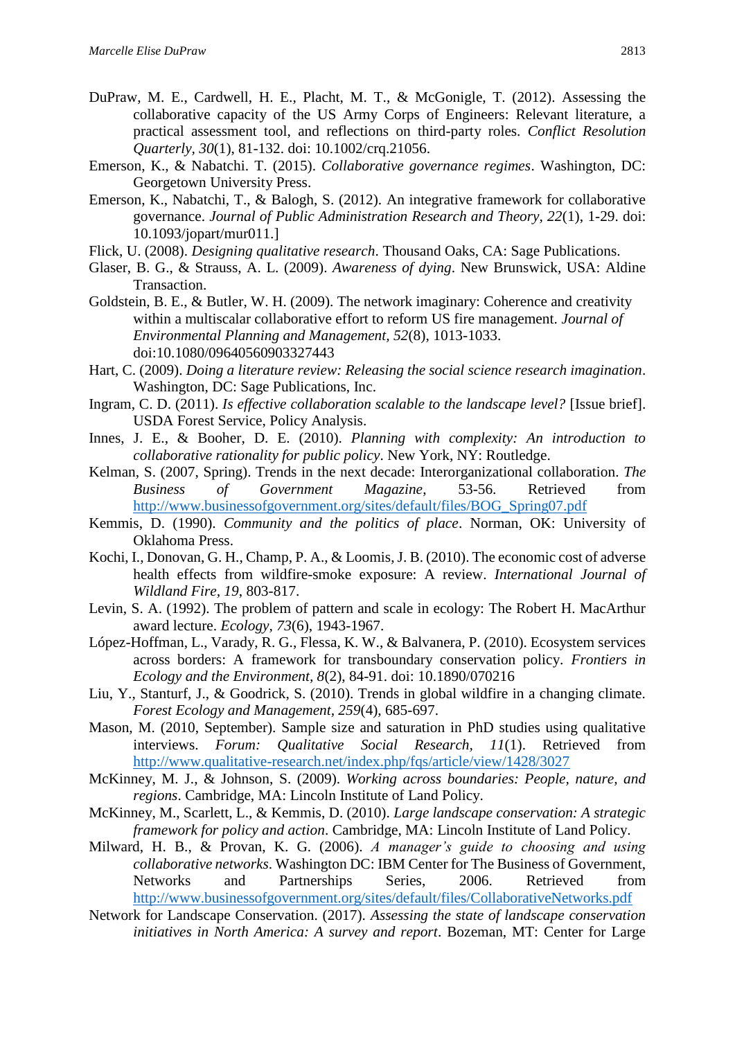DuPraw, M. E., Cardwell, H. E., Placht, M. T., & McGonigle, T. (2012). Assessing the collaborative capacity of the US Army Corps of Engineers: Relevant literature, a practical assessment tool, and reflections on third-party roles. *Conflict Resolution Quarterly*, *30*(1), 81-132. doi: 10.1002/crq.21056.

Emerson, K., & Nabatchi. T. (2015). *Collaborative governance regimes*. Washington, DC: Georgetown University Press.

Emerson, K., Nabatchi, T., & Balogh, S. (2012). An integrative framework for collaborative governance. *Journal of Public Administration Research and Theory*, *22*(1), 1-29. doi: 10.1093/jopart/mur011.]

Flick, U. (2008). *Designing qualitative research*. Thousand Oaks, CA: Sage Publications.

Glaser, B. G., & Strauss, A. L. (2009). *Awareness of dying*. New Brunswick, USA: Aldine Transaction.

Goldstein, B. E., & Butler, W. H. (2009). The network imaginary: Coherence and creativity within a multiscalar collaborative effort to reform US fire management. *Journal of Environmental Planning and Management*, *52*(8), 1013-1033. doi:10.1080/09640560903327443

Hart, C. (2009). *Doing a literature review: Releasing the social science research imagination*. Washington, DC: Sage Publications, Inc.

Ingram, C. D. (2011). *Is effective collaboration scalable to the landscape level?* [Issue brief]. USDA Forest Service, Policy Analysis.

Innes, J. E., & Booher, D. E. (2010). *Planning with complexity: An introduction to collaborative rationality for public policy*. New York, NY: Routledge.

Kelman, S. (2007, Spring). Trends in the next decade: Interorganizational collaboration. *The Business of Government Magazine*, 53-56. Retrieved from http://www.businessofgovernment.org/sites/default/files/BOG_Spring07.pdf

Kemmis, D. (1990). *Community and the politics of place*. Norman, OK: University of Oklahoma Press.

Kochi, I., Donovan, G. H., Champ, P. A., & Loomis, J. B. (2010). The economic cost of adverse health effects from wildfire-smoke exposure: A review. *International Journal of Wildland Fire*, *19*, 803-817.

Levin, S. A. (1992). The problem of pattern and scale in ecology: The Robert H. MacArthur award lecture. *Ecology*, *73*(6), 1943-1967.

López-Hoffman, L., Varady, R. G., Flessa, K. W., & Balvanera, P. (2010). Ecosystem services across borders: A framework for transboundary conservation policy. *Frontiers in Ecology and the Environment*, *8*(2), 84-91. doi: 10.1890/070216

Liu, Y., Stanturf, J., & Goodrick, S. (2010). Trends in global wildfire in a changing climate. *Forest Ecology and Management*, *259*(4), 685-697.

Mason, M. (2010, September). Sample size and saturation in PhD studies using qualitative interviews. *Forum: Qualitative Social Research*, *11*(1). Retrieved from http://www.qualitative-research.net/index.php/fqs/article/view/1428/3027

McKinney, M. J., & Johnson, S. (2009). *Working across boundaries: People, nature, and regions*. Cambridge, MA: Lincoln Institute of Land Policy.

McKinney, M., Scarlett, L., & Kemmis, D. (2010). *Large landscape conservation: A strategic framework for policy and action*. Cambridge, MA: Lincoln Institute of Land Policy.

Milward, H. B., & Provan, K. G. (2006). *A manager's guide to choosing and using collaborative networks*. Washington DC: IBM Center for The Business of Government, Networks and Partnerships Series, 2006. Retrieved from http://www.businessofgovernment.org/sites/default/files/CollaborativeNetworks.pdf

Network for Landscape Conservation. (2017). *Assessing the state of landscape conservation initiatives in North America: A survey and report*. Bozeman, MT: Center for Large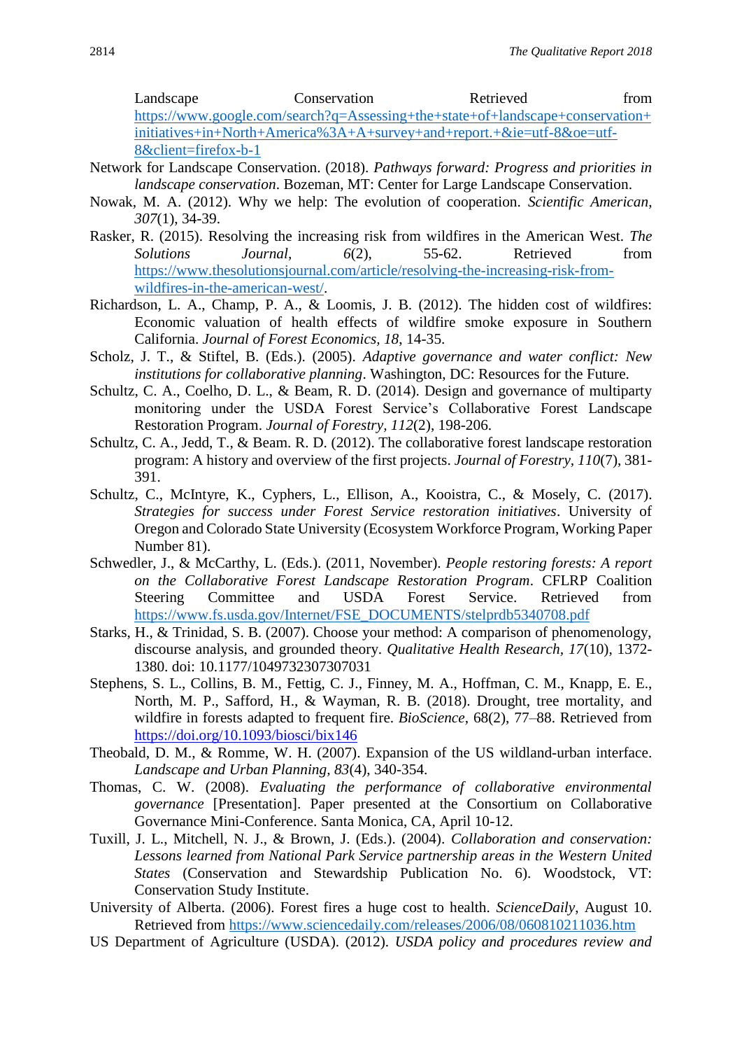Landscape Conservation Retrieved from https://www.google.com/search?q=Assessing+the+state+of+landscape+conservation+initiatives+in+North+America%3A+A+survey+and+report.+&ie=utf-8&oe=utf-8&client=firefox-b-1

Network for Landscape Conservation. (2018). *Pathways forward: Progress and priorities in landscape conservation*. Bozeman, MT: Center for Large Landscape Conservation.

Nowak, M. A. (2012). Why we help: The evolution of cooperation. *Scientific American, 307*(1), 34-39.

Rasker, R. (2015). Resolving the increasing risk from wildfires in the American West. *The Solutions Journal, 6*(2), 55-62. Retrieved from https://www.thesolutionsjournal.com/article/resolving-the-increasing-risk-from-wildfires-in-the-american-west/.

Richardson, L. A., Champ, P. A., & Loomis, J. B. (2012). The hidden cost of wildfires: Economic valuation of health effects of wildfire smoke exposure in Southern California. *Journal of Forest Economics, 18*, 14-35.

Scholz, J. T., & Stiftel, B. (Eds.). (2005). *Adaptive governance and water conflict: New institutions for collaborative planning*. Washington, DC: Resources for the Future.

Schultz, C. A., Coelho, D. L., & Beam, R. D. (2014). Design and governance of multiparty monitoring under the USDA Forest Service's Collaborative Forest Landscape Restoration Program. *Journal of Forestry, 112*(2), 198-206.

Schultz, C. A., Jedd, T., & Beam. R. D. (2012). The collaborative forest landscape restoration program: A history and overview of the first projects. *Journal of Forestry, 110*(7), 381-391.

Schultz, C., McIntyre, K., Cyphers, L., Ellison, A., Kooistra, C., & Mosely, C. (2017). *Strategies for success under Forest Service restoration initiatives*. University of Oregon and Colorado State University (Ecosystem Workforce Program, Working Paper Number 81).

Schwedler, J., & McCarthy, L. (Eds.). (2011, November). *People restoring forests: A report on the Collaborative Forest Landscape Restoration Program*. CFLRP Coalition Steering Committee and USDA Forest Service. Retrieved from https://www.fs.usda.gov/Internet/FSE_DOCUMENTS/stelprdb5340708.pdf

Starks, H., & Trinidad, S. B. (2007). Choose your method: A comparison of phenomenology, discourse analysis, and grounded theory. *Qualitative Health Research, 17*(10), 1372-1380. doi: 10.1177/1049732307307031

Stephens, S. L., Collins, B. M., Fettig, C. J., Finney, M. A., Hoffman, C. M., Knapp, E. E., North, M. P., Safford, H., & Wayman, R. B. (2018). Drought, tree mortality, and wildfire in forests adapted to frequent fire. *BioScience*, 68(2), 77–88. Retrieved from https://doi.org/10.1093/biosci/bix146

Theobald, D. M., & Romme, W. H. (2007). Expansion of the US wildland-urban interface. *Landscape and Urban Planning, 83*(4), 340-354.

Thomas, C. W. (2008). *Evaluating the performance of collaborative environmental governance* [Presentation]. Paper presented at the Consortium on Collaborative Governance Mini-Conference. Santa Monica, CA, April 10-12.

Tuxill, J. L., Mitchell, N. J., & Brown, J. (Eds.). (2004). *Collaboration and conservation: Lessons learned from National Park Service partnership areas in the Western United States* (Conservation and Stewardship Publication No. 6). Woodstock, VT: Conservation Study Institute.

University of Alberta. (2006). Forest fires a huge cost to health. *ScienceDaily*, August 10. Retrieved from https://www.sciencedaily.com/releases/2006/08/060810211036.htm

US Department of Agriculture (USDA). (2012). *USDA policy and procedures review and*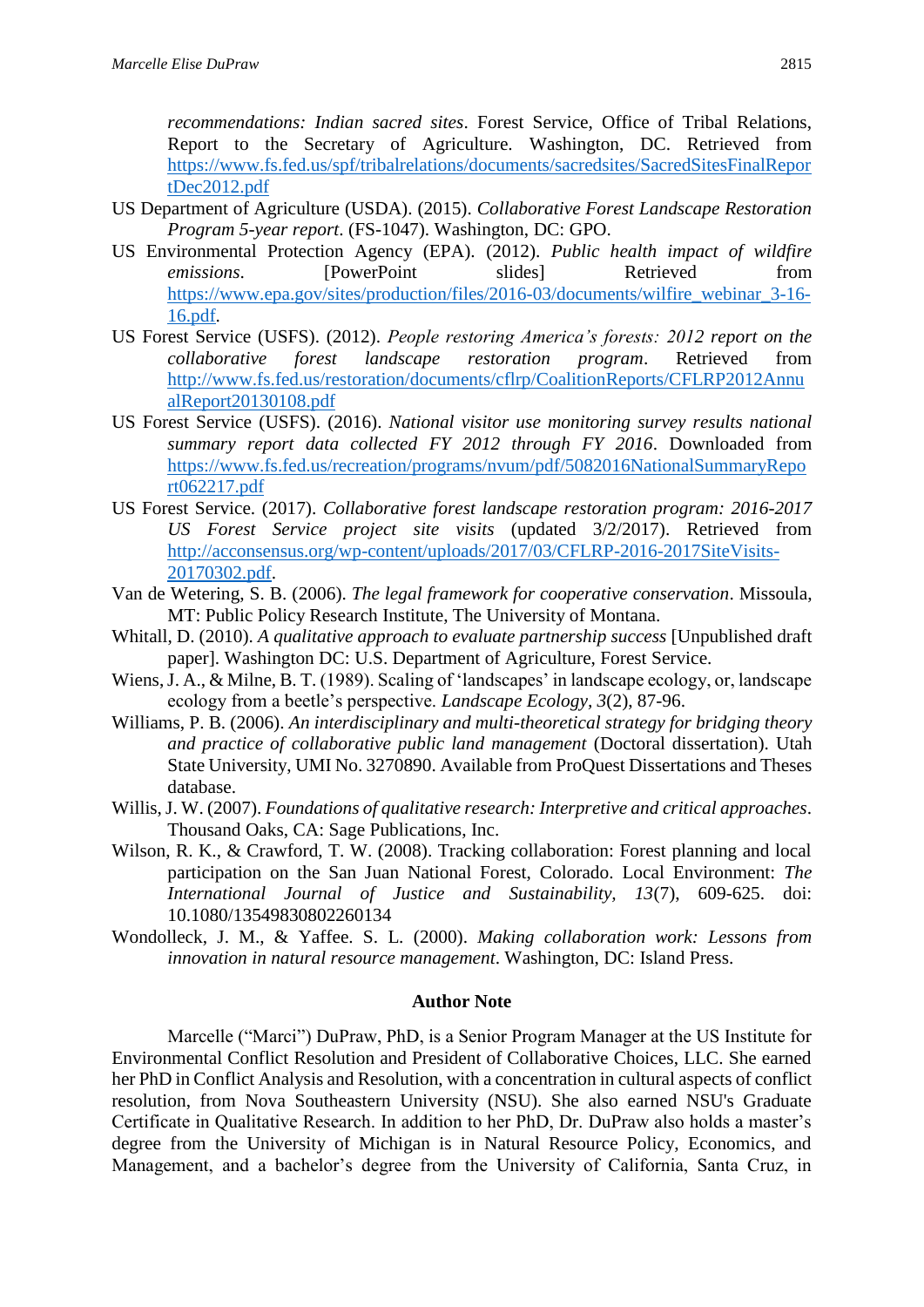*recommendations: Indian sacred sites*. Forest Service, Office of Tribal Relations, Report to the Secretary of Agriculture. Washington, DC. Retrieved from https://www.fs.fed.us/spf/tribalrelations/documents/sacredsites/SacredSitesFinalReportDec2012.pdf

US Department of Agriculture (USDA). (2015). *Collaborative Forest Landscape Restoration Program 5-year report*. (FS-1047). Washington, DC: GPO.

US Environmental Protection Agency (EPA). (2012). *Public health impact of wildfire emissions*. [PowerPoint slides] Retrieved from https://www.epa.gov/sites/production/files/2016-03/documents/wilfire_webinar_3-16-16.pdf.

US Forest Service (USFS). (2012). *People restoring America's forests: 2012 report on the collaborative forest landscape restoration program*. Retrieved from http://www.fs.fed.us/restoration/documents/cflrp/CoalitionReports/CFLRP2012AnnualReport20130108.pdf

US Forest Service (USFS). (2016). *National visitor use monitoring survey results national summary report data collected FY 2012 through FY 2016*. Downloaded from https://www.fs.fed.us/recreation/programs/nvum/pdf/5082016NationalSummaryReport062217.pdf

US Forest Service. (2017). *Collaborative forest landscape restoration program: 2016-2017 US Forest Service project site visits* (updated 3/2/2017). Retrieved from http://acconsensus.org/wp-content/uploads/2017/03/CFLRP-2016-2017SiteVisits-20170302.pdf.

Van de Wetering, S. B. (2006). *The legal framework for cooperative conservation*. Missoula, MT: Public Policy Research Institute, The University of Montana.

Whitall, D. (2010). *A qualitative approach to evaluate partnership success* [Unpublished draft paper]. Washington DC: U.S. Department of Agriculture, Forest Service.

Wiens, J. A., & Milne, B. T. (1989). Scaling of 'landscapes' in landscape ecology, or, landscape ecology from a beetle's perspective. *Landscape Ecology, 3*(2), 87-96.

Williams, P. B. (2006). *An interdisciplinary and multi-theoretical strategy for bridging theory and practice of collaborative public land management* (Doctoral dissertation). Utah State University, UMI No. 3270890. Available from ProQuest Dissertations and Theses database.

Willis, J. W. (2007). *Foundations of qualitative research: Interpretive and critical approaches*. Thousand Oaks, CA: Sage Publications, Inc.

Wilson, R. K., & Crawford, T. W. (2008). Tracking collaboration: Forest planning and local participation on the San Juan National Forest, Colorado. Local Environment: *The International Journal of Justice and Sustainability, 13*(7), 609-625. doi: 10.1080/13549830802260134

Wondolleck, J. M., & Yaffee. S. L. (2000). *Making collaboration work: Lessons from innovation in natural resource management*. Washington, DC: Island Press.

## Author Note

Marcelle ("Marci") DuPraw, PhD, is a Senior Program Manager at the US Institute for Environmental Conflict Resolution and President of Collaborative Choices, LLC. She earned her PhD in Conflict Analysis and Resolution, with a concentration in cultural aspects of conflict resolution, from Nova Southeastern University (NSU). She also earned NSU's Graduate Certificate in Qualitative Research. In addition to her PhD, Dr. DuPraw also holds a master's degree from the University of Michigan is in Natural Resource Policy, Economics, and Management, and a bachelor's degree from the University of California, Santa Cruz, in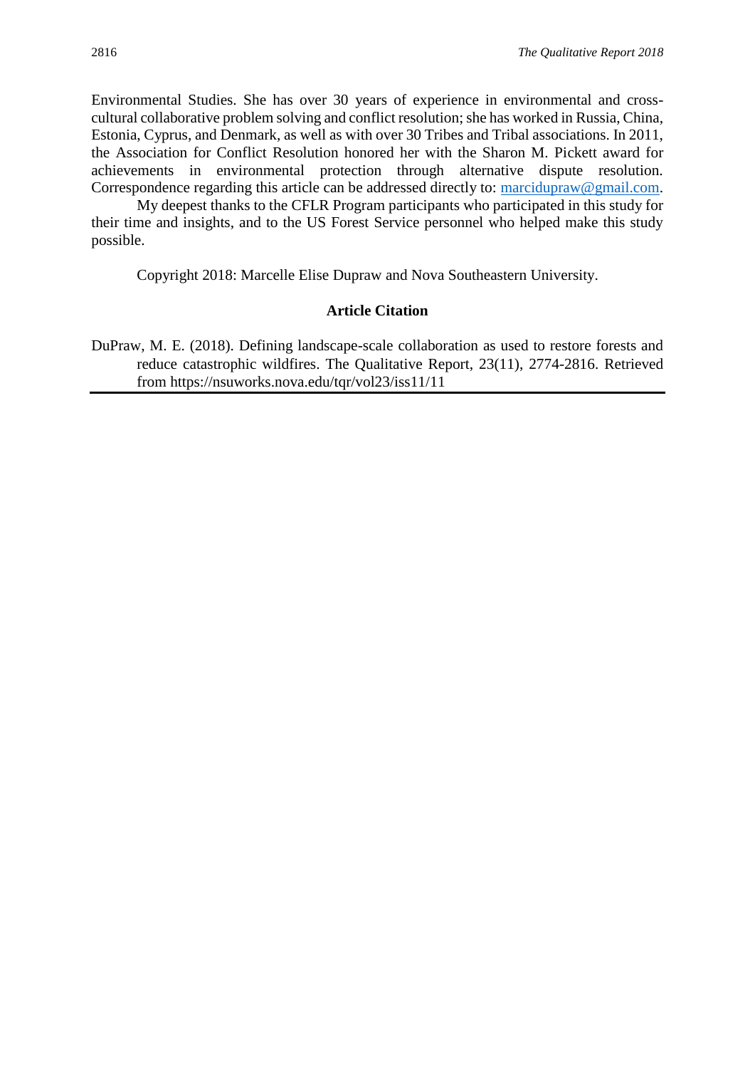Environmental Studies. She has over 30 years of experience in environmental and cross-cultural collaborative problem solving and conflict resolution; she has worked in Russia, China, Estonia, Cyprus, and Denmark, as well as with over 30 Tribes and Tribal associations. In 2011, the Association for Conflict Resolution honored her with the Sharon M. Pickett award for achievements in environmental protection through alternative dispute resolution. Correspondence regarding this article can be addressed directly to: marcidupraw@gmail.com.

My deepest thanks to the CFLR Program participants who participated in this study for their time and insights, and to the US Forest Service personnel who helped make this study possible.

Copyright 2018: Marcelle Elise Dupraw and Nova Southeastern University.

### Article Citation

DuPraw, M. E. (2018). Defining landscape-scale collaboration as used to restore forests and reduce catastrophic wildfires. The Qualitative Report, 23(11), 2774-2816. Retrieved from https://nsuworks.nova.edu/tqr/vol23/iss11/11